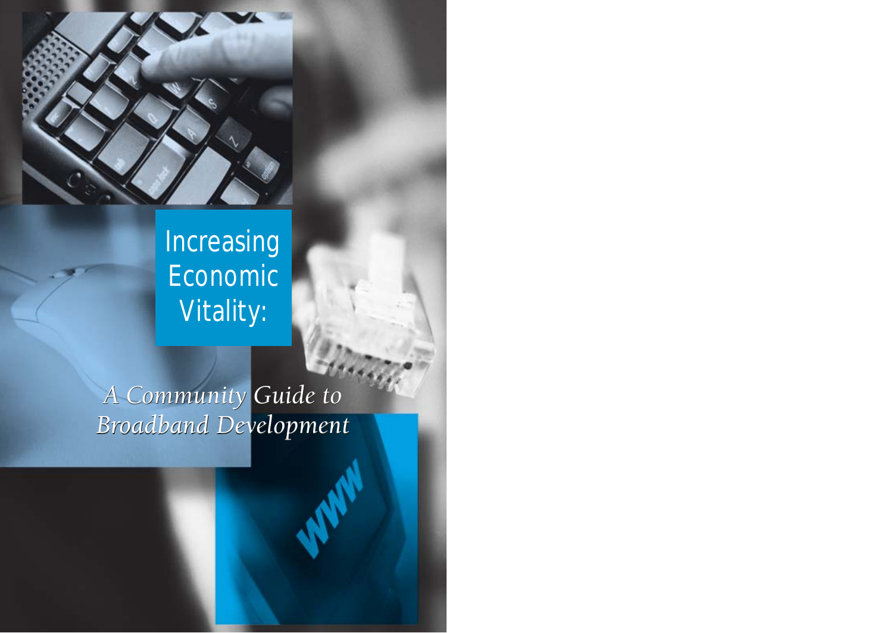# Increasing Economic Vitality:

## *A Community Guide to Broadband Development*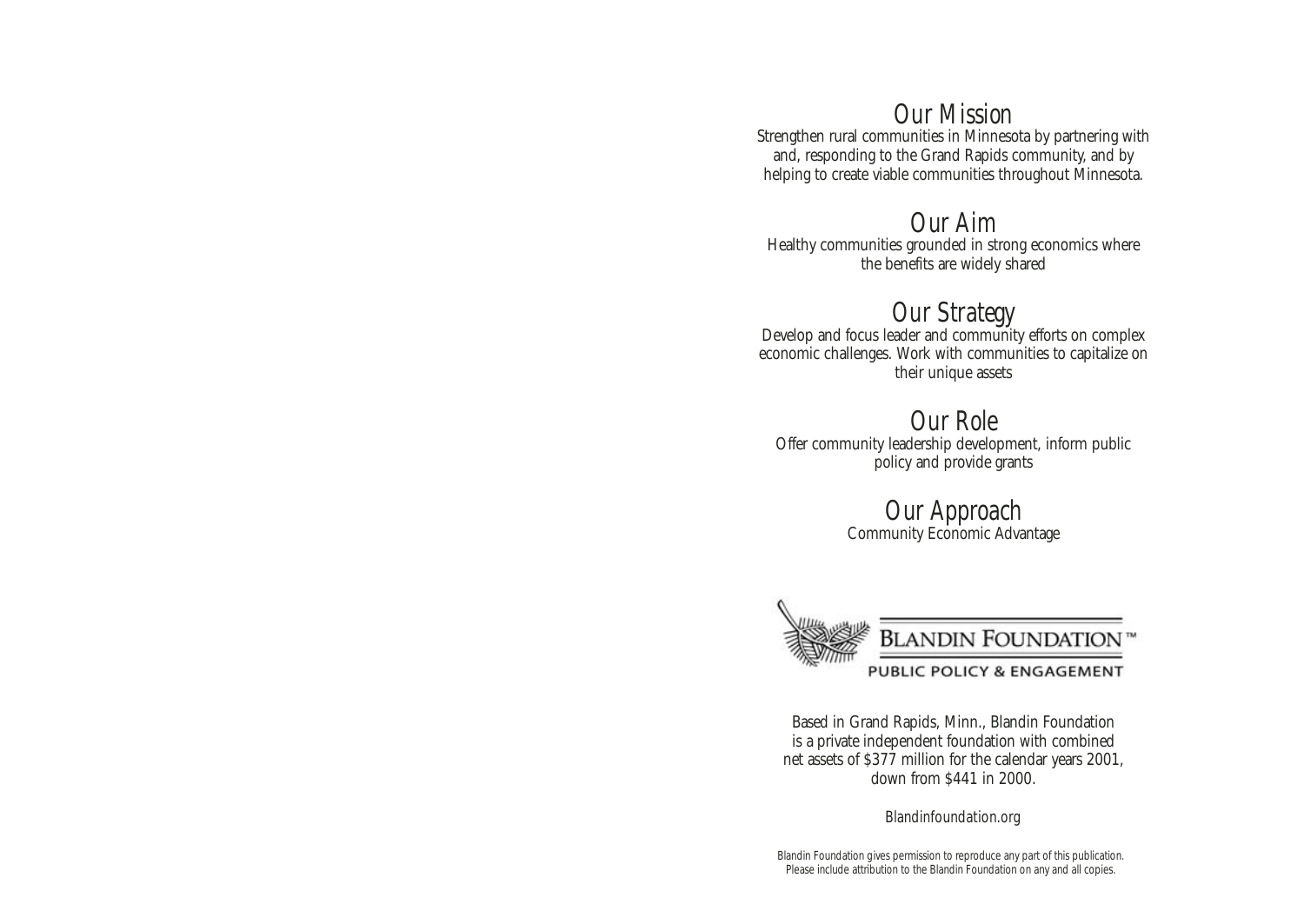## Our Mission

Strengthen rural communities in Minnesota by partnering with and, responding to the Grand Rapids community, and by helping to create viable communities throughout Minnesota.

## Our Aim

Healthy communities grounded in strong economics where the benefits are widely shared

## Our Strategy

Develop and focus leader and community efforts on complex economic challenges. Work with communities to capitalize on their unique assets

## Our Role

Offer community leadership development, inform public policy and provide grants

## Our Approach

Community Economic Advantage

**BLANDIN FOUNDATION™**

PUBLIC POLICY & ENGAGEMENT

Based in Grand Rapids, Minn., Blandin Foundation is a private independent foundation with combined net assets of $377 million for the calendar years 2001, down from $441 in 2000.

Blandinfoundation.org

Blandin Foundation gives permission to reproduce any part of this publication. Please include attribution to the Blandin Foundation on any and all copies.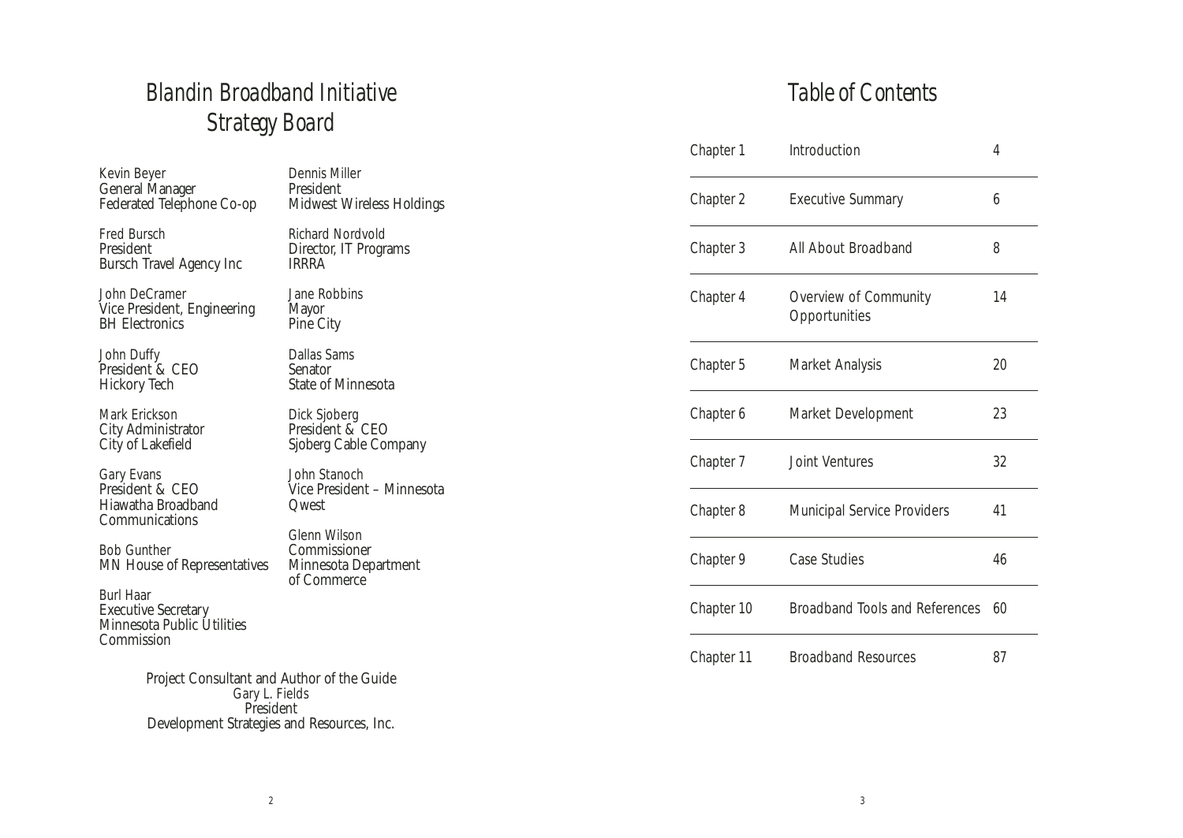# Blandin Broadband Initiative Strategy Board

Kevin Beyer
General Manager
Federated Telephone Co-op

Fred Bursch
President
Bursch Travel Agency Inc

John DeCramer
Vice President, Engineering
BH Electronics

John Duffy
President & CEO
Hickory Tech

Mark Erickson
City Administrator
City of Lakefield

Gary Evans
President & CEO
Hiawatha Broadband Communications

Bob Gunther
MN House of Representatives

Burl Haar
Executive Secretary
Minnesota Public Utilities Commission

Dennis Miller
President
Midwest Wireless Holdings

Richard Nordvold
Director, IT Programs
IRRRA

Jane Robbins
Mayor
Pine City

Dallas Sams
Senator
State of Minnesota

Dick Sjoberg
President & CEO
Sjoberg Cable Company

John Stanoch
Vice President – Minnesota
Qwest

Glenn Wilson
Commissioner
Minnesota Department of Commerce

Project Consultant and Author of the Guide
Gary L. Fields
President
Development Strategies and Resources, Inc.

# Table of Contents

| Chapter | Title | Page |
|---|---|---|
| Chapter 1 | Introduction | 4 |
| Chapter 2 | Executive Summary | 6 |
| Chapter 3 | All About Broadband | 8 |
| Chapter 4 | Overview of Community Opportunities | 14 |
| Chapter 5 | Market Analysis | 20 |
| Chapter 6 | Market Development | 23 |
| Chapter 7 | Joint Ventures | 32 |
| Chapter 8 | Municipal Service Providers | 41 |
| Chapter 9 | Case Studies | 46 |
| Chapter 10 | Broadband Tools and References | 60 |
| Chapter 11 | Broadband Resources | 87 |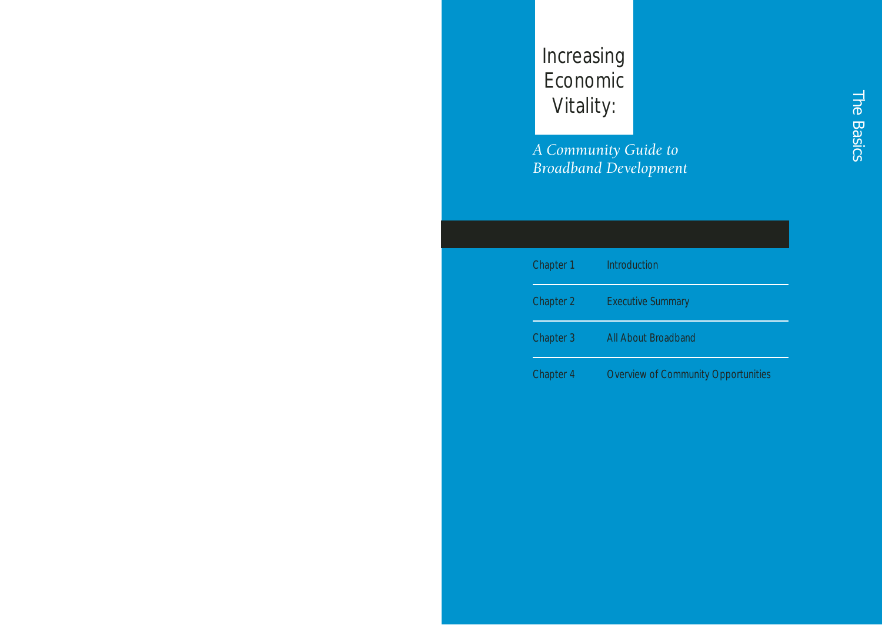# Increasing Economic Vitality:

*A Community Guide to Broadband Development*

## The Basics

| | |
|---|---|
| Chapter 1 | Introduction |
| Chapter 2 | Executive Summary |
| Chapter 3 | All About Broadband |
| Chapter 4 | Overview of Community Opportunities |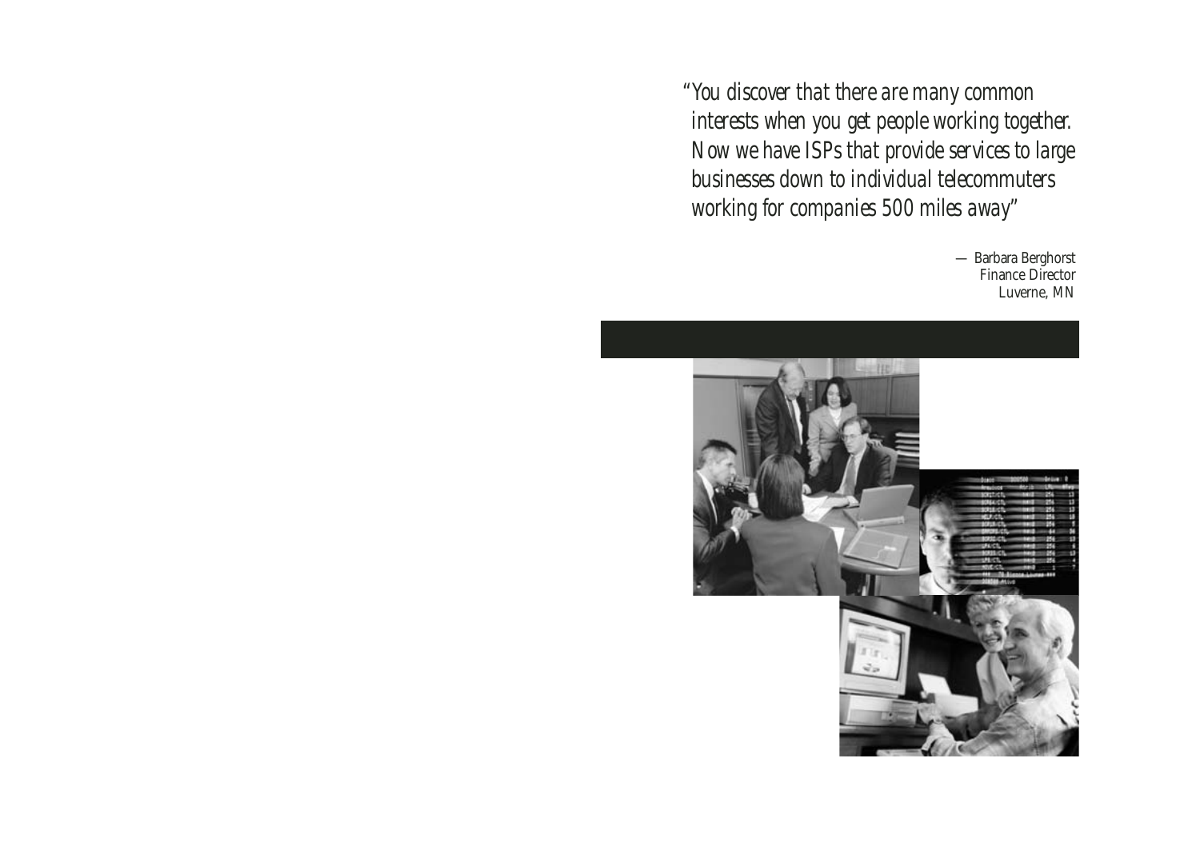*"You discover that there are many common interests when you get people working together. Now we have ISPs that provide services to large businesses down to individual telecommuters working for companies 500 miles away"*

— Barbara Berghorst
Finance Director
Luverne, MN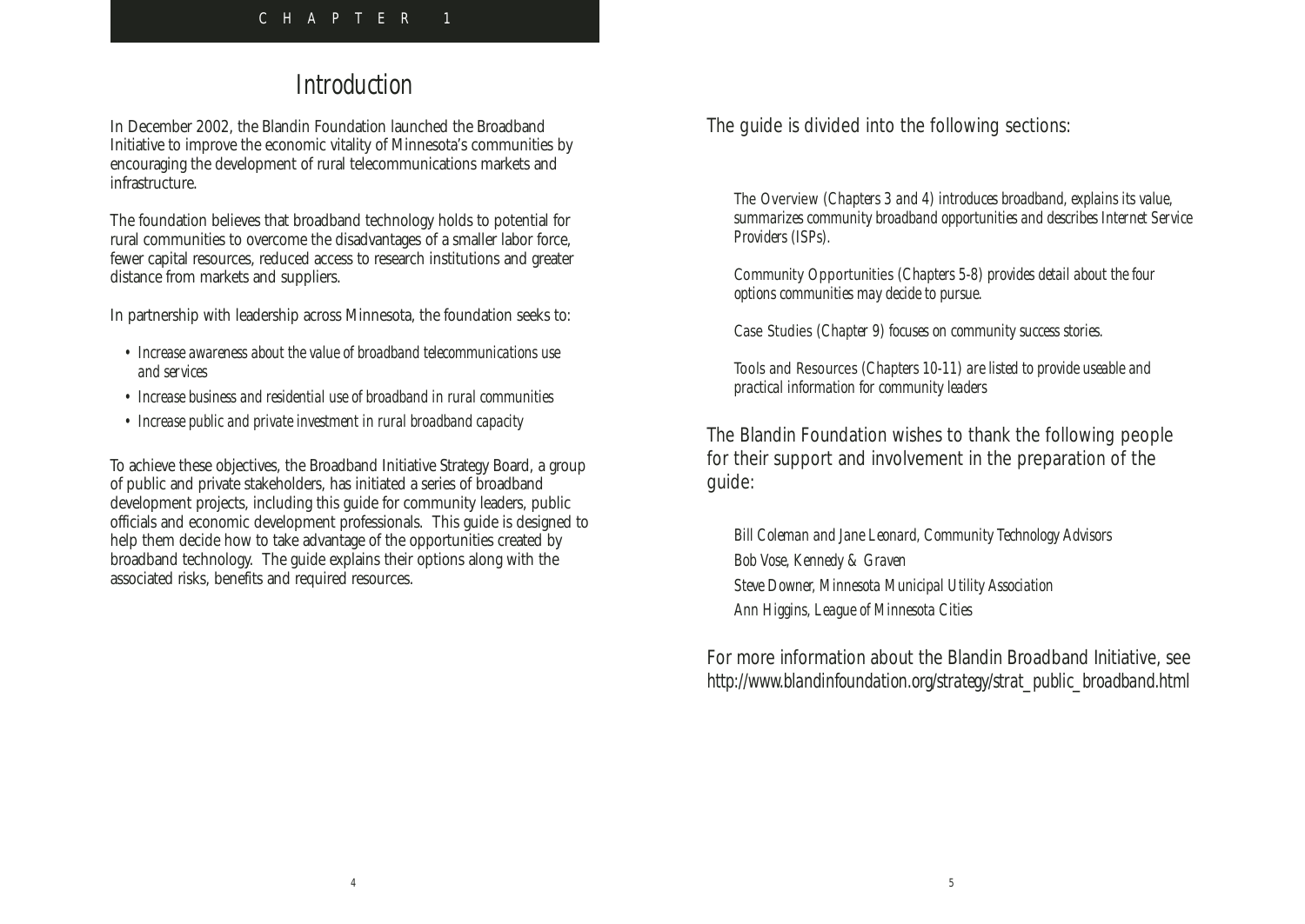CHAPTER 1

# Introduction

In December 2002, the Blandin Foundation launched the Broadband Initiative to improve the economic vitality of Minnesota's communities by encouraging the development of rural telecommunications markets and infrastructure.

The foundation believes that broadband technology holds to potential for rural communities to overcome the disadvantages of a smaller labor force, fewer capital resources, reduced access to research institutions and greater distance from markets and suppliers.

In partnership with leadership across Minnesota, the foundation seeks to:

- *Increase awareness about the value of broadband telecommunications use and services*
- *Increase business and residential use of broadband in rural communities*
- *Increase public and private investment in rural broadband capacity*

To achieve these objectives, the Broadband Initiative Strategy Board, a group of public and private stakeholders, has initiated a series of broadband development projects, including this guide for community leaders, public officials and economic development professionals. This guide is designed to help them decide how to take advantage of the opportunities created by broadband technology. The guide explains their options along with the associated risks, benefits and required resources.

The guide is divided into the following sections:

*The Overview (Chapters 3 and 4) introduces broadband, explains its value, summarizes community broadband opportunities and describes Internet Service Providers (ISPs).*

*Community Opportunities (Chapters 5-8) provides detail about the four options communities may decide to pursue.*

*Case Studies (Chapter 9) focuses on community success stories.*

*Tools and Resources (Chapters 10-11) are listed to provide useable and practical information for community leaders*

The Blandin Foundation wishes to thank the following people for their support and involvement in the preparation of the guide:

*Bill Coleman and Jane Leonard, Community Technology Advisors*
*Bob Vose, Kennedy & Graven*
*Steve Downer, Minnesota Municipal Utility Association*
*Ann Higgins, League of Minnesota Cities*

For more information about the Blandin Broadband Initiative, see http://www.blandinfoundation.org/strategy/strat_public_broadband.html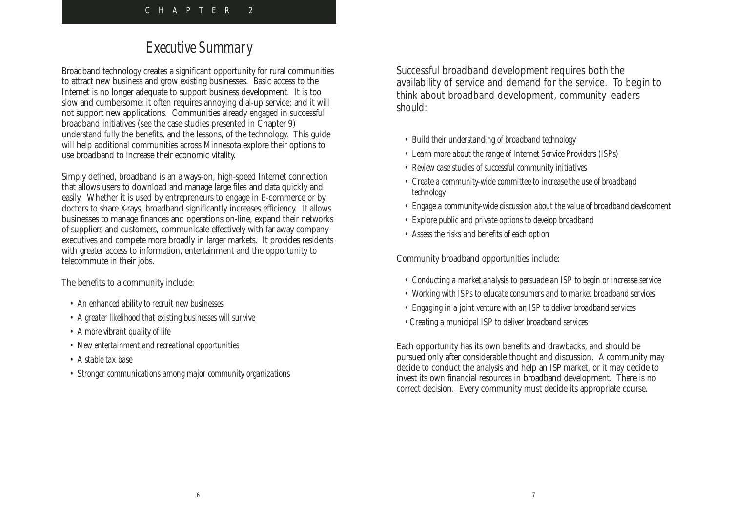# Executive Summary

Broadband technology creates a significant opportunity for rural communities to attract new business and grow existing businesses. Basic access to the Internet is no longer adequate to support business development. It is too slow and cumbersome; it often requires annoying dial-up service; and it will not support new applications. Communities already engaged in successful broadband initiatives (see the case studies presented in Chapter 9) understand fully the benefits, and the lessons, of the technology. This guide will help additional communities across Minnesota explore their options to use broadband to increase their economic vitality.

Simply defined, broadband is an always-on, high-speed Internet connection that allows users to download and manage large files and data quickly and easily. Whether it is used by entrepreneurs to engage in E-commerce or by doctors to share X-rays, broadband significantly increases efficiency. It allows businesses to manage finances and operations on-line, expand their networks of suppliers and customers, communicate effectively with far-away company executives and compete more broadly in larger markets. It provides residents with greater access to information, entertainment and the opportunity to telecommute in their jobs.

The benefits to a community include:

- *An enhanced ability to recruit new businesses*
- *A greater likelihood that existing businesses will survive*
- *A more vibrant quality of life*
- *New entertainment and recreational opportunities*
- *A stable tax base*
- *Stronger communications among major community organizations*

Successful broadband development requires both the availability of service and demand for the service. To begin to think about broadband development, community leaders should:

- *Build their understanding of broadband technology*
- *Learn more about the range of Internet Service Providers (ISPs)*
- *Review case studies of successful community initiatives*
- *Create a community-wide committee to increase the use of broadband technology*
- *Engage a community-wide discussion about the value of broadband development*
- *Explore public and private options to develop broadband*
- *Assess the risks and benefits of each option*

Community broadband opportunities include:

- *Conducting a market analysis to persuade an ISP to begin or increase service*
- *Working with ISPs to educate consumers and to market broadband services*
- *Engaging in a joint venture with an ISP to deliver broadband services*
- *Creating a municipal ISP to deliver broadband services*

Each opportunity has its own benefits and drawbacks, and should be pursued only after considerable thought and discussion. A community may decide to conduct the analysis and help an ISP market, or it may decide to invest its own financial resources in broadband development. There is no correct decision. Every community must decide its appropriate course.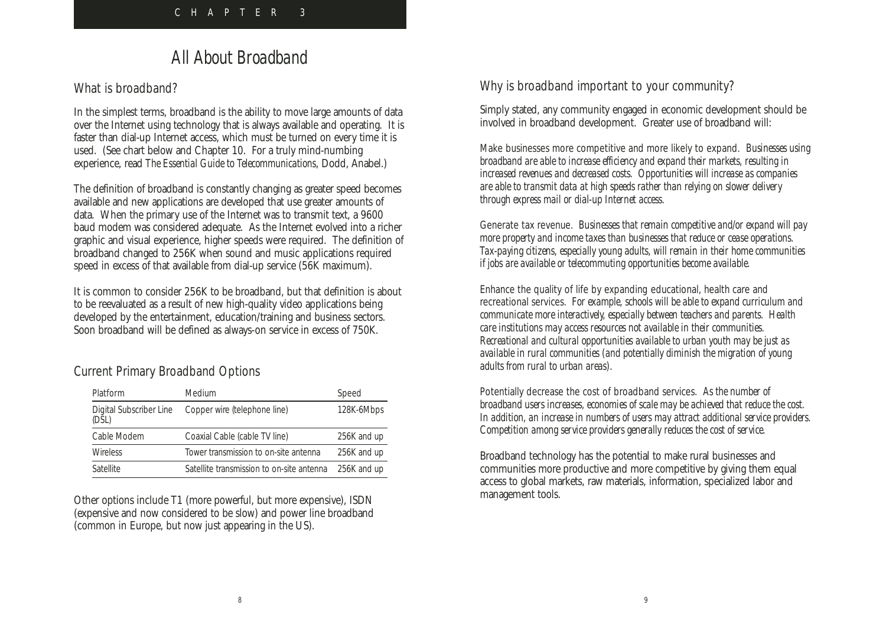CHAPTER 3

# All About Broadband

## What is broadband?

In the simplest terms, broadband is the ability to move large amounts of data over the Internet using technology that is always available and operating. It is faster than dial-up Internet access, which must be turned on every time it is used. (See chart below and Chapter 10. For a truly mind-numbing experience, read *The Essential Guide to Telecommunications*, Dodd, Anabel.)

The definition of broadband is constantly changing as greater speed becomes available and new applications are developed that use greater amounts of data. When the primary use of the Internet was to transmit text, a 9600 baud modem was considered adequate. As the Internet evolved into a richer graphic and visual experience, higher speeds were required. The definition of broadband changed to 256K when sound and music applications required speed in excess of that available from dial-up service (56K maximum).

It is common to consider 256K to be broadband, but that definition is about to be reevaluated as a result of new high-quality video applications being developed by the entertainment, education/training and business sectors. Soon broadband will be defined as always-on service in excess of 750K.

## Current Primary Broadband Options

| Platform | Medium | Speed |
|---|---|---|
| Digital Subscriber Line (DSL) | Copper wire (telephone line) | 128K-6Mbps |
| Cable Modem | Coaxial Cable (cable TV line) | 256K and up |
| Wireless | Tower transmission to on-site antenna | 256K and up |
| Satellite | Satellite transmission to on-site antenna | 256K and up |

Other options include T1 (more powerful, but more expensive), ISDN (expensive and now considered to be slow) and power line broadband (common in Europe, but now just appearing in the US).

## Why is broadband important to your community?

Simply stated, any community engaged in economic development should be involved in broadband development. Greater use of broadband will:

Make businesses more competitive and more likely to expand. *Businesses using broadband are able to increase efficiency and expand their markets, resulting in increased revenues and decreased costs. Opportunities will increase as companies are able to transmit data at high speeds rather than relying on slower delivery through express mail or dial-up Internet access.*

Generate tax revenue. *Businesses that remain competitive and/or expand will pay more property and income taxes than businesses that reduce or cease operations. Tax-paying citizens, especially young adults, will remain in their home communities if jobs are available or telecommuting opportunities become available.*

Enhance the quality of life by expanding educational, health care and recreational services. *For example, schools will be able to expand curriculum and communicate more interactively, especially between teachers and parents. Health care institutions may access resources not available in their communities. Recreational and cultural opportunities available to urban youth may be just as available in rural communities (and potentially diminish the migration of young adults from rural to urban areas).*

Potentially decrease the cost of broadband services. *As the number of broadband users increases, economies of scale may be achieved that reduce the cost. In addition, an increase in numbers of users may attract additional service providers. Competition among service providers generally reduces the cost of service.*

Broadband technology has the potential to make rural businesses and communities more productive and more competitive by giving them equal access to global markets, raw materials, information, specialized labor and management tools.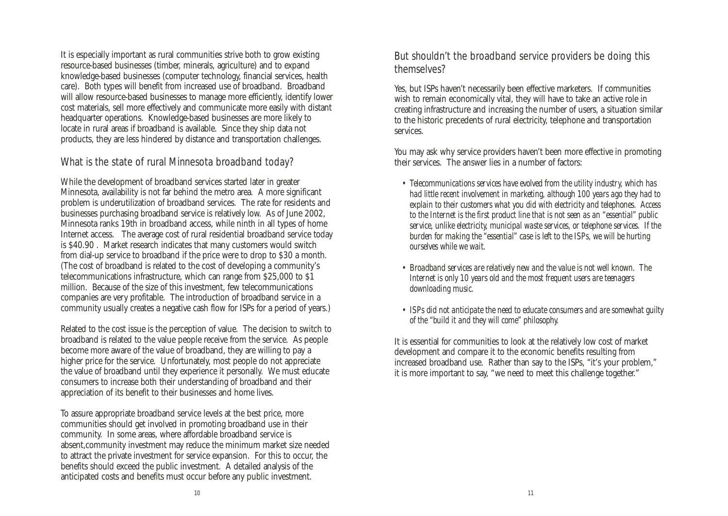It is especially important as rural communities strive both to grow existing resource-based businesses (timber, minerals, agriculture) and to expand knowledge-based businesses (computer technology, financial services, health care). Both types will benefit from increased use of broadband. Broadband will allow resource-based businesses to manage more efficiently, identify lower cost materials, sell more effectively and communicate more easily with distant headquarter operations. Knowledge-based businesses are more likely to locate in rural areas if broadband is available. Since they ship data not products, they are less hindered by distance and transportation challenges.

## What is the state of rural Minnesota broadband today?

While the development of broadband services started later in greater Minnesota, availability is not far behind the metro area. A more significant problem is underutilization of broadband services. The rate for residents and businesses purchasing broadband service is relatively low. As of June 2002, Minnesota ranks 19th in broadband access, while ninth in all types of home Internet access. The average cost of rural residential broadband service today is $40.90 . Market research indicates that many customers would switch from dial-up service to broadband if the price were to drop to $30 a month. (The cost of broadband is related to the cost of developing a community's telecommunications infrastructure, which can range from $25,000 to $1 million. Because of the size of this investment, few telecommunications companies are very profitable. The introduction of broadband service in a community usually creates a negative cash flow for ISPs for a period of years.)

Related to the cost issue is the perception of value. The decision to switch to broadband is related to the value people receive from the service. As people become more aware of the value of broadband, they are willing to pay a higher price for the service. Unfortunately, most people do not appreciate the value of broadband until they experience it personally. We must educate consumers to increase both their understanding of broadband and their appreciation of its benefit to their businesses and home lives.

To assure appropriate broadband service levels at the best price, more communities should get involved in promoting broadband use in their community. In some areas, where affordable broadband service is absent,community investment may reduce the minimum market size needed to attract the private investment for service expansion. For this to occur, the benefits should exceed the public investment. A detailed analysis of the anticipated costs and benefits must occur before any public investment.

## But shouldn't the broadband service providers be doing this themselves?

Yes, but ISPs haven't necessarily been effective marketers. If communities wish to remain economically vital, they will have to take an active role in creating infrastructure and increasing the number of users, a situation similar to the historic precedents of rural electricity, telephone and transportation services.

You may ask why service providers haven't been more effective in promoting their services. The answer lies in a number of factors:

- *Telecommunications services have evolved from the utility industry, which has had little recent involvement in marketing, although 100 years ago they had to explain to their customers what you did with electricity and telephones. Access to the Internet is the first product line that is not seen as an "essential" public service, unlike electricity, municipal waste services, or telephone services. If the burden for making the "essential" case is left to the ISPs, we will be hurting ourselves while we wait.*

- *Broadband services are relatively new and the value is not well known. The Internet is only 10 years old and the most frequent users are teenagers downloading music.*

- *ISPs did not anticipate the need to educate consumers and are somewhat guilty of the "build it and they will come" philosophy.*

It is essential for communities to look at the relatively low cost of market development and compare it to the economic benefits resulting from increased broadband use. Rather than say to the ISPs, "it's your problem," it is more important to say, "we need to meet this challenge together."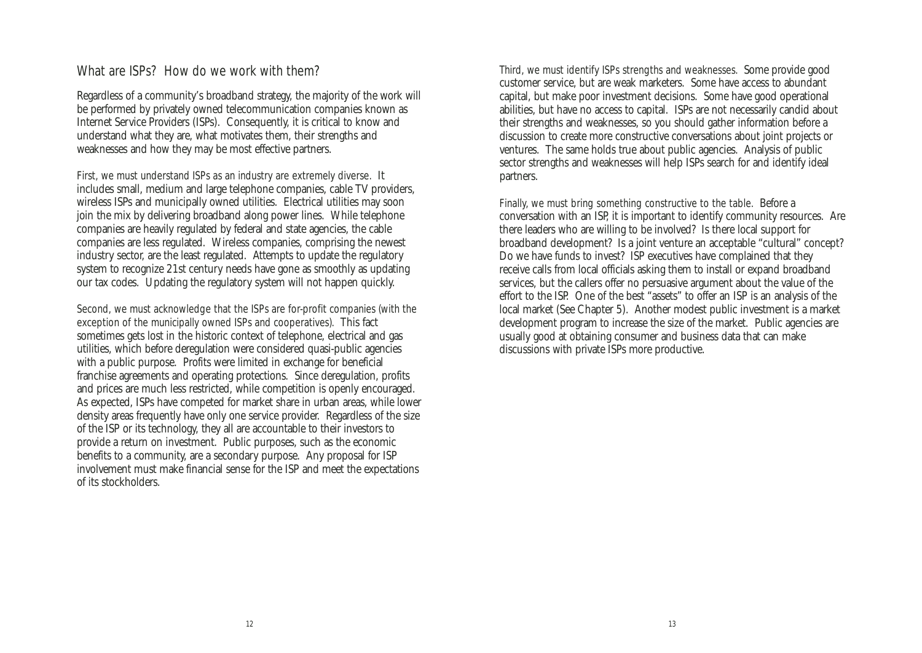## What are ISPs? How do we work with them?

Regardless of a community's broadband strategy, the majority of the work will be performed by privately owned telecommunication companies known as Internet Service Providers (ISPs). Consequently, it is critical to know and understand what they are, what motivates them, their strengths and weaknesses and how they may be most effective partners.

*First, we must understand ISPs as an industry are extremely diverse.* It includes small, medium and large telephone companies, cable TV providers, wireless ISPs and municipally owned utilities. Electrical utilities may soon join the mix by delivering broadband along power lines. While telephone companies are heavily regulated by federal and state agencies, the cable companies are less regulated. Wireless companies, comprising the newest industry sector, are the least regulated. Attempts to update the regulatory system to recognize 21st century needs have gone as smoothly as updating our tax codes. Updating the regulatory system will not happen quickly.

*Second, we must acknowledge that the ISPs are for-profit companies (with the exception of the municipally owned ISPs and cooperatives).* This fact sometimes gets lost in the historic context of telephone, electrical and gas utilities, which before deregulation were considered quasi-public agencies with a public purpose. Profits were limited in exchange for beneficial franchise agreements and operating protections. Since deregulation, profits and prices are much less restricted, while competition is openly encouraged. As expected, ISPs have competed for market share in urban areas, while lower density areas frequently have only one service provider. Regardless of the size of the ISP or its technology, they all are accountable to their investors to provide a return on investment. Public purposes, such as the economic benefits to a community, are a secondary purpose. Any proposal for ISP involvement must make financial sense for the ISP and meet the expectations of its stockholders.

*Third, we must identify ISPs strengths and weaknesses.* Some provide good customer service, but are weak marketers. Some have access to abundant capital, but make poor investment decisions. Some have good operational abilities, but have no access to capital. ISPs are not necessarily candid about their strengths and weaknesses, so you should gather information before a discussion to create more constructive conversations about joint projects or ventures. The same holds true about public agencies. Analysis of public sector strengths and weaknesses will help ISPs search for and identify ideal partners.

*Finally, we must bring something constructive to the table.* Before a conversation with an ISP, it is important to identify community resources. Are there leaders who are willing to be involved? Is there local support for broadband development? Is a joint venture an acceptable "cultural" concept? Do we have funds to invest? ISP executives have complained that they receive calls from local officials asking them to install or expand broadband services, but the callers offer no persuasive argument about the value of the effort to the ISP. One of the best "assets" to offer an ISP is an analysis of the local market (See Chapter 5). Another modest public investment is a market development program to increase the size of the market. Public agencies are usually good at obtaining consumer and business data that can make discussions with private ISPs more productive.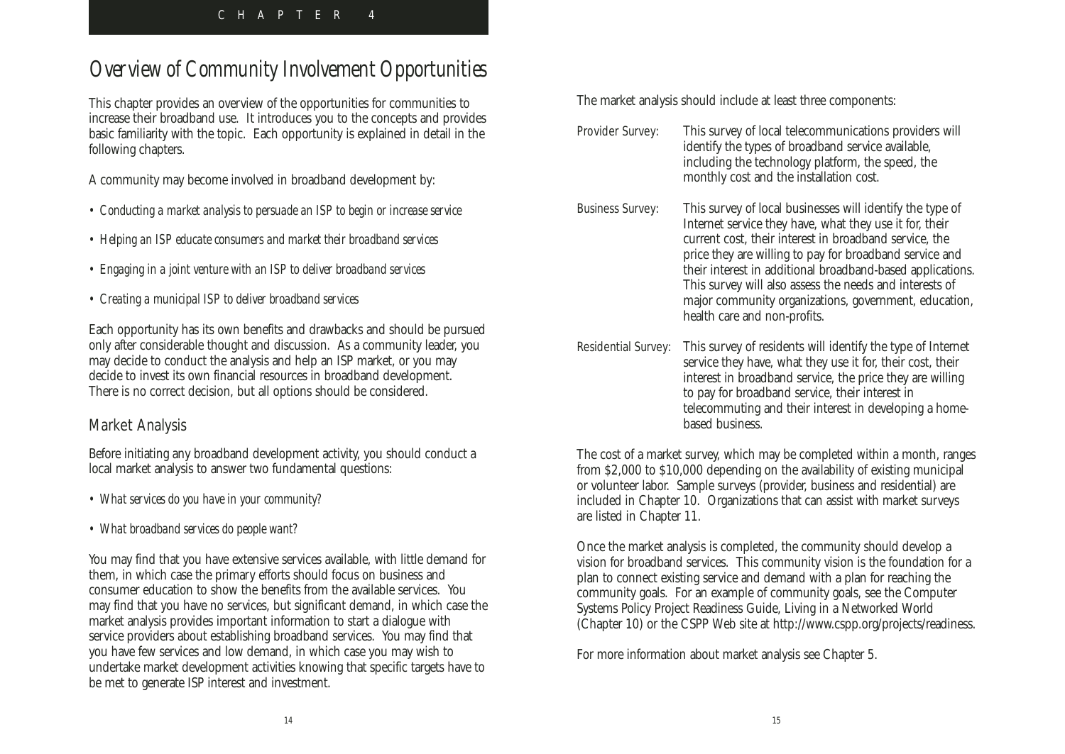CHAPTER 4

# Overview of Community Involvement Opportunities

This chapter provides an overview of the opportunities for communities to increase their broadband use. It introduces you to the concepts and provides basic familiarity with the topic. Each opportunity is explained in detail in the following chapters.

A community may become involved in broadband development by:

- *Conducting a market analysis to persuade an ISP to begin or increase service*
- *Helping an ISP educate consumers and market their broadband services*
- *Engaging in a joint venture with an ISP to deliver broadband services*
- *Creating a municipal ISP to deliver broadband services*

Each opportunity has its own benefits and drawbacks and should be pursued only after considerable thought and discussion. As a community leader, you may decide to conduct the analysis and help an ISP market, or you may decide to invest its own financial resources in broadband development. There is no correct decision, but all options should be considered.

## Market Analysis

Before initiating any broadband development activity, you should conduct a local market analysis to answer two fundamental questions:

- *What services do you have in your community?*
- *What broadband services do people want?*

You may find that you have extensive services available, with little demand for them, in which case the primary efforts should focus on business and consumer education to show the benefits from the available services. You may find that you have no services, but significant demand, in which case the market analysis provides important information to start a dialogue with service providers about establishing broadband services. You may find that you have few services and low demand, in which case you may wish to undertake market development activities knowing that specific targets have to be met to generate ISP interest and investment.

The market analysis should include at least three components:

*Provider Survey:* This survey of local telecommunications providers will identify the types of broadband service available, including the technology platform, the speed, the monthly cost and the installation cost.

*Business Survey:* This survey of local businesses will identify the type of Internet service they have, what they use it for, their current cost, their interest in broadband service, the price they are willing to pay for broadband service and their interest in additional broadband-based applications. This survey will also assess the needs and interests of major community organizations, government, education, health care and non-profits.

*Residential Survey:* This survey of residents will identify the type of Internet service they have, what they use it for, their cost, their interest in broadband service, the price they are willing to pay for broadband service, their interest in telecommuting and their interest in developing a home-based business.

The cost of a market survey, which may be completed within a month, ranges from $2,000 to $10,000 depending on the availability of existing municipal or volunteer labor. Sample surveys (provider, business and residential) are included in Chapter 10. Organizations that can assist with market surveys are listed in Chapter 11.

Once the market analysis is completed, the community should develop a vision for broadband services. This community vision is the foundation for a plan to connect existing service and demand with a plan for reaching the community goals. For an example of community goals, see the Computer Systems Policy Project Readiness Guide, Living in a Networked World (Chapter 10) or the CSPP Web site at http://www.cspp.org/projects/readiness.

For more information about market analysis see Chapter 5.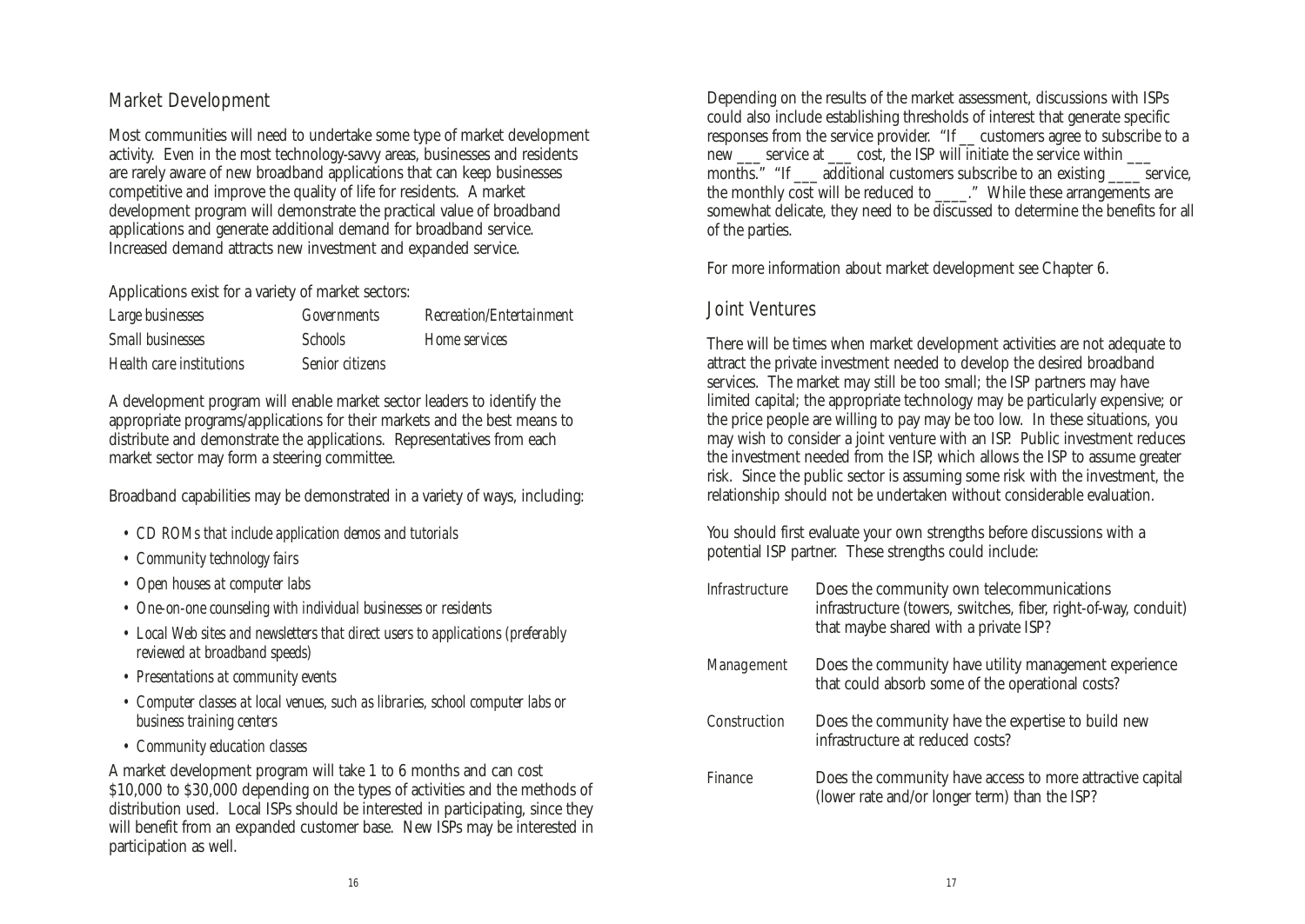## Market Development

Most communities will need to undertake some type of market development activity. Even in the most technology-savvy areas, businesses and residents are rarely aware of new broadband applications that can keep businesses competitive and improve the quality of life for residents. A market development program will demonstrate the practical value of broadband applications and generate additional demand for broadband service. Increased demand attracts new investment and expanded service.

Applications exist for a variety of market sectors:

| | | |
|---|---|---|
| *Large businesses* | *Governments* | *Recreation/Entertainment* |
| *Small businesses* | *Schools* | *Home services* |
| *Health care institutions* | *Senior citizens* | |

A development program will enable market sector leaders to identify the appropriate programs/applications for their markets and the best means to distribute and demonstrate the applications. Representatives from each market sector may form a steering committee.

Broadband capabilities may be demonstrated in a variety of ways, including:

- *CD ROMs that include application demos and tutorials*
- *Community technology fairs*
- *Open houses at computer labs*
- *One-on-one counseling with individual businesses or residents*
- *Local Web sites and newsletters that direct users to applications (preferably reviewed at broadband speeds)*
- *Presentations at community events*
- *Computer classes at local venues, such as libraries, school computer labs or business training centers*
- *Community education classes*

A market development program will take 1 to 6 months and can cost $10,000 to $30,000 depending on the types of activities and the methods of distribution used. Local ISPs should be interested in participating, since they will benefit from an expanded customer base. New ISPs may be interested in participation as well.

Depending on the results of the market assessment, discussions with ISPs could also include establishing thresholds of interest that generate specific responses from the service provider. "If __ customers agree to subscribe to a new ___ service at ___ cost, the ISP will initiate the service within ___ months." "If ___ additional customers subscribe to an existing ____ service, the monthly cost will be reduced to ____." While these arrangements are somewhat delicate, they need to be discussed to determine the benefits for all of the parties.

For more information about market development see Chapter 6.

## Joint Ventures

There will be times when market development activities are not adequate to attract the private investment needed to develop the desired broadband services. The market may still be too small; the ISP partners may have limited capital; the appropriate technology may be particularly expensive; or the price people are willing to pay may be too low. In these situations, you may wish to consider a joint venture with an ISP. Public investment reduces the investment needed from the ISP, which allows the ISP to assume greater risk. Since the public sector is assuming some risk with the investment, the relationship should not be undertaken without considerable evaluation.

You should first evaluate your own strengths before discussions with a potential ISP partner. These strengths could include:

| | |
|---|---|
| *Infrastructure* | Does the community own telecommunications infrastructure (towers, switches, fiber, right-of-way, conduit) that maybe shared with a private ISP? |
| *Management* | Does the community have utility management experience that could absorb some of the operational costs? |
| *Construction* | Does the community have the expertise to build new infrastructure at reduced costs? |
| *Finance* | Does the community have access to more attractive capital (lower rate and/or longer term) than the ISP? |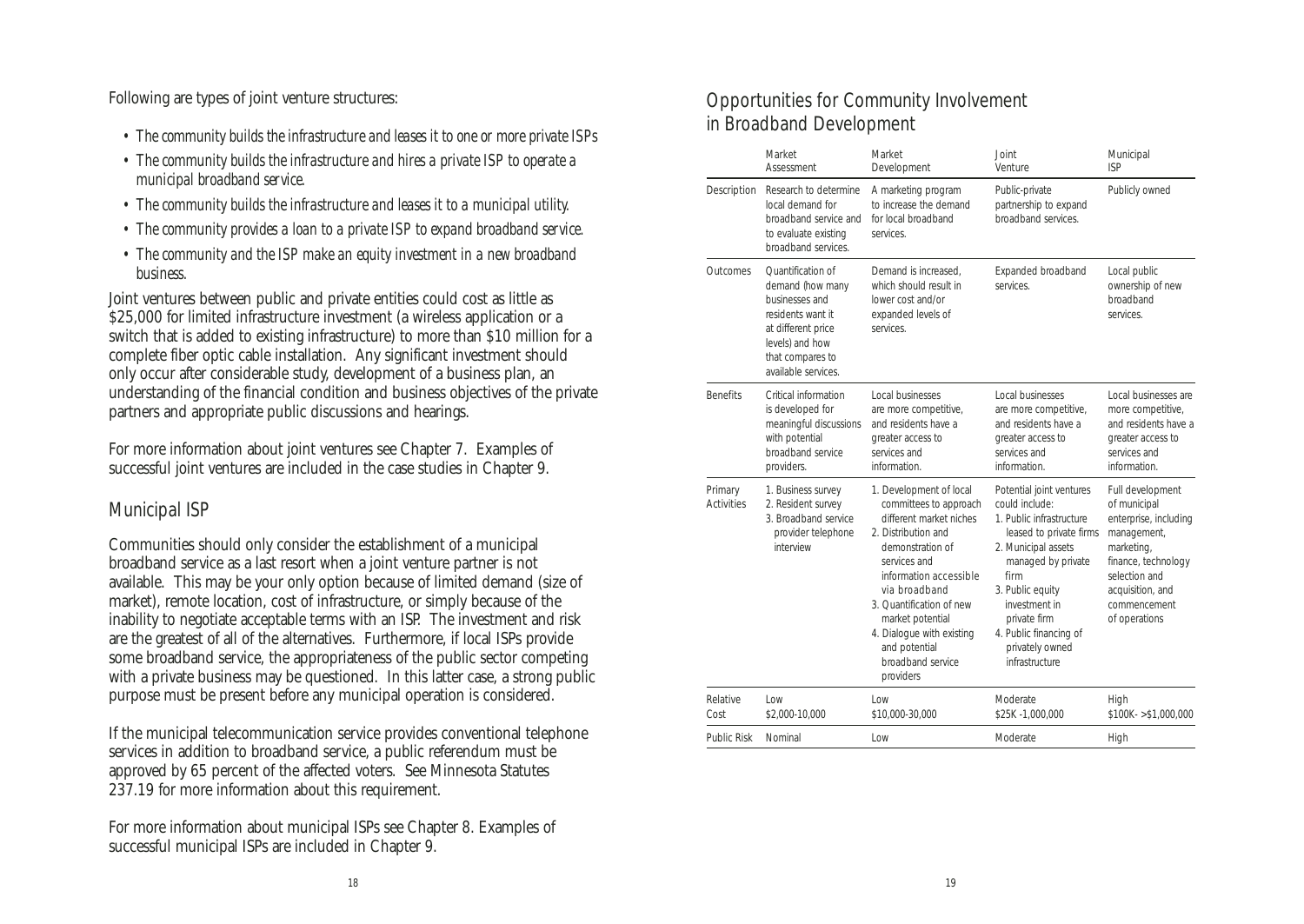Following are types of joint venture structures:

- *The community builds the infrastructure and leases it to one or more private ISPs*
- *The community builds the infrastructure and hires a private ISP to operate a municipal broadband service.*
- *The community builds the infrastructure and leases it to a municipal utility.*
- *The community provides a loan to a private ISP to expand broadband service.*
- *The community and the ISP make an equity investment in a new broadband business.*

Joint ventures between public and private entities could cost as little as $25,000 for limited infrastructure investment (a wireless application or a switch that is added to existing infrastructure) to more than $10 million for a complete fiber optic cable installation. Any significant investment should only occur after considerable study, development of a business plan, an understanding of the financial condition and business objectives of the private partners and appropriate public discussions and hearings.

For more information about joint ventures see Chapter 7. Examples of successful joint ventures are included in the case studies in Chapter 9.

## Municipal ISP

Communities should only consider the establishment of a municipal broadband service as a last resort when a joint venture partner is not available. This may be your only option because of limited demand (size of market), remote location, cost of infrastructure, or simply because of the inability to negotiate acceptable terms with an ISP. The investment and risk are the greatest of all of the alternatives. Furthermore, if local ISPs provide some broadband service, the appropriateness of the public sector competing with a private business may be questioned. In this latter case, a strong public purpose must be present before any municipal operation is considered.

If the municipal telecommunication service provides conventional telephone services in addition to broadband service, a public referendum must be approved by 65 percent of the affected voters. See Minnesota Statutes 237.19 for more information about this requirement.

For more information about municipal ISPs see Chapter 8. Examples of successful municipal ISPs are included in Chapter 9.

## Opportunities for Community Involvement in Broadband Development

| | Market Assessment | Market Development | Joint Venture | Municipal ISP |
|---|---|---|---|---|
| Description | Research to determine local demand for broadband service and to evaluate existing broadband services. | A marketing program to increase the demand for local broadband services. | Public-private partnership to expand broadband services. | Publicly owned |
| Outcomes | Quantification of demand (how many businesses and residents want it at different price levels) and how that compares to available services. | Demand is increased, which should result in lower cost and/or expanded levels of services. | Expanded broadband services. | Local public ownership of new broadband services. |
| Benefits | Critical information is developed for meaningful discussions with potential broadband service providers. | Local businesses are more competitive, and residents have a greater access to services and information. | Local businesses are more competitive, and residents have a greater access to services and information. | Local businesses are more competitive, and residents have a greater access to services and information. |
| Primary Activities | 1. Business survey<br>2. Resident survey<br>3. Broadband service provider telephone interview | 1. Development of local committees to approach different market niches<br>2. Distribution and demonstration of services and information accessible via broadband<br>3. Quantification of new market potential<br>4. Dialogue with existing and potential broadband service providers | Potential joint ventures could include:<br>1. Public infrastructure leased to private firms<br>2. Municipal assets managed by private firm<br>3. Public equity investment in private firm<br>4. Public financing of privately owned infrastructure | Full development of municipal enterprise, including management, marketing, finance, technology selection and acquisition, and commencement of operations |
| Relative Cost | Low<br>$2,000-10,000 | Low<br>$10,000-30,000 | Moderate<br>$25K -1,000,000 | High<br>$100K- >$1,000,000 |
| Public Risk | Nominal | Low | Moderate | High |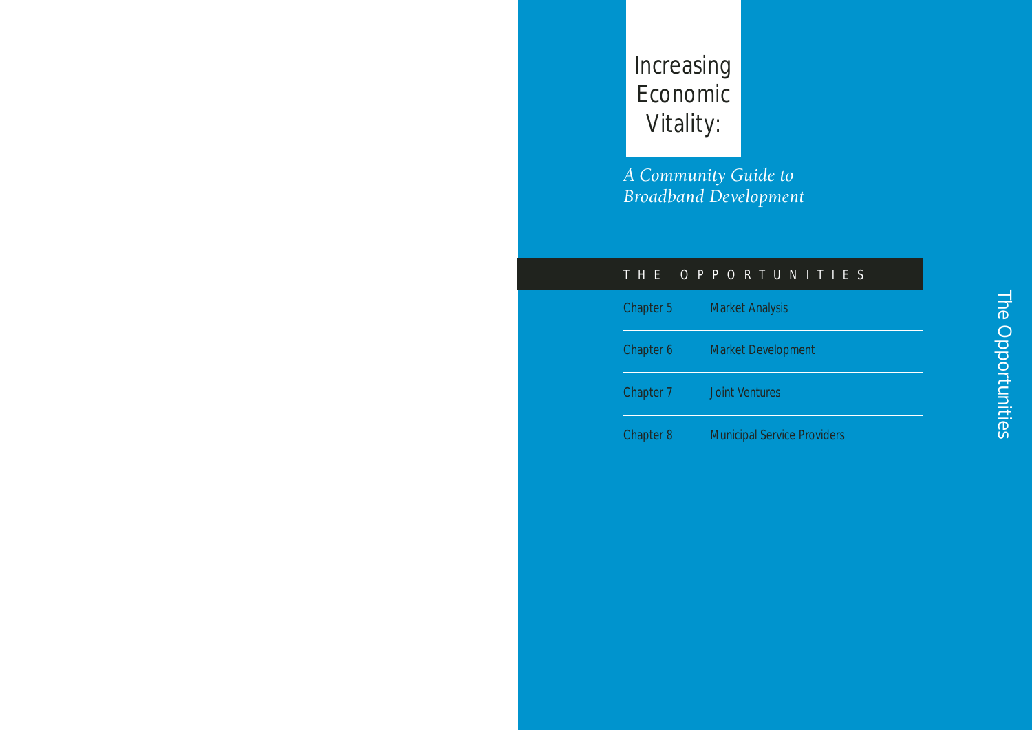# Increasing Economic Vitality:

*A Community Guide to Broadband Development*

## THE OPPORTUNITIES

| | |
|---|---|
| Chapter 5 | Market Analysis |
| Chapter 6 | Market Development |
| Chapter 7 | Joint Ventures |
| Chapter 8 | Municipal Service Providers |

The Opportunities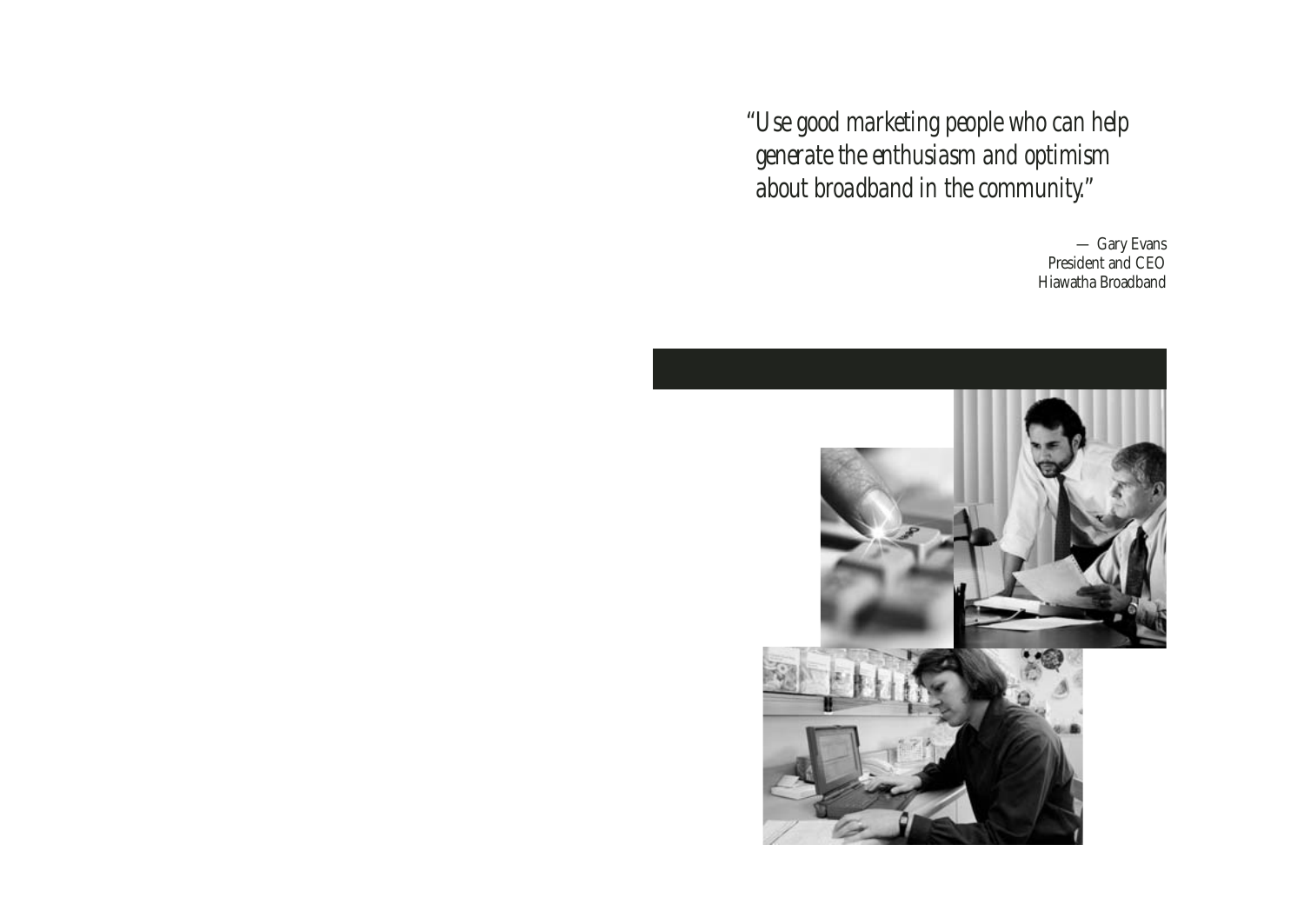*"Use good marketing people who can help generate the enthusiasm and optimism about broadband in the community."*

— Gary Evans
President and CEO
Hiawatha Broadband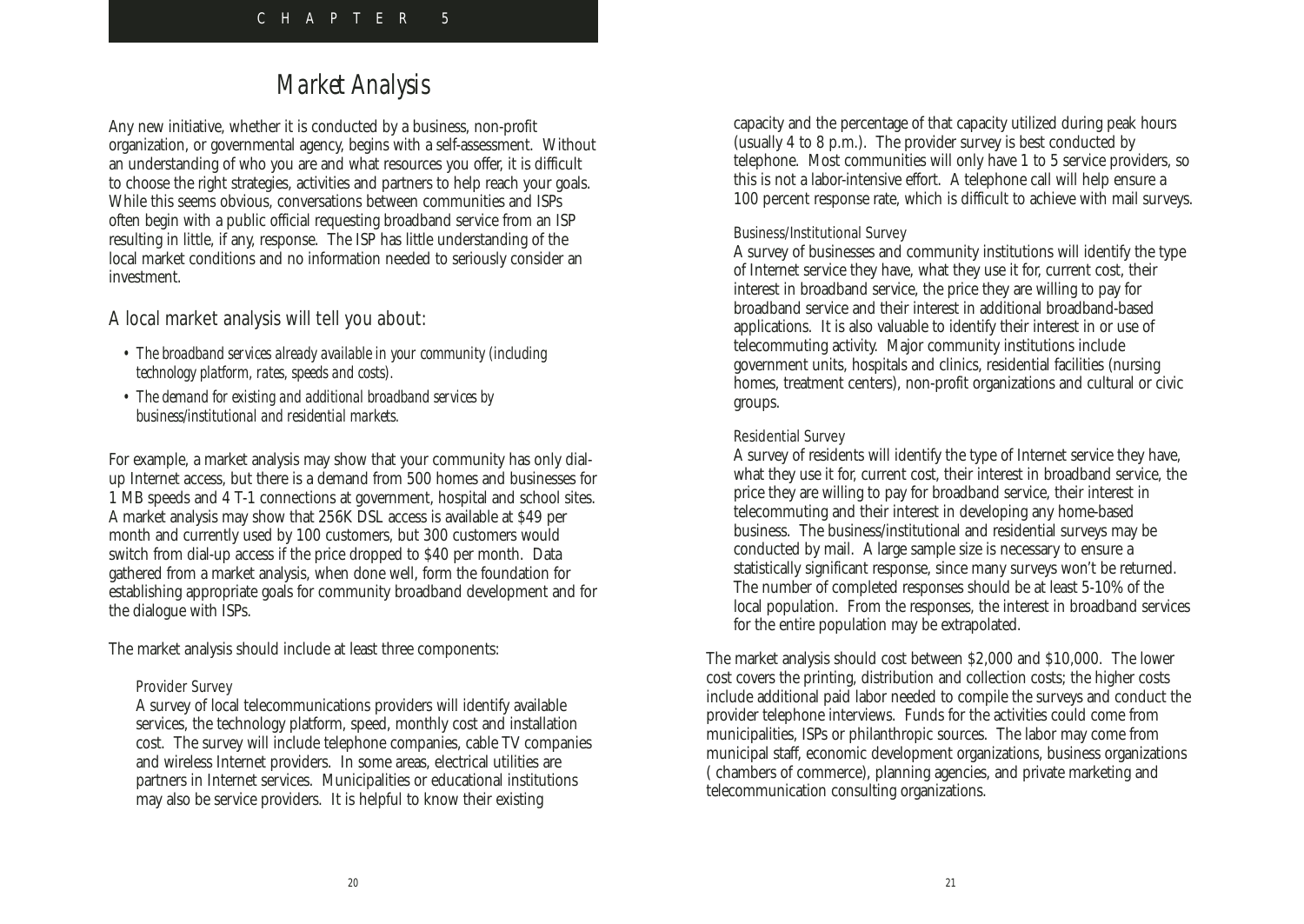# Market Analysis

Any new initiative, whether it is conducted by a business, non-profit organization, or governmental agency, begins with a self-assessment. Without an understanding of who you are and what resources you offer, it is difficult to choose the right strategies, activities and partners to help reach your goals. While this seems obvious, conversations between communities and ISPs often begin with a public official requesting broadband service from an ISP resulting in little, if any, response. The ISP has little understanding of the local market conditions and no information needed to seriously consider an investment.

## A local market analysis will tell you about:

- *The broadband services already available in your community (including technology platform, rates, speeds and costs).*
- *The demand for existing and additional broadband services by business/institutional and residential markets.*

For example, a market analysis may show that your community has only dial-up Internet access, but there is a demand from 500 homes and businesses for 1 MB speeds and 4 T-1 connections at government, hospital and school sites. A market analysis may show that 256K DSL access is available at $49 per month and currently used by 100 customers, but 300 customers would switch from dial-up access if the price dropped to $40 per month. Data gathered from a market analysis, when done well, form the foundation for establishing appropriate goals for community broadband development and for the dialogue with ISPs.

The market analysis should include at least three components:

### Provider Survey

A survey of local telecommunications providers will identify available services, the technology platform, speed, monthly cost and installation cost. The survey will include telephone companies, cable TV companies and wireless Internet providers. In some areas, electrical utilities are partners in Internet services. Municipalities or educational institutions may also be service providers. It is helpful to know their existing capacity and the percentage of that capacity utilized during peak hours (usually 4 to 8 p.m.). The provider survey is best conducted by telephone. Most communities will only have 1 to 5 service providers, so this is not a labor-intensive effort. A telephone call will help ensure a 100 percent response rate, which is difficult to achieve with mail surveys.

### Business/Institutional Survey

A survey of businesses and community institutions will identify the type of Internet service they have, what they use it for, current cost, their interest in broadband service, the price they are willing to pay for broadband service and their interest in additional broadband-based applications. It is also valuable to identify their interest in or use of telecommuting activity. Major community institutions include government units, hospitals and clinics, residential facilities (nursing homes, treatment centers), non-profit organizations and cultural or civic groups.

### Residential Survey

A survey of residents will identify the type of Internet service they have, what they use it for, current cost, their interest in broadband service, the price they are willing to pay for broadband service, their interest in telecommuting and their interest in developing any home-based business. The business/institutional and residential surveys may be conducted by mail. A large sample size is necessary to ensure a statistically significant response, since many surveys won't be returned. The number of completed responses should be at least 5-10% of the local population. From the responses, the interest in broadband services for the entire population may be extrapolated.

The market analysis should cost between $2,000 and $10,000. The lower cost covers the printing, distribution and collection costs; the higher costs include additional paid labor needed to compile the surveys and conduct the provider telephone interviews. Funds for the activities could come from municipalities, ISPs or philanthropic sources. The labor may come from municipal staff, economic development organizations, business organizations ( chambers of commerce), planning agencies, and private marketing and telecommunication consulting organizations.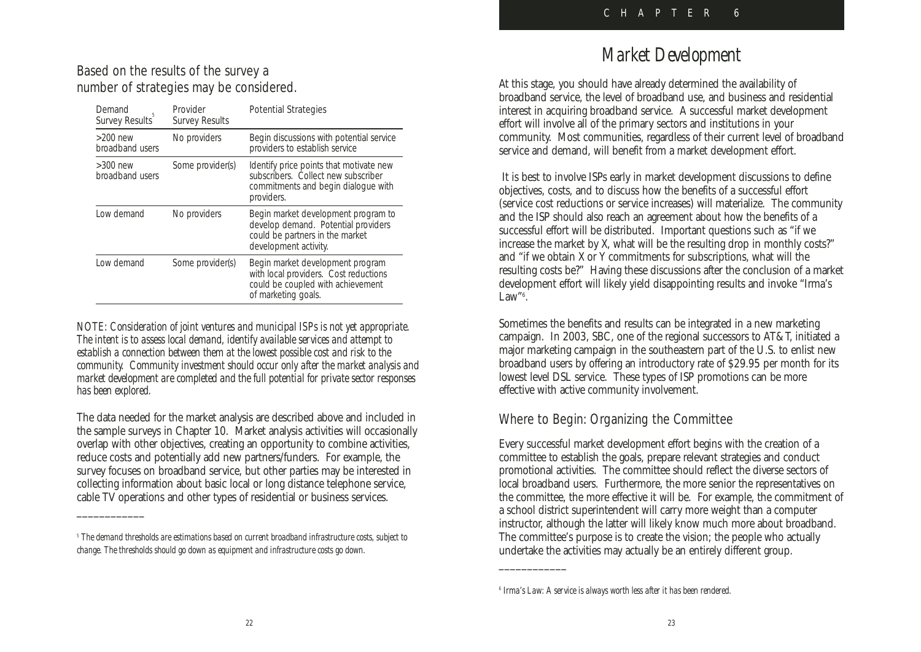Based on the results of the survey a number of strategies may be considered.

| Demand Survey Results[5] | Provider Survey Results | Potential Strategies |
|---|---|---|
| >200 new broadband users | No providers | Begin discussions with potential service providers to establish service |
| >300 new broadband users | Some provider(s) | Identify price points that motivate new subscribers. Collect new subscriber commitments and begin dialogue with providers. |
| Low demand | No providers | Begin market development program to develop demand. Potential providers could be partners in the market development activity. |
| Low demand | Some provider(s) | Begin market development program with local providers. Cost reductions could be coupled with achievement of marketing goals. |

*NOTE: Consideration of joint ventures and municipal ISPs is not yet appropriate. The intent is to assess local demand, identify available services and attempt to establish a connection between them at the lowest possible cost and risk to the community. Community investment should occur only after the market analysis and market development are completed and the full potential for private sector responses has been explored.*

The data needed for the market analysis are described above and included in the sample surveys in Chapter 10. Market analysis activities will occasionally overlap with other objectives, creating an opportunity to combine activities, reduce costs and potentially add new partners/funders. For example, the survey focuses on broadband service, but other parties may be interested in collecting information about basic local or long distance telephone service, cable TV operations and other types of residential or business services.

___________

[5] *The demand thresholds are estimations based on current broadband infrastructure costs, subject to change. The thresholds should go down as equipment and infrastructure costs go down.*

CHAPTER 6

# Market Development

At this stage, you should have already determined the availability of broadband service, the level of broadband use, and business and residential interest in acquiring broadband service. A successful market development effort will involve all of the primary sectors and institutions in your community. Most communities, regardless of their current level of broadband service and demand, will benefit from a market development effort.

It is best to involve ISPs early in market development discussions to define objectives, costs, and to discuss how the benefits of a successful effort (service cost reductions or service increases) will materialize. The community and the ISP should also reach an agreement about how the benefits of a successful effort will be distributed. Important questions such as "if we increase the market by X, what will be the resulting drop in monthly costs?" and "if we obtain X or Y commitments for subscriptions, what will the resulting costs be?" Having these discussions after the conclusion of a market development effort will likely yield disappointing results and invoke "Irma's Law"[6].

Sometimes the benefits and results can be integrated in a new marketing campaign. In 2003, SBC, one of the regional successors to AT&T, initiated a major marketing campaign in the southeastern part of the U.S. to enlist new broadband users by offering an introductory rate of $29.95 per month for its lowest level DSL service. These types of ISP promotions can be more effective with active community involvement.

## Where to Begin: Organizing the Committee

Every successful market development effort begins with the creation of a committee to establish the goals, prepare relevant strategies and conduct promotional activities. The committee should reflect the diverse sectors of local broadband users. Furthermore, the more senior the representatives on the committee, the more effective it will be. For example, the commitment of a school district superintendent will carry more weight than a computer instructor, although the latter will likely know much more about broadband. The committee's purpose is to create the vision; the people who actually undertake the activities may actually be an entirely different group.

___________

[6] *Irma's Law: A service is always worth less after it has been rendered.*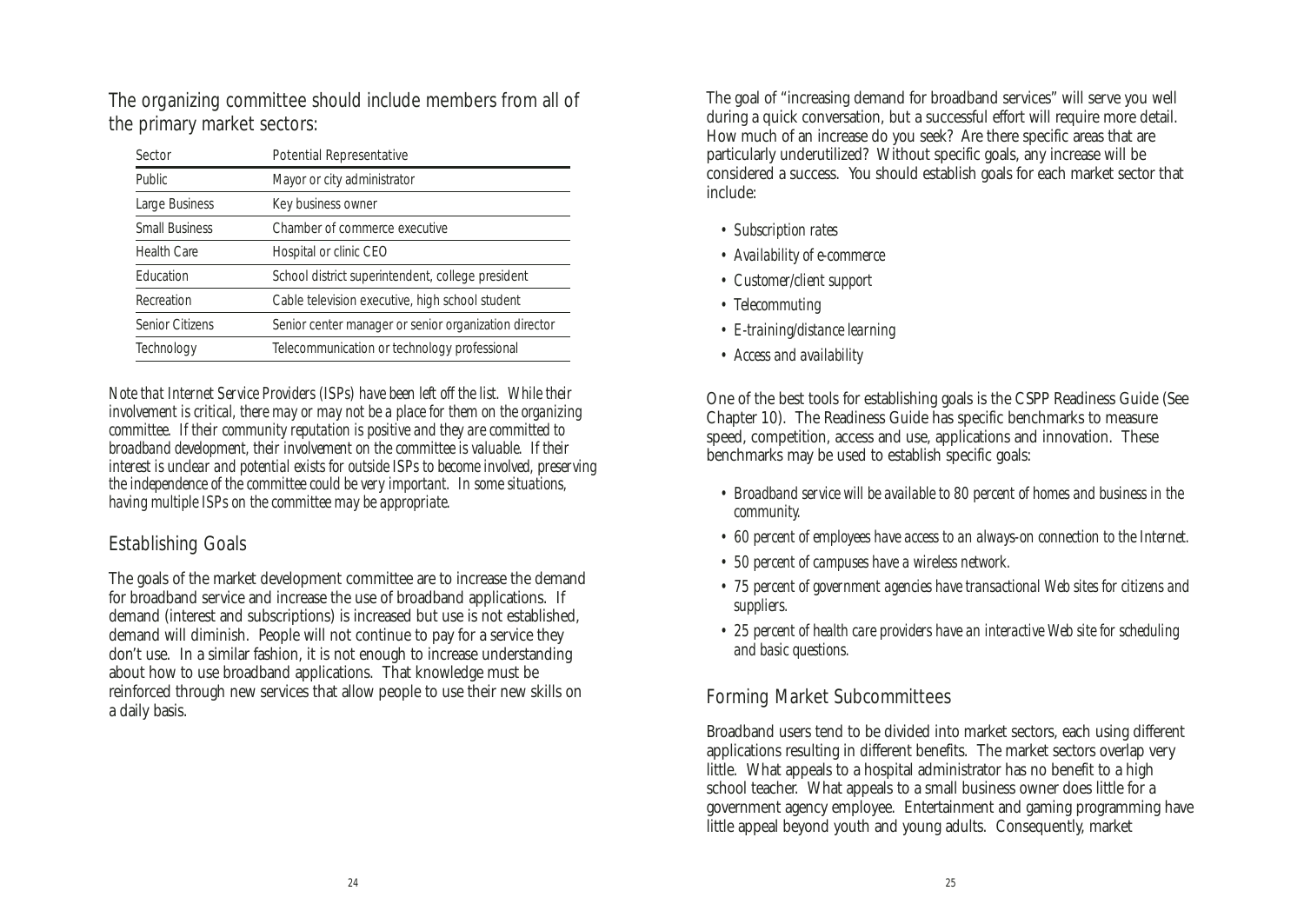The organizing committee should include members from all of the primary market sectors:

| Sector | Potential Representative |
|---|---|
| Public | Mayor or city administrator |
| Large Business | Key business owner |
| Small Business | Chamber of commerce executive |
| Health Care | Hospital or clinic CEO |
| Education | School district superintendent, college president |
| Recreation | Cable television executive, high school student |
| Senior Citizens | Senior center manager or senior organization director |
| Technology | Telecommunication or technology professional |

*Note that Internet Service Providers (ISPs) have been left off the list. While their involvement is critical, there may or may not be a place for them on the organizing committee. If their community reputation is positive and they are committed to broadband development, their involvement on the committee is valuable. If their interest is unclear and potential exists for outside ISPs to become involved, preserving the independence of the committee could be very important. In some situations, having multiple ISPs on the committee may be appropriate.*

## Establishing Goals

The goals of the market development committee are to increase the demand for broadband service and increase the use of broadband applications. If demand (interest and subscriptions) is increased but use is not established, demand will diminish. People will not continue to pay for a service they don't use. In a similar fashion, it is not enough to increase understanding about how to use broadband applications. That knowledge must be reinforced through new services that allow people to use their new skills on a daily basis.

The goal of "increasing demand for broadband services" will serve you well during a quick conversation, but a successful effort will require more detail. How much of an increase do you seek? Are there specific areas that are particularly underutilized? Without specific goals, any increase will be considered a success. You should establish goals for each market sector that include:

- *Subscription rates*
- *Availability of e-commerce*
- *Customer/client support*
- *Telecommuting*
- *E-training/distance learning*
- *Access and availability*

One of the best tools for establishing goals is the CSPP Readiness Guide (See Chapter 10). The Readiness Guide has specific benchmarks to measure speed, competition, access and use, applications and innovation. These benchmarks may be used to establish specific goals:

- *Broadband service will be available to 80 percent of homes and business in the community.*
- *60 percent of employees have access to an always-on connection to the Internet.*
- *50 percent of campuses have a wireless network.*
- *75 percent of government agencies have transactional Web sites for citizens and suppliers.*
- *25 percent of health care providers have an interactive Web site for scheduling and basic questions.*

## Forming Market Subcommittees

Broadband users tend to be divided into market sectors, each using different applications resulting in different benefits. The market sectors overlap very little. What appeals to a hospital administrator has no benefit to a high school teacher. What appeals to a small business owner does little for a government agency employee. Entertainment and gaming programming have little appeal beyond youth and young adults. Consequently, market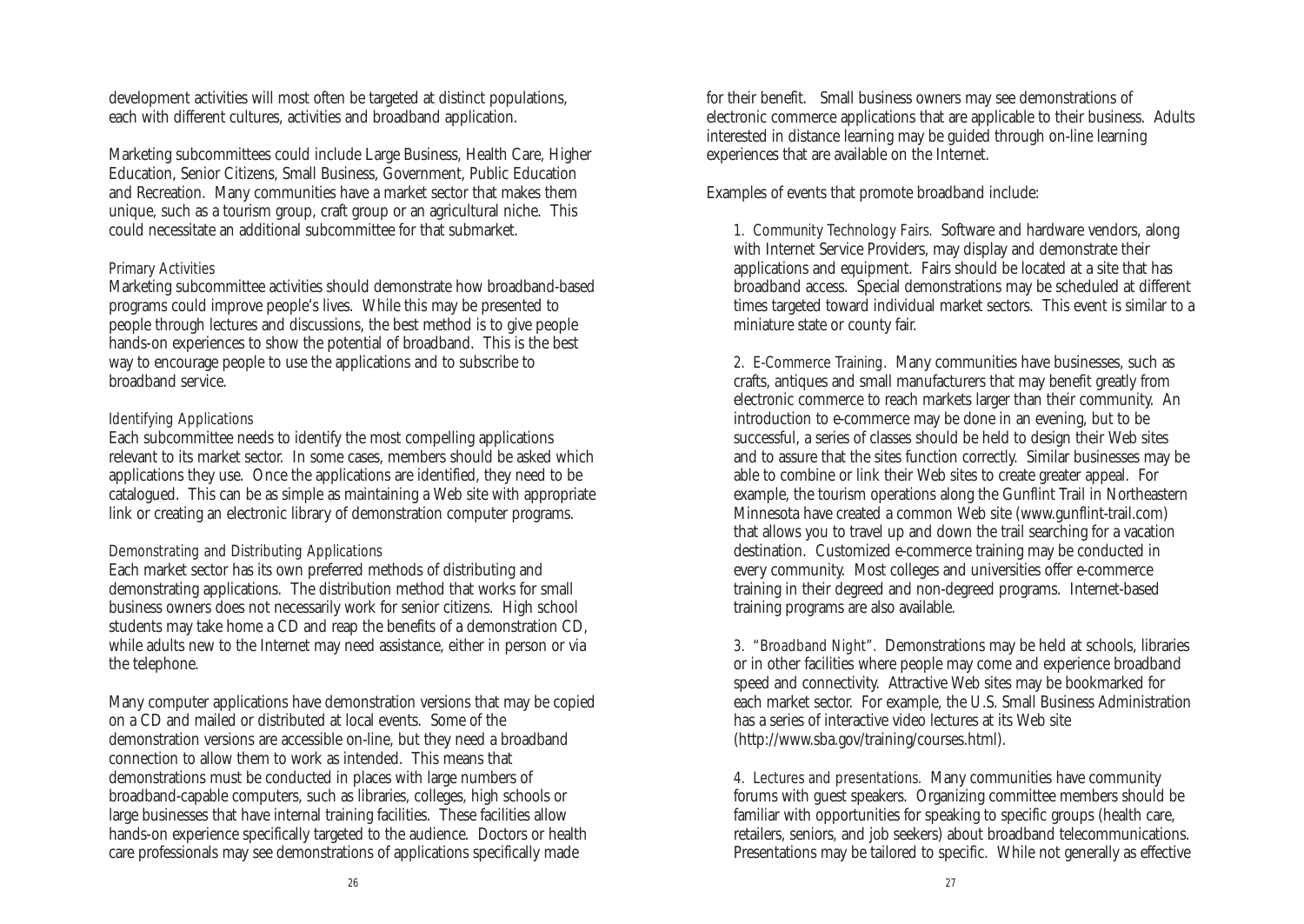development activities will most often be targeted at distinct populations, each with different cultures, activities and broadband application.

Marketing subcommittees could include Large Business, Health Care, Higher Education, Senior Citizens, Small Business, Government, Public Education and Recreation. Many communities have a market sector that makes them unique, such as a tourism group, craft group or an agricultural niche. This could necessitate an additional subcommittee for that submarket.

*Primary Activities*

Marketing subcommittee activities should demonstrate how broadband-based programs could improve people's lives. While this may be presented to people through lectures and discussions, the best method is to give people hands-on experiences to show the potential of broadband. This is the best way to encourage people to use the applications and to subscribe to broadband service.

*Identifying Applications*

Each subcommittee needs to identify the most compelling applications relevant to its market sector. In some cases, members should be asked which applications they use. Once the applications are identified, they need to be catalogued. This can be as simple as maintaining a Web site with appropriate link or creating an electronic library of demonstration computer programs.

*Demonstrating and Distributing Applications*

Each market sector has its own preferred methods of distributing and demonstrating applications. The distribution method that works for small business owners does not necessarily work for senior citizens. High school students may take home a CD and reap the benefits of a demonstration CD, while adults new to the Internet may need assistance, either in person or via the telephone.

Many computer applications have demonstration versions that may be copied on a CD and mailed or distributed at local events. Some of the demonstration versions are accessible on-line, but they need a broadband connection to allow them to work as intended. This means that demonstrations must be conducted in places with large numbers of broadband-capable computers, such as libraries, colleges, high schools or large businesses that have internal training facilities. These facilities allow hands-on experience specifically targeted to the audience. Doctors or health care professionals may see demonstrations of applications specifically made for their benefit. Small business owners may see demonstrations of electronic commerce applications that are applicable to their business. Adults interested in distance learning may be guided through on-line learning experiences that are available on the Internet.

Examples of events that promote broadband include:

1. *Community Technology Fairs.* Software and hardware vendors, along with Internet Service Providers, may display and demonstrate their applications and equipment. Fairs should be located at a site that has broadband access. Special demonstrations may be scheduled at different times targeted toward individual market sectors. This event is similar to a miniature state or county fair.

2. *E-Commerce Training.* Many communities have businesses, such as crafts, antiques and small manufacturers that may benefit greatly from electronic commerce to reach markets larger than their community. An introduction to e-commerce may be done in an evening, but to be successful, a series of classes should be held to design their Web sites and to assure that the sites function correctly. Similar businesses may be able to combine or link their Web sites to create greater appeal. For example, the tourism operations along the Gunflint Trail in Northeastern Minnesota have created a common Web site (www.gunflint-trail.com) that allows you to travel up and down the trail searching for a vacation destination. Customized e-commerce training may be conducted in every community. Most colleges and universities offer e-commerce training in their degreed and non-degreed programs. Internet-based training programs are also available.

3. *"Broadband Night".* Demonstrations may be held at schools, libraries or in other facilities where people may come and experience broadband speed and connectivity. Attractive Web sites may be bookmarked for each market sector. For example, the U.S. Small Business Administration has a series of interactive video lectures at its Web site (http://www.sba.gov/training/courses.html).

4. *Lectures and presentations.* Many communities have community forums with guest speakers. Organizing committee members should be familiar with opportunities for speaking to specific groups (health care, retailers, seniors, and job seekers) about broadband telecommunications. Presentations may be tailored to specific. While not generally as effective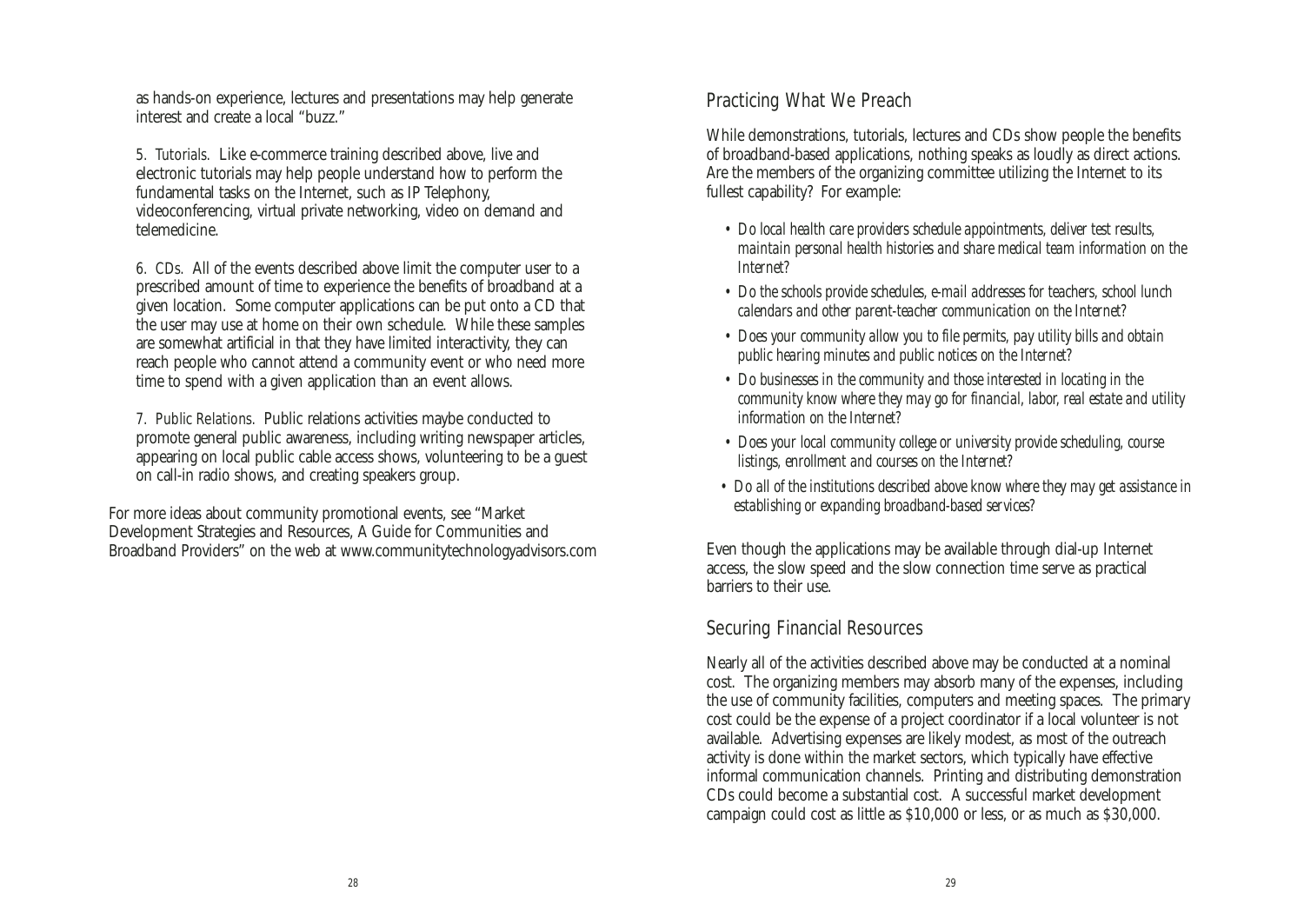as hands-on experience, lectures and presentations may help generate interest and create a local "buzz."

5. *Tutorials.* Like e-commerce training described above, live and electronic tutorials may help people understand how to perform the fundamental tasks on the Internet, such as IP Telephony, videoconferencing, virtual private networking, video on demand and telemedicine.

6. *CDs.* All of the events described above limit the computer user to a prescribed amount of time to experience the benefits of broadband at a given location. Some computer applications can be put onto a CD that the user may use at home on their own schedule. While these samples are somewhat artificial in that they have limited interactivity, they can reach people who cannot attend a community event or who need more time to spend with a given application than an event allows.

7. *Public Relations.* Public relations activities maybe conducted to promote general public awareness, including writing newspaper articles, appearing on local public cable access shows, volunteering to be a guest on call-in radio shows, and creating speakers group.

For more ideas about community promotional events, see "Market Development Strategies and Resources, A Guide for Communities and Broadband Providers" on the web at www.communitytechnologyadvisors.com

## Practicing What We Preach

While demonstrations, tutorials, lectures and CDs show people the benefits of broadband-based applications, nothing speaks as loudly as direct actions. Are the members of the organizing committee utilizing the Internet to its fullest capability? For example:

- *Do local health care providers schedule appointments, deliver test results, maintain personal health histories and share medical team information on the Internet?*
- *Do the schools provide schedules, e-mail addresses for teachers, school lunch calendars and other parent-teacher communication on the Internet?*
- *Does your community allow you to file permits, pay utility bills and obtain public hearing minutes and public notices on the Internet?*
- *Do businesses in the community and those interested in locating in the community know where they may go for financial, labor, real estate and utility information on the Internet?*
- *Does your local community college or university provide scheduling, course listings, enrollment and courses on the Internet?*
- *Do all of the institutions described above know where they may get assistance in establishing or expanding broadband-based services?*

Even though the applications may be available through dial-up Internet access, the slow speed and the slow connection time serve as practical barriers to their use.

## Securing Financial Resources

Nearly all of the activities described above may be conducted at a nominal cost. The organizing members may absorb many of the expenses, including the use of community facilities, computers and meeting spaces. The primary cost could be the expense of a project coordinator if a local volunteer is not available. Advertising expenses are likely modest, as most of the outreach activity is done within the market sectors, which typically have effective informal communication channels. Printing and distributing demonstration CDs could become a substantial cost. A successful market development campaign could cost as little as $10,000 or less, or as much as $30,000.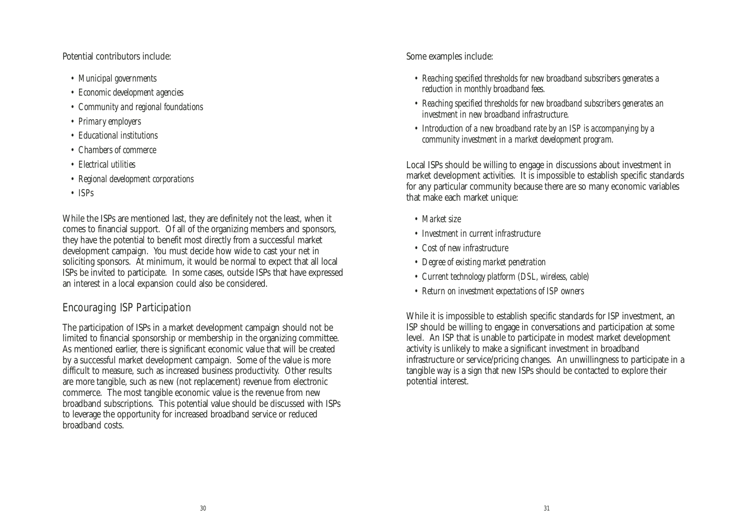Potential contributors include:

- *Municipal governments*
- *Economic development agencies*
- *Community and regional foundations*
- *Primary employers*
- *Educational institutions*
- *Chambers of commerce*
- *Electrical utilities*
- *Regional development corporations*
- *ISPs*

While the ISPs are mentioned last, they are definitely not the least, when it comes to financial support. Of all of the organizing members and sponsors, they have the potential to benefit most directly from a successful market development campaign. You must decide how wide to cast your net in soliciting sponsors. At minimum, it would be normal to expect that all local ISPs be invited to participate. In some cases, outside ISPs that have expressed an interest in a local expansion could also be considered.

## Encouraging ISP Participation

The participation of ISPs in a market development campaign should not be limited to financial sponsorship or membership in the organizing committee. As mentioned earlier, there is significant economic value that will be created by a successful market development campaign. Some of the value is more difficult to measure, such as increased business productivity. Other results are more tangible, such as new (not replacement) revenue from electronic commerce. The most tangible economic value is the revenue from new broadband subscriptions. This potential value should be discussed with ISPs to leverage the opportunity for increased broadband service or reduced broadband costs.

Some examples include:

- *Reaching specified thresholds for new broadband subscribers generates a reduction in monthly broadband fees.*
- *Reaching specified thresholds for new broadband subscribers generates an investment in new broadband infrastructure.*
- *Introduction of a new broadband rate by an ISP is accompanying by a community investment in a market development program.*

Local ISPs should be willing to engage in discussions about investment in market development activities. It is impossible to establish specific standards for any particular community because there are so many economic variables that make each market unique:

- *Market size*
- *Investment in current infrastructure*
- *Cost of new infrastructure*
- *Degree of existing market penetration*
- *Current technology platform (DSL, wireless, cable)*
- *Return on investment expectations of ISP owners*

While it is impossible to establish specific standards for ISP investment, an ISP should be willing to engage in conversations and participation at some level. An ISP that is unable to participate in modest market development activity is unlikely to make a significant investment in broadband infrastructure or service/pricing changes. An unwillingness to participate in a tangible way is a sign that new ISPs should be contacted to explore their potential interest.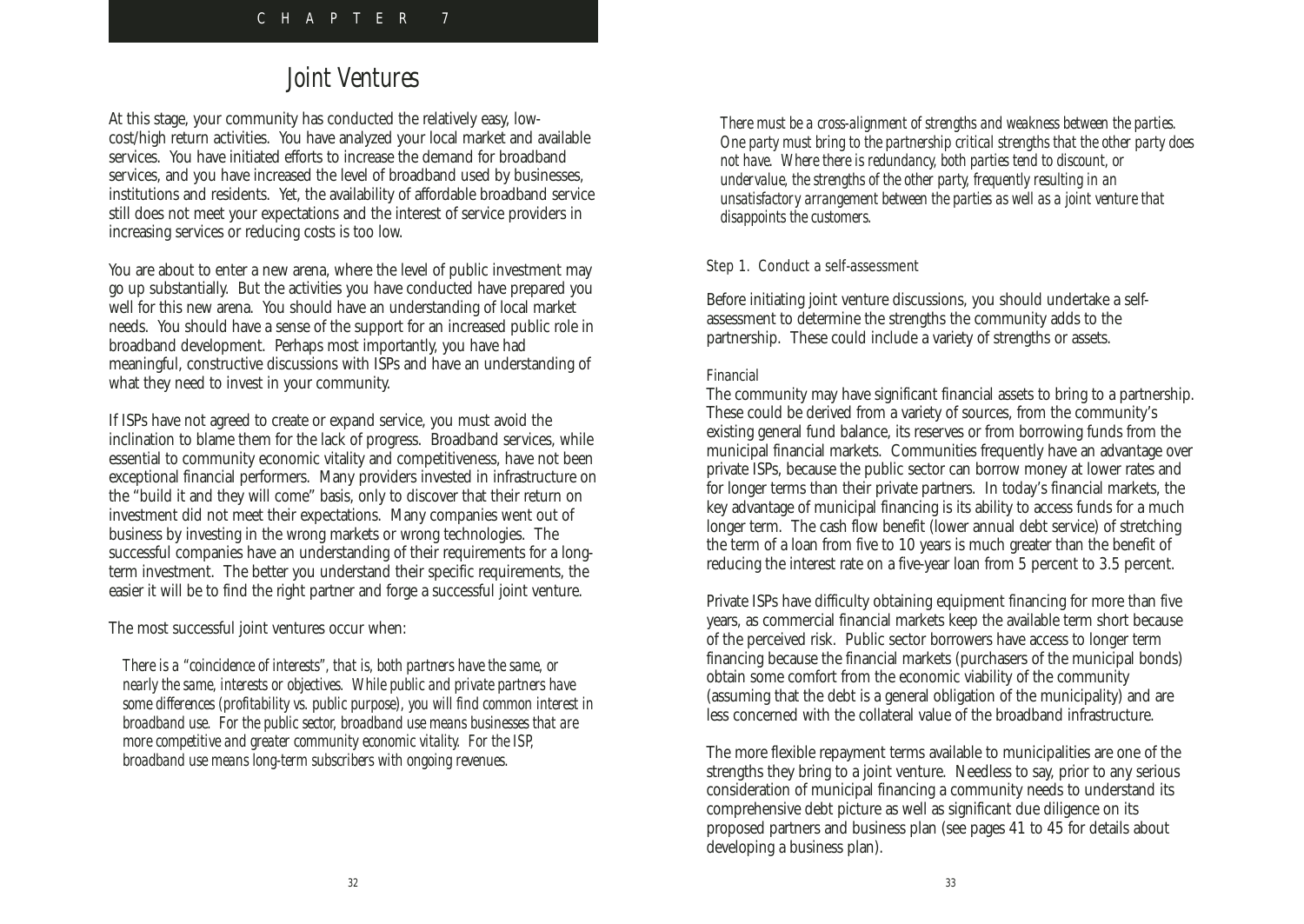# Chapter 7

## Joint Ventures

At this stage, your community has conducted the relatively easy, low-cost/high return activities. You have analyzed your local market and available services. You have initiated efforts to increase the demand for broadband services, and you have increased the level of broadband used by businesses, institutions and residents. Yet, the availability of affordable broadband service still does not meet your expectations and the interest of service providers in increasing services or reducing costs is too low.

You are about to enter a new arena, where the level of public investment may go up substantially. But the activities you have conducted have prepared you well for this new arena. You should have an understanding of local market needs. You should have a sense of the support for an increased public role in broadband development. Perhaps most importantly, you have had meaningful, constructive discussions with ISPs and have an understanding of what they need to invest in your community.

If ISPs have not agreed to create or expand service, you must avoid the inclination to blame them for the lack of progress. Broadband services, while essential to community economic vitality and competitiveness, have not been exceptional financial performers. Many providers invested in infrastructure on the "build it and they will come" basis, only to discover that their return on investment did not meet their expectations. Many companies went out of business by investing in the wrong markets or wrong technologies. The successful companies have an understanding of their requirements for a long-term investment. The better you understand their specific requirements, the easier it will be to find the right partner and forge a successful joint venture.

The most successful joint ventures occur when:

*There is a "coincidence of interests", that is, both partners have the same, or nearly the same, interests or objectives. While public and private partners have some differences (profitability vs. public purpose), you will find common interest in broadband use. For the public sector, broadband use means businesses that are more competitive and greater community economic vitality. For the ISP, broadband use means long-term subscribers with ongoing revenues.*

*There must be a cross-alignment of strengths and weakness between the parties. One party must bring to the partnership critical strengths that the other party does not have. Where there is redundancy, both parties tend to discount, or undervalue, the strengths of the other party, frequently resulting in an unsatisfactory arrangement between the parties as well as a joint venture that disappoints the customers.*

### Step 1. Conduct a self-assessment

Before initiating joint venture discussions, you should undertake a self-assessment to determine the strengths the community adds to the partnership. These could include a variety of strengths or assets.

#### Financial

The community may have significant financial assets to bring to a partnership. These could be derived from a variety of sources, from the community's existing general fund balance, its reserves or from borrowing funds from the municipal financial markets. Communities frequently have an advantage over private ISPs, because the public sector can borrow money at lower rates and for longer terms than their private partners. In today's financial markets, the key advantage of municipal financing is its ability to access funds for a much longer term. The cash flow benefit (lower annual debt service) of stretching the term of a loan from five to 10 years is much greater than the benefit of reducing the interest rate on a five-year loan from 5 percent to 3.5 percent.

Private ISPs have difficulty obtaining equipment financing for more than five years, as commercial financial markets keep the available term short because of the perceived risk. Public sector borrowers have access to longer term financing because the financial markets (purchasers of the municipal bonds) obtain some comfort from the economic viability of the community (assuming that the debt is a general obligation of the municipality) and are less concerned with the collateral value of the broadband infrastructure.

The more flexible repayment terms available to municipalities are one of the strengths they bring to a joint venture. Needless to say, prior to any serious consideration of municipal financing a community needs to understand its comprehensive debt picture as well as significant due diligence on its proposed partners and business plan (see pages 41 to 45 for details about developing a business plan).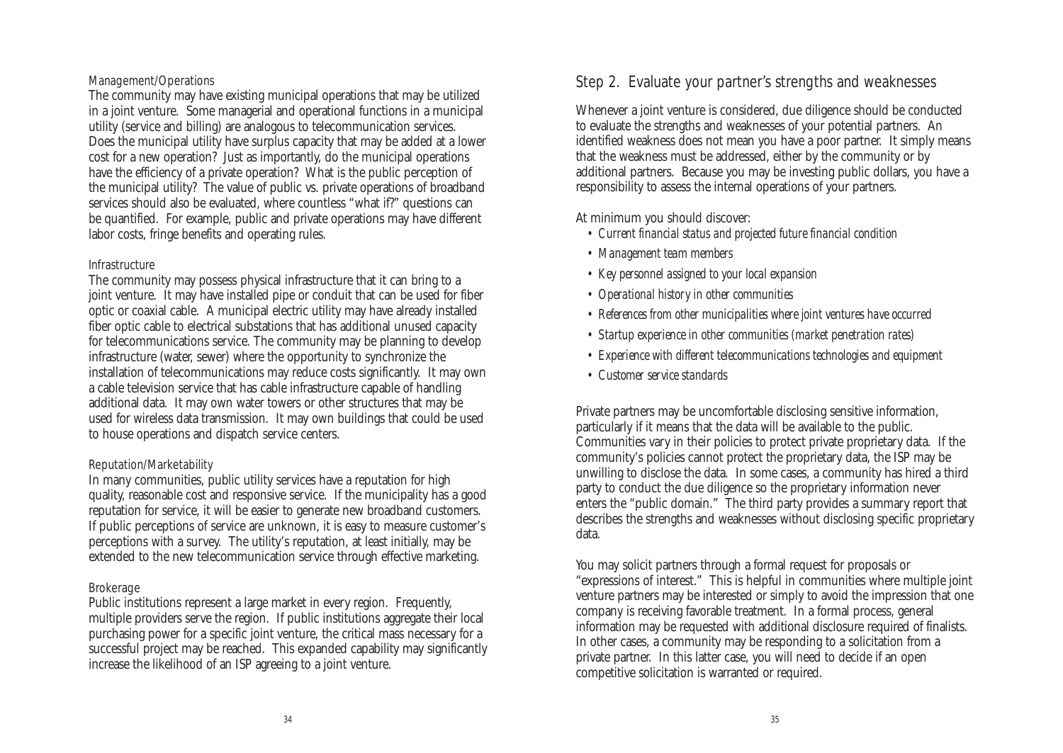### Management/Operations

The community may have existing municipal operations that may be utilized in a joint venture. Some managerial and operational functions in a municipal utility (service and billing) are analogous to telecommunication services. Does the municipal utility have surplus capacity that may be added at a lower cost for a new operation? Just as importantly, do the municipal operations have the efficiency of a private operation? What is the public perception of the municipal utility? The value of public vs. private operations of broadband services should also be evaluated, where countless "what if?" questions can be quantified. For example, public and private operations may have different labor costs, fringe benefits and operating rules.

### Infrastructure

The community may possess physical infrastructure that it can bring to a joint venture. It may have installed pipe or conduit that can be used for fiber optic or coaxial cable. A municipal electric utility may have already installed fiber optic cable to electrical substations that has additional unused capacity for telecommunications service. The community may be planning to develop infrastructure (water, sewer) where the opportunity to synchronize the installation of telecommunications may reduce costs significantly. It may own a cable television service that has cable infrastructure capable of handling additional data. It may own water towers or other structures that may be used for wireless data transmission. It may own buildings that could be used to house operations and dispatch service centers.

### Reputation/Marketability

In many communities, public utility services have a reputation for high quality, reasonable cost and responsive service. If the municipality has a good reputation for service, it will be easier to generate new broadband customers. If public perceptions of service are unknown, it is easy to measure customer's perceptions with a survey. The utility's reputation, at least initially, may be extended to the new telecommunication service through effective marketing.

### Brokerage

Public institutions represent a large market in every region. Frequently, multiple providers serve the region. If public institutions aggregate their local purchasing power for a specific joint venture, the critical mass necessary for a successful project may be reached. This expanded capability may significantly increase the likelihood of an ISP agreeing to a joint venture.

## Step 2. Evaluate your partner's strengths and weaknesses

Whenever a joint venture is considered, due diligence should be conducted to evaluate the strengths and weaknesses of your potential partners. An identified weakness does not mean you have a poor partner. It simply means that the weakness must be addressed, either by the community or by additional partners. Because you may be investing public dollars, you have a responsibility to assess the internal operations of your partners.

At minimum you should discover:

- *Current financial status and projected future financial condition*
- *Management team members*
- *Key personnel assigned to your local expansion*
- *Operational history in other communities*
- *References from other municipalities where joint ventures have occurred*
- *Startup experience in other communities (market penetration rates)*
- *Experience with different telecommunications technologies and equipment*
- *Customer service standards*

Private partners may be uncomfortable disclosing sensitive information, particularly if it means that the data will be available to the public. Communities vary in their policies to protect private proprietary data. If the community's policies cannot protect the proprietary data, the ISP may be unwilling to disclose the data. In some cases, a community has hired a third party to conduct the due diligence so the proprietary information never enters the "public domain." The third party provides a summary report that describes the strengths and weaknesses without disclosing specific proprietary data.

You may solicit partners through a formal request for proposals or "expressions of interest." This is helpful in communities where multiple joint venture partners may be interested or simply to avoid the impression that one company is receiving favorable treatment. In a formal process, general information may be requested with additional disclosure required of finalists. In other cases, a community may be responding to a solicitation from a private partner. In this latter case, you will need to decide if an open competitive solicitation is warranted or required.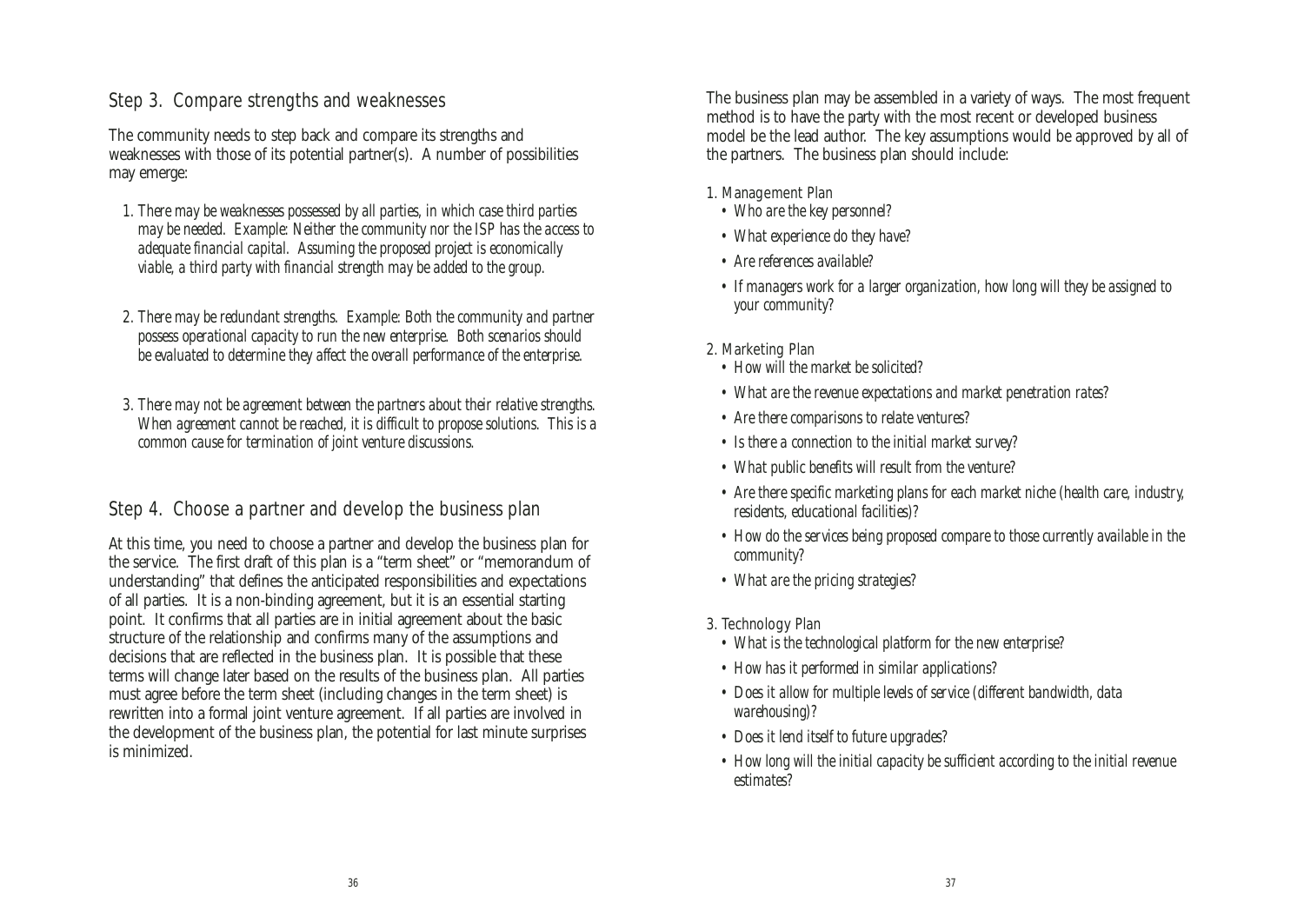## Step 3. Compare strengths and weaknesses

The community needs to step back and compare its strengths and weaknesses with those of its potential partner(s). A number of possibilities may emerge:

1. *There may be weaknesses possessed by all parties, in which case third parties may be needed. Example: Neither the community nor the ISP has the access to adequate financial capital. Assuming the proposed project is economically viable, a third party with financial strength may be added to the group.*

2. *There may be redundant strengths. Example: Both the community and partner possess operational capacity to run the new enterprise. Both scenarios should be evaluated to determine they affect the overall performance of the enterprise.*

3. *There may not be agreement between the partners about their relative strengths. When agreement cannot be reached, it is difficult to propose solutions. This is a common cause for termination of joint venture discussions.*

## Step 4. Choose a partner and develop the business plan

At this time, you need to choose a partner and develop the business plan for the service. The first draft of this plan is a "term sheet" or "memorandum of understanding" that defines the anticipated responsibilities and expectations of all parties. It is a non-binding agreement, but it is an essential starting point. It confirms that all parties are in initial agreement about the basic structure of the relationship and confirms many of the assumptions and decisions that are reflected in the business plan. It is possible that these terms will change later based on the results of the business plan. All parties must agree before the term sheet (including changes in the term sheet) is rewritten into a formal joint venture agreement. If all parties are involved in the development of the business plan, the potential for last minute surprises is minimized.

The business plan may be assembled in a variety of ways. The most frequent method is to have the party with the most recent or developed business model be the lead author. The key assumptions would be approved by all of the partners. The business plan should include:

1. Management Plan
   - *Who are the key personnel?*
   - *What experience do they have?*
   - *Are references available?*
   - *If managers work for a larger organization, how long will they be assigned to your community?*

2. Marketing Plan
   - *How will the market be solicited?*
   - *What are the revenue expectations and market penetration rates?*
   - *Are there comparisons to relate ventures?*
   - *Is there a connection to the initial market survey?*
   - *What public benefits will result from the venture?*
   - *Are there specific marketing plans for each market niche (health care, industry, residents, educational facilities)?*
   - *How do the services being proposed compare to those currently available in the community?*
   - *What are the pricing strategies?*

3. Technology Plan
   - *What is the technological platform for the new enterprise?*
   - *How has it performed in similar applications?*
   - *Does it allow for multiple levels of service (different bandwidth, data warehousing)?*
   - *Does it lend itself to future upgrades?*
   - *How long will the initial capacity be sufficient according to the initial revenue estimates?*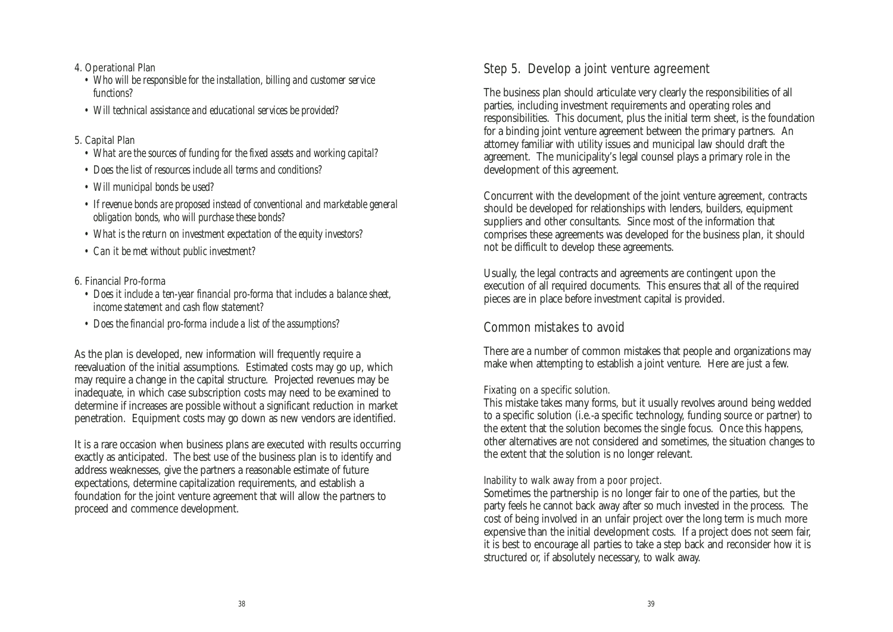4. Operational Plan

- *Who will be responsible for the installation, billing and customer service functions?*
- *Will technical assistance and educational services be provided?*

5. Capital Plan

- *What are the sources of funding for the fixed assets and working capital?*
- *Does the list of resources include all terms and conditions?*
- *Will municipal bonds be used?*
- *If revenue bonds are proposed instead of conventional and marketable general obligation bonds, who will purchase these bonds?*
- *What is the return on investment expectation of the equity investors?*
- *Can it be met without public investment?*

6. Financial Pro-forma

- *Does it include a ten-year financial pro-forma that includes a balance sheet, income statement and cash flow statement?*
- *Does the financial pro-forma include a list of the assumptions?*

As the plan is developed, new information will frequently require a reevaluation of the initial assumptions. Estimated costs may go up, which may require a change in the capital structure. Projected revenues may be inadequate, in which case subscription costs may need to be examined to determine if increases are possible without a significant reduction in market penetration. Equipment costs may go down as new vendors are identified.

It is a rare occasion when business plans are executed with results occurring exactly as anticipated. The best use of the business plan is to identify and address weaknesses, give the partners a reasonable estimate of future expectations, determine capitalization requirements, and establish a foundation for the joint venture agreement that will allow the partners to proceed and commence development.

## Step 5. Develop a joint venture agreement

The business plan should articulate very clearly the responsibilities of all parties, including investment requirements and operating roles and responsibilities. This document, plus the initial term sheet, is the foundation for a binding joint venture agreement between the primary partners. An attorney familiar with utility issues and municipal law should draft the agreement. The municipality's legal counsel plays a primary role in the development of this agreement.

Concurrent with the development of the joint venture agreement, contracts should be developed for relationships with lenders, builders, equipment suppliers and other consultants. Since most of the information that comprises these agreements was developed for the business plan, it should not be difficult to develop these agreements.

Usually, the legal contracts and agreements are contingent upon the execution of all required documents. This ensures that all of the required pieces are in place before investment capital is provided.

## Common mistakes to avoid

There are a number of common mistakes that people and organizations may make when attempting to establish a joint venture. Here are just a few.

### Fixating on a specific solution.

This mistake takes many forms, but it usually revolves around being wedded to a specific solution (i.e.-a specific technology, funding source or partner) to the extent that the solution becomes the single focus. Once this happens, other alternatives are not considered and sometimes, the situation changes to the extent that the solution is no longer relevant.

### Inability to walk away from a poor project.

Sometimes the partnership is no longer fair to one of the parties, but the party feels he cannot back away after so much invested in the process. The cost of being involved in an unfair project over the long term is much more expensive than the initial development costs. If a project does not seem fair, it is best to encourage all parties to take a step back and reconsider how it is structured or, if absolutely necessary, to walk away.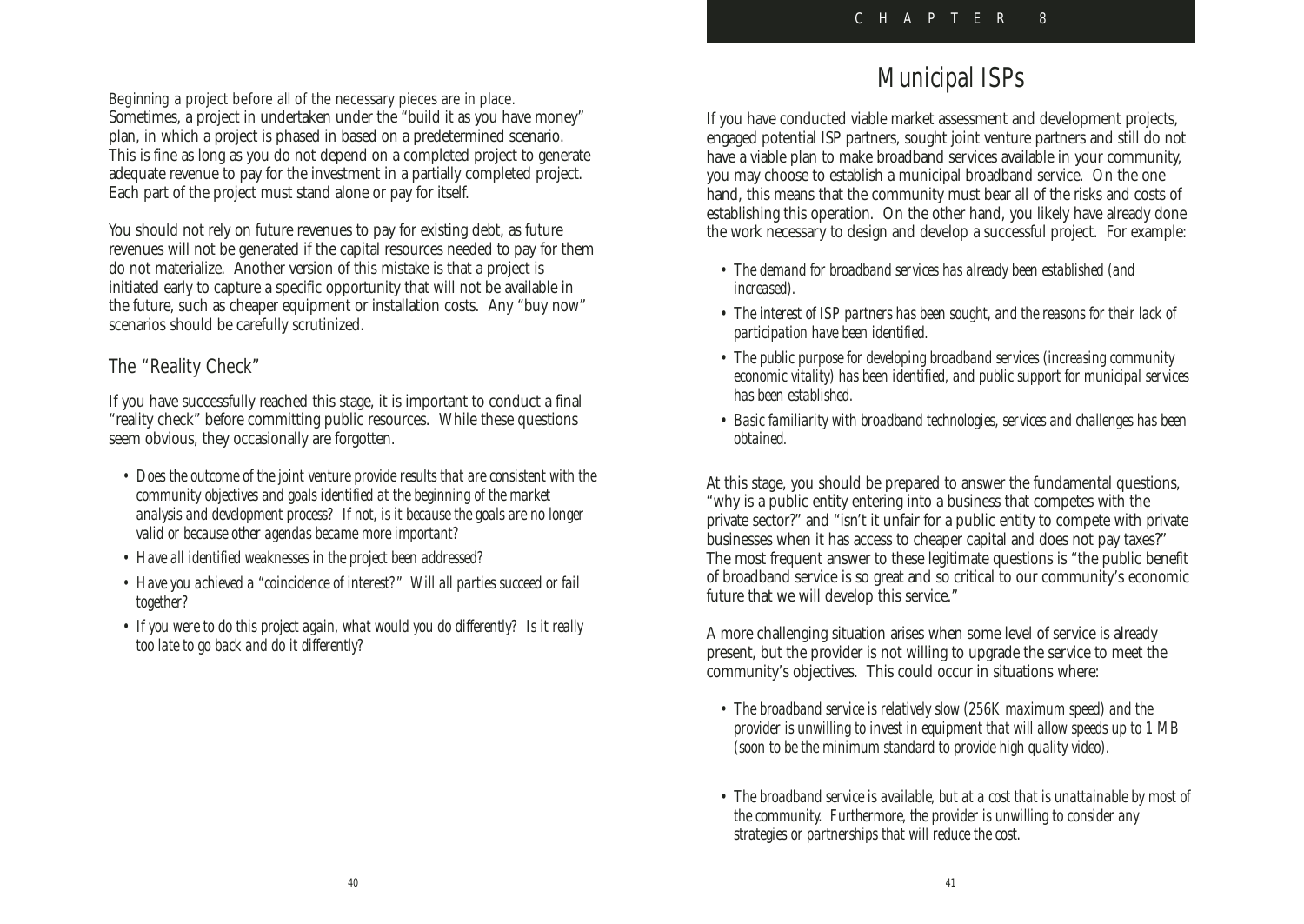*Beginning a project before all of the necessary pieces are in place.* Sometimes, a project in undertaken under the "build it as you have money" plan, in which a project is phased in based on a predetermined scenario. This is fine as long as you do not depend on a completed project to generate adequate revenue to pay for the investment in a partially completed project. Each part of the project must stand alone or pay for itself.

You should not rely on future revenues to pay for existing debt, as future revenues will not be generated if the capital resources needed to pay for them do not materialize. Another version of this mistake is that a project is initiated early to capture a specific opportunity that will not be available in the future, such as cheaper equipment or installation costs. Any "buy now" scenarios should be carefully scrutinized.

## The "Reality Check"

If you have successfully reached this stage, it is important to conduct a final "reality check" before committing public resources. While these questions seem obvious, they occasionally are forgotten.

- *Does the outcome of the joint venture provide results that are consistent with the community objectives and goals identified at the beginning of the market analysis and development process? If not, is it because the goals are no longer valid or because other agendas became more important?*
- *Have all identified weaknesses in the project been addressed?*
- *Have you achieved a "coincidence of interest?" Will all parties succeed or fail together?*
- *If you were to do this project again, what would you do differently? Is it really too late to go back and do it differently?*

CHAPTER 8

# Municipal ISPs

If you have conducted viable market assessment and development projects, engaged potential ISP partners, sought joint venture partners and still do not have a viable plan to make broadband services available in your community, you may choose to establish a municipal broadband service. On the one hand, this means that the community must bear all of the risks and costs of establishing this operation. On the other hand, you likely have already done the work necessary to design and develop a successful project. For example:

- *The demand for broadband services has already been established (and increased).*
- *The interest of ISP partners has been sought, and the reasons for their lack of participation have been identified.*
- *The public purpose for developing broadband services (increasing community economic vitality) has been identified, and public support for municipal services has been established.*
- *Basic familiarity with broadband technologies, services and challenges has been obtained.*

At this stage, you should be prepared to answer the fundamental questions, "why is a public entity entering into a business that competes with the private sector?" and "isn't it unfair for a public entity to compete with private businesses when it has access to cheaper capital and does not pay taxes?" The most frequent answer to these legitimate questions is "the public benefit of broadband service is so great and so critical to our community's economic future that we will develop this service."

A more challenging situation arises when some level of service is already present, but the provider is not willing to upgrade the service to meet the community's objectives. This could occur in situations where:

- *The broadband service is relatively slow (256K maximum speed) and the provider is unwilling to invest in equipment that will allow speeds up to 1 MB (soon to be the minimum standard to provide high quality video).*
- *The broadband service is available, but at a cost that is unattainable by most of the community. Furthermore, the provider is unwilling to consider any strategies or partnerships that will reduce the cost.*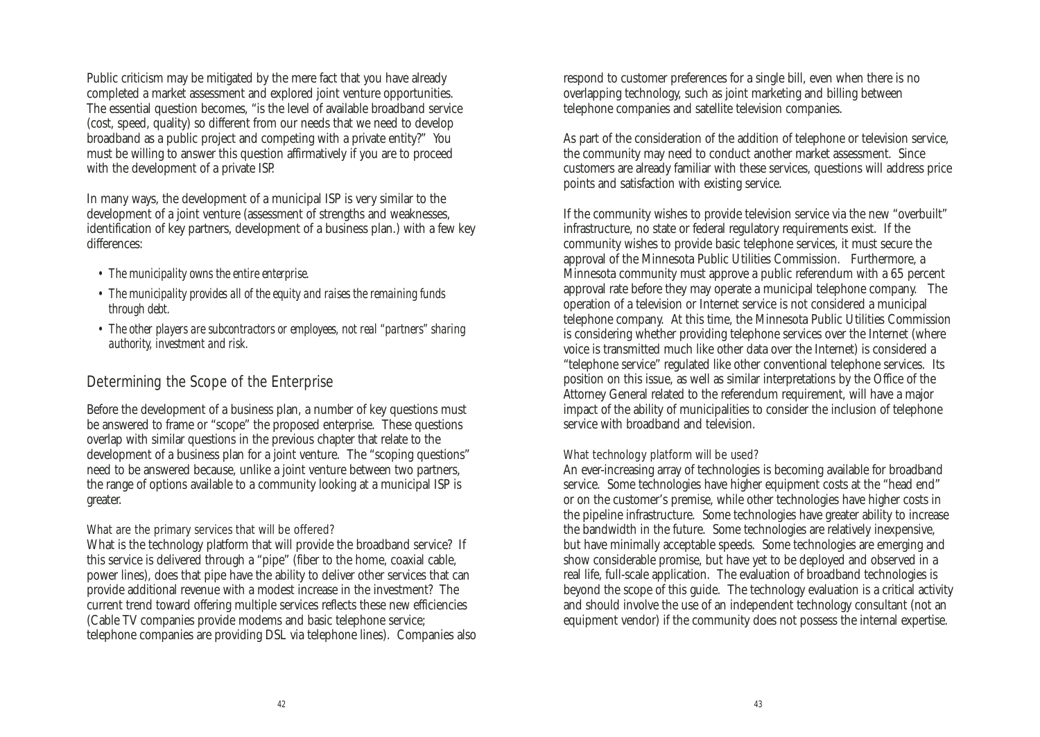Public criticism may be mitigated by the mere fact that you have already completed a market assessment and explored joint venture opportunities. The essential question becomes, "is the level of available broadband service (cost, speed, quality) so different from our needs that we need to develop broadband as a public project and competing with a private entity?" You must be willing to answer this question affirmatively if you are to proceed with the development of a private ISP.

In many ways, the development of a municipal ISP is very similar to the development of a joint venture (assessment of strengths and weaknesses, identification of key partners, development of a business plan.) with a few key differences:

- *The municipality owns the entire enterprise.*
- *The municipality provides all of the equity and raises the remaining funds through debt.*
- *The other players are subcontractors or employees, not real "partners" sharing authority, investment and risk.*

## Determining the Scope of the Enterprise

Before the development of a business plan, a number of key questions must be answered to frame or "scope" the proposed enterprise. These questions overlap with similar questions in the previous chapter that relate to the development of a business plan for a joint venture. The "scoping questions" need to be answered because, unlike a joint venture between two partners, the range of options available to a community looking at a municipal ISP is greater.

### What are the primary services that will be offered?

What is the technology platform that will provide the broadband service? If this service is delivered through a "pipe" (fiber to the home, coaxial cable, power lines), does that pipe have the ability to deliver other services that can provide additional revenue with a modest increase in the investment? The current trend toward offering multiple services reflects these new efficiencies (Cable TV companies provide modems and basic telephone service; telephone companies are providing DSL via telephone lines). Companies also respond to customer preferences for a single bill, even when there is no overlapping technology, such as joint marketing and billing between telephone companies and satellite television companies.

As part of the consideration of the addition of telephone or television service, the community may need to conduct another market assessment. Since customers are already familiar with these services, questions will address price points and satisfaction with existing service.

If the community wishes to provide television service via the new "overbuilt" infrastructure, no state or federal regulatory requirements exist. If the community wishes to provide basic telephone services, it must secure the approval of the Minnesota Public Utilities Commission. Furthermore, a Minnesota community must approve a public referendum with a 65 percent approval rate before they may operate a municipal telephone company. The operation of a television or Internet service is not considered a municipal telephone company. At this time, the Minnesota Public Utilities Commission is considering whether providing telephone services over the Internet (where voice is transmitted much like other data over the Internet) is considered a "telephone service" regulated like other conventional telephone services. Its position on this issue, as well as similar interpretations by the Office of the Attorney General related to the referendum requirement, will have a major impact of the ability of municipalities to consider the inclusion of telephone service with broadband and television.

### What technology platform will be used?

An ever-increasing array of technologies is becoming available for broadband service. Some technologies have higher equipment costs at the "head end" or on the customer's premise, while other technologies have higher costs in the pipeline infrastructure. Some technologies have greater ability to increase the bandwidth in the future. Some technologies are relatively inexpensive, but have minimally acceptable speeds. Some technologies are emerging and show considerable promise, but have yet to be deployed and observed in a real life, full-scale application. The evaluation of broadband technologies is beyond the scope of this guide. The technology evaluation is a critical activity and should involve the use of an independent technology consultant (not an equipment vendor) if the community does not possess the internal expertise.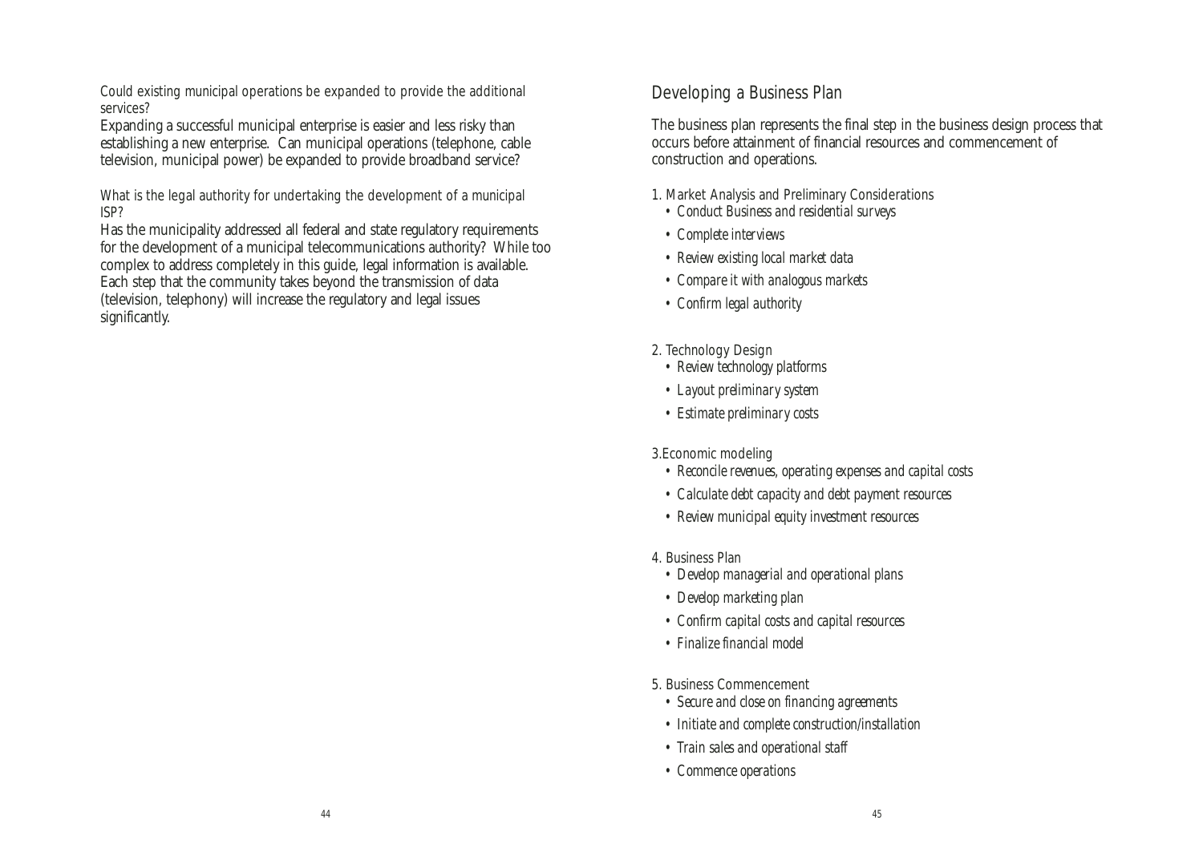### Could existing municipal operations be expanded to provide the additional services?

Expanding a successful municipal enterprise is easier and less risky than establishing a new enterprise. Can municipal operations (telephone, cable television, municipal power) be expanded to provide broadband service?

### What is the legal authority for undertaking the development of a municipal ISP?

Has the municipality addressed all federal and state regulatory requirements for the development of a municipal telecommunications authority? While too complex to address completely in this guide, legal information is available. Each step that the community takes beyond the transmission of data (television, telephony) will increase the regulatory and legal issues significantly.

## Developing a Business Plan

The business plan represents the final step in the business design process that occurs before attainment of financial resources and commencement of construction and operations.

1. Market Analysis and Preliminary Considerations
   - *Conduct Business and residential surveys*
   - *Complete interviews*
   - *Review existing local market data*
   - *Compare it with analogous markets*
   - *Confirm legal authority*

2. Technology Design
   - *Review technology platforms*
   - *Layout preliminary system*
   - *Estimate preliminary costs*

3. Economic modeling
   - *Reconcile revenues, operating expenses and capital costs*
   - *Calculate debt capacity and debt payment resources*
   - *Review municipal equity investment resources*

4. Business Plan
   - *Develop managerial and operational plans*
   - *Develop marketing plan*
   - *Confirm capital costs and capital resources*
   - *Finalize financial model*

5. Business Commencement
   - *Secure and close on financing agreements*
   - *Initiate and complete construction/installation*
   - *Train sales and operational staff*
   - *Commence operations*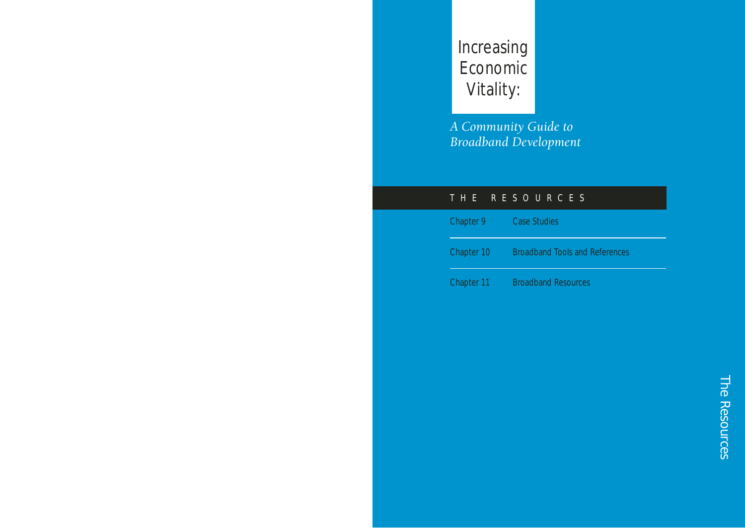# Increasing Economic Vitality:

*A Community Guide to Broadband Development*

## THE RESOURCES

| | |
|---|---|
| Chapter 9 | Case Studies |
| Chapter 10 | Broadband Tools and References |
| Chapter 11 | Broadband Resources |

The Resources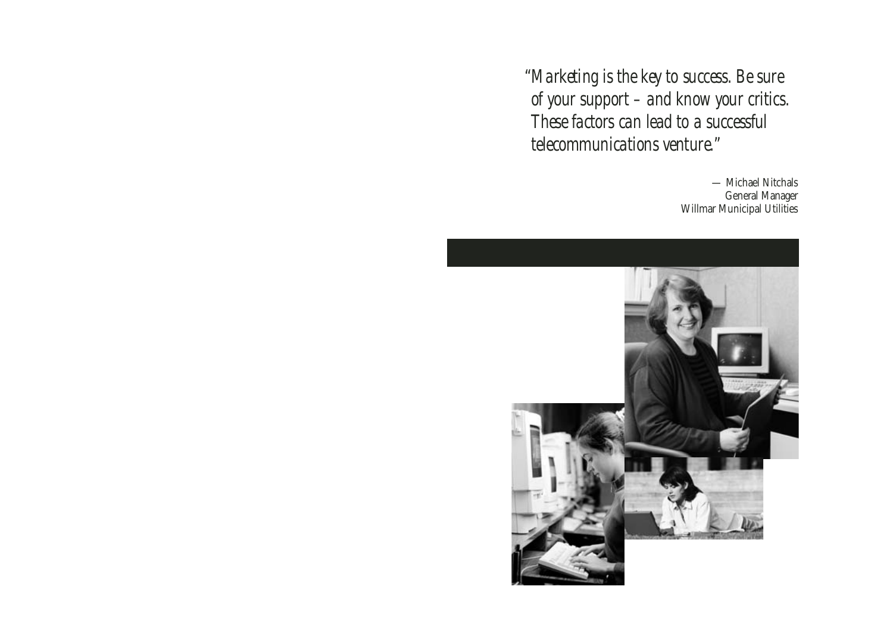*"Marketing is the key to success. Be sure of your support – and know your critics. These factors can lead to a successful telecommunications venture."*

— Michael Nitchals
General Manager
Willmar Municipal Utilities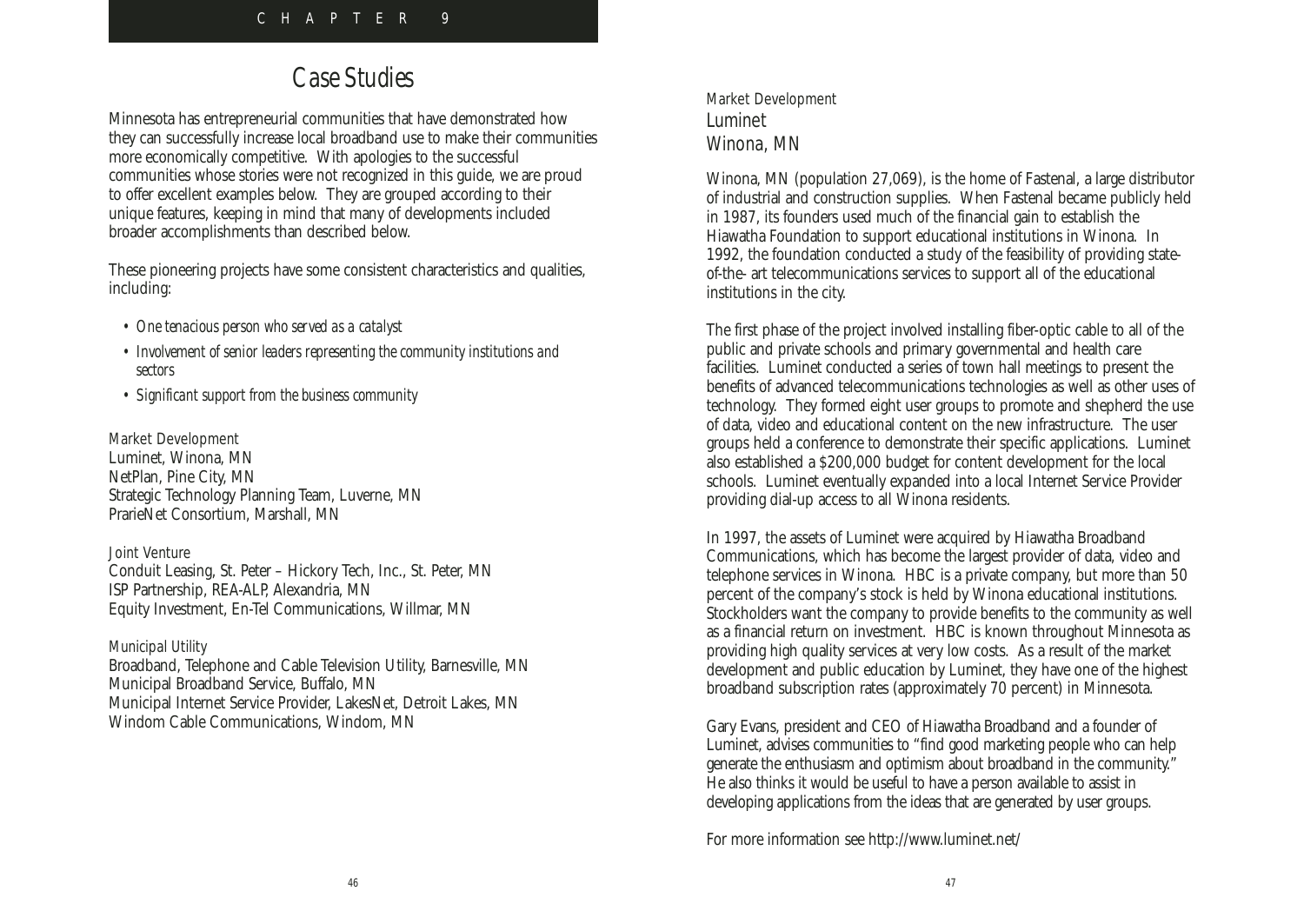# CHAPTER 9

## Case Studies

Minnesota has entrepreneurial communities that have demonstrated how they can successfully increase local broadband use to make their communities more economically competitive. With apologies to the successful communities whose stories were not recognized in this guide, we are proud to offer excellent examples below. They are grouped according to their unique features, keeping in mind that many of developments included broader accomplishments than described below.

These pioneering projects have some consistent characteristics and qualities, including:

- *One tenacious person who served as a catalyst*
- *Involvement of senior leaders representing the community institutions and sectors*
- *Significant support from the business community*

*Market Development*
Luminet, Winona, MN
NetPlan, Pine City, MN
Strategic Technology Planning Team, Luverne, MN
PrarieNet Consortium, Marshall, MN

*Joint Venture*
Conduit Leasing, St. Peter – Hickory Tech, Inc., St. Peter, MN
ISP Partnership, REA-ALP, Alexandria, MN
Equity Investment, En-Tel Communications, Willmar, MN

*Municipal Utility*
Broadband, Telephone and Cable Television Utility, Barnesville, MN
Municipal Broadband Service, Buffalo, MN
Municipal Internet Service Provider, LakesNet, Detroit Lakes, MN
Windom Cable Communications, Windom, MN

*Market Development*
### Luminet
### Winona, MN

Winona, MN (population 27,069), is the home of Fastenal, a large distributor of industrial and construction supplies. When Fastenal became publicly held in 1987, its founders used much of the financial gain to establish the Hiawatha Foundation to support educational institutions in Winona. In 1992, the foundation conducted a study of the feasibility of providing state-of-the- art telecommunications services to support all of the educational institutions in the city.

The first phase of the project involved installing fiber-optic cable to all of the public and private schools and primary governmental and health care facilities. Luminet conducted a series of town hall meetings to present the benefits of advanced telecommunications technologies as well as other uses of technology. They formed eight user groups to promote and shepherd the use of data, video and educational content on the new infrastructure. The user groups held a conference to demonstrate their specific applications. Luminet also established a $200,000 budget for content development for the local schools. Luminet eventually expanded into a local Internet Service Provider providing dial-up access to all Winona residents.

In 1997, the assets of Luminet were acquired by Hiawatha Broadband Communications, which has become the largest provider of data, video and telephone services in Winona. HBC is a private company, but more than 50 percent of the company's stock is held by Winona educational institutions. Stockholders want the company to provide benefits to the community as well as a financial return on investment. HBC is known throughout Minnesota as providing high quality services at very low costs. As a result of the market development and public education by Luminet, they have one of the highest broadband subscription rates (approximately 70 percent) in Minnesota.

Gary Evans, president and CEO of Hiawatha Broadband and a founder of Luminet, advises communities to "find good marketing people who can help generate the enthusiasm and optimism about broadband in the community." He also thinks it would be useful to have a person available to assist in developing applications from the ideas that are generated by user groups.

For more information see http://www.luminet.net/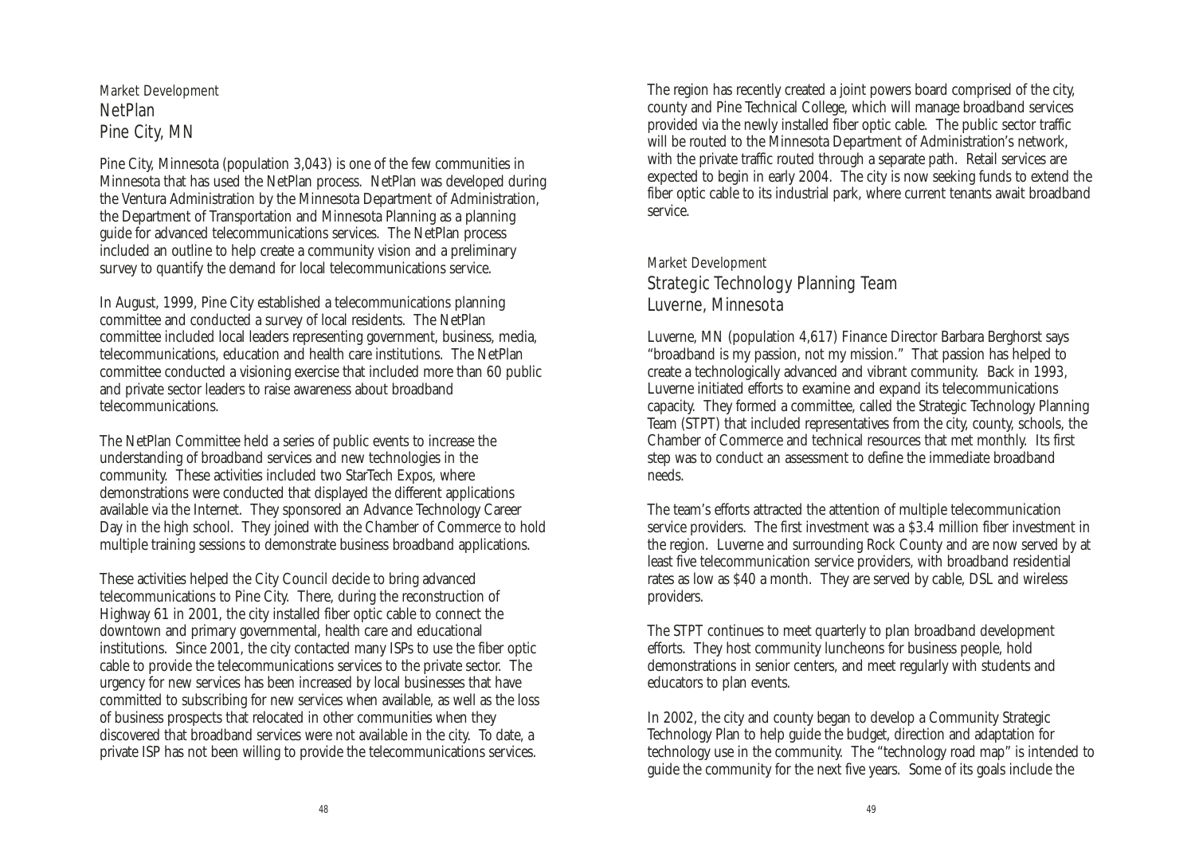*Market Development*

## NetPlan
## Pine City, MN

Pine City, Minnesota (population 3,043) is one of the few communities in Minnesota that has used the NetPlan process. NetPlan was developed during the Ventura Administration by the Minnesota Department of Administration, the Department of Transportation and Minnesota Planning as a planning guide for advanced telecommunications services. The NetPlan process included an outline to help create a community vision and a preliminary survey to quantify the demand for local telecommunications service.

In August, 1999, Pine City established a telecommunications planning committee and conducted a survey of local residents. The NetPlan committee included local leaders representing government, business, media, telecommunications, education and health care institutions. The NetPlan committee conducted a visioning exercise that included more than 60 public and private sector leaders to raise awareness about broadband telecommunications.

The NetPlan Committee held a series of public events to increase the understanding of broadband services and new technologies in the community. These activities included two StarTech Expos, where demonstrations were conducted that displayed the different applications available via the Internet. They sponsored an Advance Technology Career Day in the high school. They joined with the Chamber of Commerce to hold multiple training sessions to demonstrate business broadband applications.

These activities helped the City Council decide to bring advanced telecommunications to Pine City. There, during the reconstruction of Highway 61 in 2001, the city installed fiber optic cable to connect the downtown and primary governmental, health care and educational institutions. Since 2001, the city contacted many ISPs to use the fiber optic cable to provide the telecommunications services to the private sector. The urgency for new services has been increased by local businesses that have committed to subscribing for new services when available, as well as the loss of business prospects that relocated in other communities when they discovered that broadband services were not available in the city. To date, a private ISP has not been willing to provide the telecommunications services.

The region has recently created a joint powers board comprised of the city, county and Pine Technical College, which will manage broadband services provided via the newly installed fiber optic cable. The public sector traffic will be routed to the Minnesota Department of Administration's network, with the private traffic routed through a separate path. Retail services are expected to begin in early 2004. The city is now seeking funds to extend the fiber optic cable to its industrial park, where current tenants await broadband service.

*Market Development*

## Strategic Technology Planning Team
## Luverne, Minnesota

Luverne, MN (population 4,617) Finance Director Barbara Berghorst says "broadband is my passion, not my mission." That passion has helped to create a technologically advanced and vibrant community. Back in 1993, Luverne initiated efforts to examine and expand its telecommunications capacity. They formed a committee, called the Strategic Technology Planning Team (STPT) that included representatives from the city, county, schools, the Chamber of Commerce and technical resources that met monthly. Its first step was to conduct an assessment to define the immediate broadband needs.

The team's efforts attracted the attention of multiple telecommunication service providers. The first investment was a $3.4 million fiber investment in the region. Luverne and surrounding Rock County and are now served by at least five telecommunication service providers, with broadband residential rates as low as $40 a month. They are served by cable, DSL and wireless providers.

The STPT continues to meet quarterly to plan broadband development efforts. They host community luncheons for business people, hold demonstrations in senior centers, and meet regularly with students and educators to plan events.

In 2002, the city and county began to develop a Community Strategic Technology Plan to help guide the budget, direction and adaptation for technology use in the community. The "technology road map" is intended to guide the community for the next five years. Some of its goals include the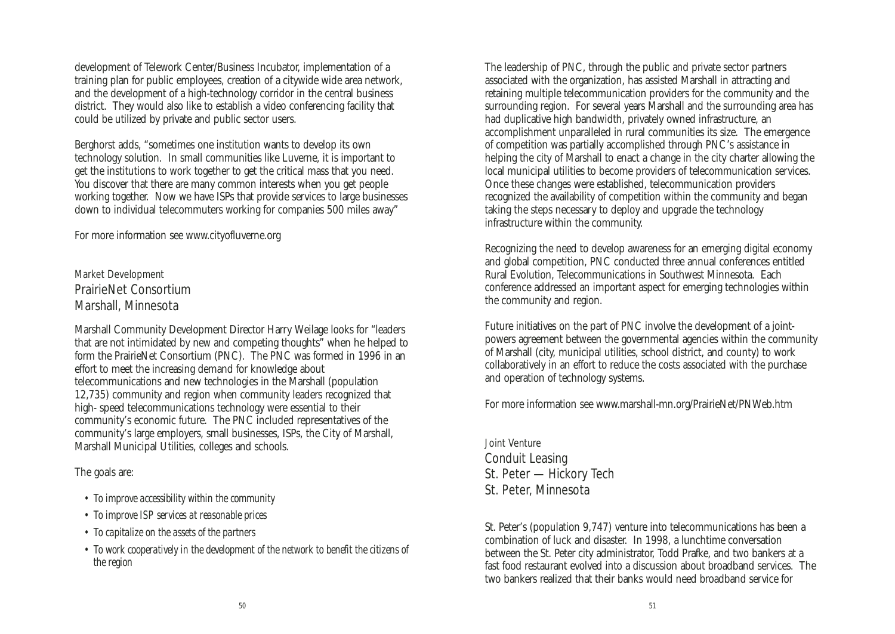development of Telework Center/Business Incubator, implementation of a training plan for public employees, creation of a citywide wide area network, and the development of a high-technology corridor in the central business district. They would also like to establish a video conferencing facility that could be utilized by private and public sector users.

Berghorst adds, "sometimes one institution wants to develop its own technology solution. In small communities like Luverne, it is important to get the institutions to work together to get the critical mass that you need. You discover that there are many common interests when you get people working together. Now we have ISPs that provide services to large businesses down to individual telecommuters working for companies 500 miles away"

For more information see www.cityofluverne.org

*Market Development*

## PrairieNet Consortium
## Marshall, Minnesota

Marshall Community Development Director Harry Weilage looks for "leaders that are not intimidated by new and competing thoughts" when he helped to form the PrairieNet Consortium (PNC). The PNC was formed in 1996 in an effort to meet the increasing demand for knowledge about telecommunications and new technologies in the Marshall (population 12,735) community and region when community leaders recognized that high- speed telecommunications technology were essential to their community's economic future. The PNC included representatives of the community's large employers, small businesses, ISPs, the City of Marshall, Marshall Municipal Utilities, colleges and schools.

The goals are:

- *To improve accessibility within the community*
- *To improve ISP services at reasonable prices*
- *To capitalize on the assets of the partners*
- *To work cooperatively in the development of the network to benefit the citizens of the region*

The leadership of PNC, through the public and private sector partners associated with the organization, has assisted Marshall in attracting and retaining multiple telecommunication providers for the community and the surrounding region. For several years Marshall and the surrounding area has had duplicative high bandwidth, privately owned infrastructure, an accomplishment unparalleled in rural communities its size. The emergence of competition was partially accomplished through PNC's assistance in helping the city of Marshall to enact a change in the city charter allowing the local municipal utilities to become providers of telecommunication services. Once these changes were established, telecommunication providers recognized the availability of competition within the community and began taking the steps necessary to deploy and upgrade the technology infrastructure within the community.

Recognizing the need to develop awareness for an emerging digital economy and global competition, PNC conducted three annual conferences entitled Rural Evolution, Telecommunications in Southwest Minnesota. Each conference addressed an important aspect for emerging technologies within the community and region.

Future initiatives on the part of PNC involve the development of a joint-powers agreement between the governmental agencies within the community of Marshall (city, municipal utilities, school district, and county) to work collaboratively in an effort to reduce the costs associated with the purchase and operation of technology systems.

For more information see www.marshall-mn.org/PrairieNet/PNWeb.htm

*Joint Venture*

## Conduit Leasing
## St. Peter — Hickory Tech
## St. Peter, Minnesota

St. Peter's (population 9,747) venture into telecommunications has been a combination of luck and disaster. In 1998, a lunchtime conversation between the St. Peter city administrator, Todd Prafke, and two bankers at a fast food restaurant evolved into a discussion about broadband services. The two bankers realized that their banks would need broadband service for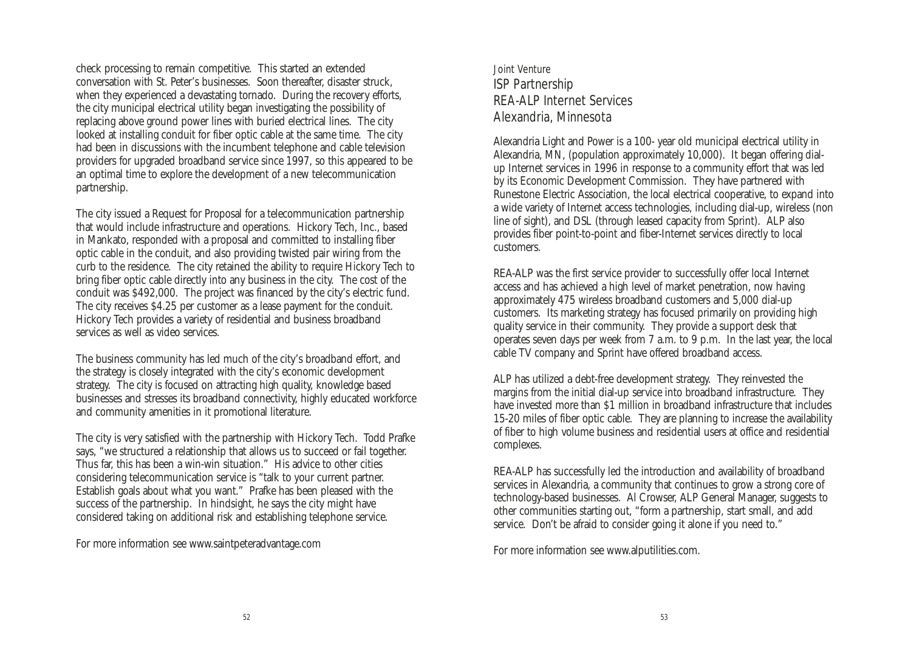check processing to remain competitive. This started an extended conversation with St. Peter's businesses. Soon thereafter, disaster struck, when they experienced a devastating tornado. During the recovery efforts, the city municipal electrical utility began investigating the possibility of replacing above ground power lines with buried electrical lines. The city looked at installing conduit for fiber optic cable at the same time. The city had been in discussions with the incumbent telephone and cable television providers for upgraded broadband service since 1997, so this appeared to be an optimal time to explore the development of a new telecommunication partnership.

The city issued a Request for Proposal for a telecommunication partnership that would include infrastructure and operations. Hickory Tech, Inc., based in Mankato, responded with a proposal and committed to installing fiber optic cable in the conduit, and also providing twisted pair wiring from the curb to the residence. The city retained the ability to require Hickory Tech to bring fiber optic cable directly into any business in the city. The cost of the conduit was $492,000. The project was financed by the city's electric fund. The city receives $4.25 per customer as a lease payment for the conduit. Hickory Tech provides a variety of residential and business broadband services as well as video services.

The business community has led much of the city's broadband effort, and the strategy is closely integrated with the city's economic development strategy. The city is focused on attracting high quality, knowledge based businesses and stresses its broadband connectivity, highly educated workforce and community amenities in it promotional literature.

The city is very satisfied with the partnership with Hickory Tech. Todd Prafke says, "we structured a relationship that allows us to succeed or fail together. Thus far, this has been a win-win situation." His advice to other cities considering telecommunication service is "talk to your current partner. Establish goals about what you want." Prafke has been pleased with the success of the partnership. In hindsight, he says the city might have considered taking on additional risk and establishing telephone service.

For more information see www.saintpeteradvantage.com

*Joint Venture*

## ISP Partnership
## REA-ALP Internet Services
## Alexandria, Minnesota

Alexandria Light and Power is a 100- year old municipal electrical utility in Alexandria, MN, (population approximately 10,000). It began offering dial-up Internet services in 1996 in response to a community effort that was led by its Economic Development Commission. They have partnered with Runestone Electric Association, the local electrical cooperative, to expand into a wide variety of Internet access technologies, including dial-up, wireless (non line of sight), and DSL (through leased capacity from Sprint). ALP also provides fiber point-to-point and fiber-Internet services directly to local customers.

REA-ALP was the first service provider to successfully offer local Internet access and has achieved a high level of market penetration, now having approximately 475 wireless broadband customers and 5,000 dial-up customers. Its marketing strategy has focused primarily on providing high quality service in their community. They provide a support desk that operates seven days per week from 7 a.m. to 9 p.m. In the last year, the local cable TV company and Sprint have offered broadband access.

ALP has utilized a debt-free development strategy. They reinvested the margins from the initial dial-up service into broadband infrastructure. They have invested more than $1 million in broadband infrastructure that includes 15-20 miles of fiber optic cable. They are planning to increase the availability of fiber to high volume business and residential users at office and residential complexes.

REA-ALP has successfully led the introduction and availability of broadband services in Alexandria, a community that continues to grow a strong core of technology-based businesses. Al Crowser, ALP General Manager, suggests to other communities starting out, "form a partnership, start small, and add service. Don't be afraid to consider going it alone if you need to."

For more information see www.alputilities.com.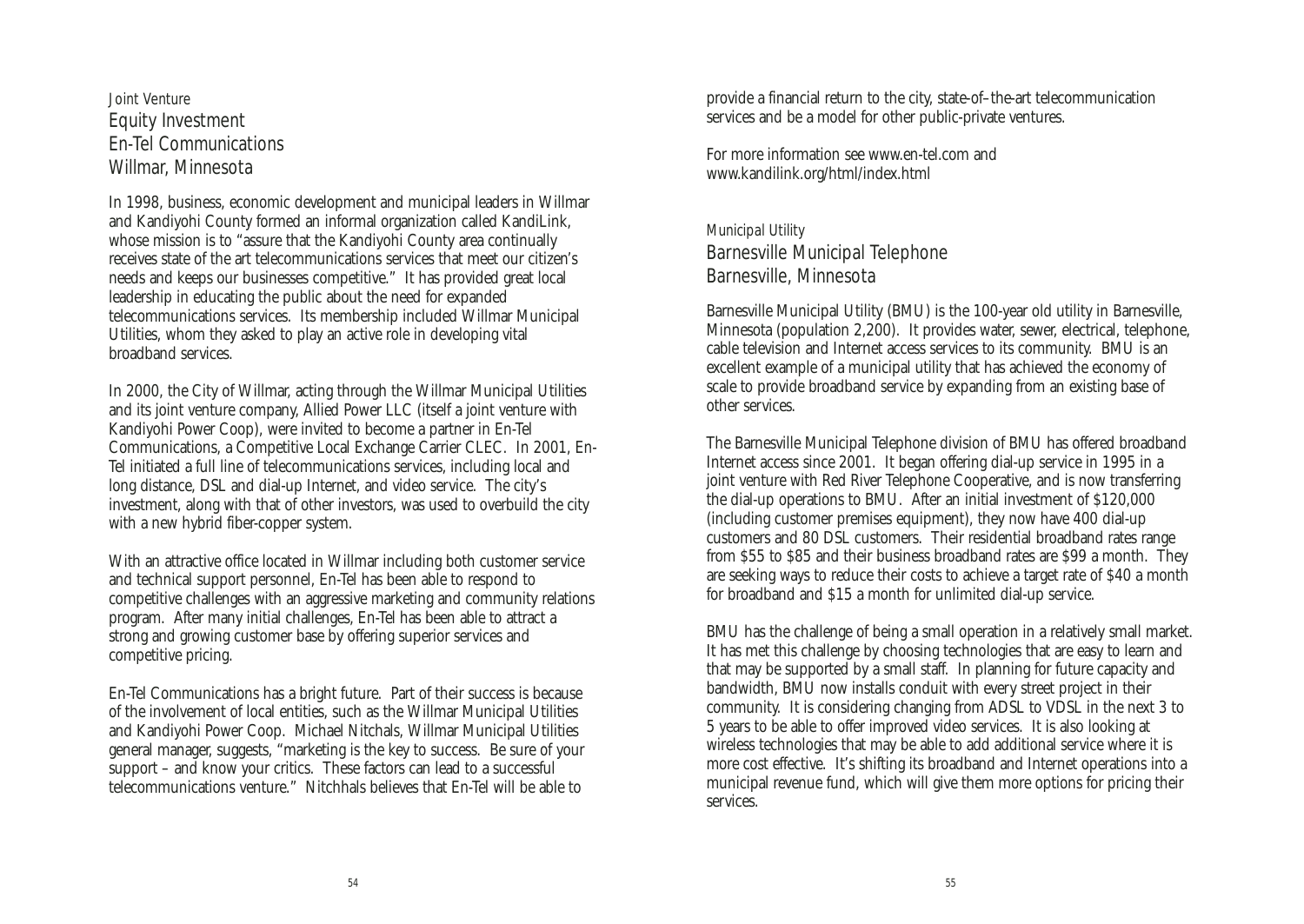*Joint Venture*

## Equity Investment
## En-Tel Communications
## Willmar, Minnesota

In 1998, business, economic development and municipal leaders in Willmar and Kandiyohi County formed an informal organization called KandiLink, whose mission is to "assure that the Kandiyohi County area continually receives state of the art telecommunications services that meet our citizen's needs and keeps our businesses competitive." It has provided great local leadership in educating the public about the need for expanded telecommunications services. Its membership included Willmar Municipal Utilities, whom they asked to play an active role in developing vital broadband services.

In 2000, the City of Willmar, acting through the Willmar Municipal Utilities and its joint venture company, Allied Power LLC (itself a joint venture with Kandiyohi Power Coop), were invited to become a partner in En-Tel Communications, a Competitive Local Exchange Carrier CLEC. In 2001, En-Tel initiated a full line of telecommunications services, including local and long distance, DSL and dial-up Internet, and video service. The city's investment, along with that of other investors, was used to overbuild the city with a new hybrid fiber-copper system.

With an attractive office located in Willmar including both customer service and technical support personnel, En-Tel has been able to respond to competitive challenges with an aggressive marketing and community relations program. After many initial challenges, En-Tel has been able to attract a strong and growing customer base by offering superior services and competitive pricing.

En-Tel Communications has a bright future. Part of their success is because of the involvement of local entities, such as the Willmar Municipal Utilities and Kandiyohi Power Coop. Michael Nitchals, Willmar Municipal Utilities general manager, suggests, "marketing is the key to success. Be sure of your support – and know your critics. These factors can lead to a successful telecommunications venture." Nitchhals believes that En-Tel will be able to provide a financial return to the city, state-of–the-art telecommunication services and be a model for other public-private ventures.

For more information see www.en-tel.com and www.kandilink.org/html/index.html

*Municipal Utility*

## Barnesville Municipal Telephone
## Barnesville, Minnesota

Barnesville Municipal Utility (BMU) is the 100-year old utility in Barnesville, Minnesota (population 2,200). It provides water, sewer, electrical, telephone, cable television and Internet access services to its community. BMU is an excellent example of a municipal utility that has achieved the economy of scale to provide broadband service by expanding from an existing base of other services.

The Barnesville Municipal Telephone division of BMU has offered broadband Internet access since 2001. It began offering dial-up service in 1995 in a joint venture with Red River Telephone Cooperative, and is now transferring the dial-up operations to BMU. After an initial investment of $120,000 (including customer premises equipment), they now have 400 dial-up customers and 80 DSL customers. Their residential broadband rates range from $55 to $85 and their business broadband rates are $99 a month. They are seeking ways to reduce their costs to achieve a target rate of $40 a month for broadband and $15 a month for unlimited dial-up service.

BMU has the challenge of being a small operation in a relatively small market. It has met this challenge by choosing technologies that are easy to learn and that may be supported by a small staff. In planning for future capacity and bandwidth, BMU now installs conduit with every street project in their community. It is considering changing from ADSL to VDSL in the next 3 to 5 years to be able to offer improved video services. It is also looking at wireless technologies that may be able to add additional service where it is more cost effective. It's shifting its broadband and Internet operations into a municipal revenue fund, which will give them more options for pricing their services.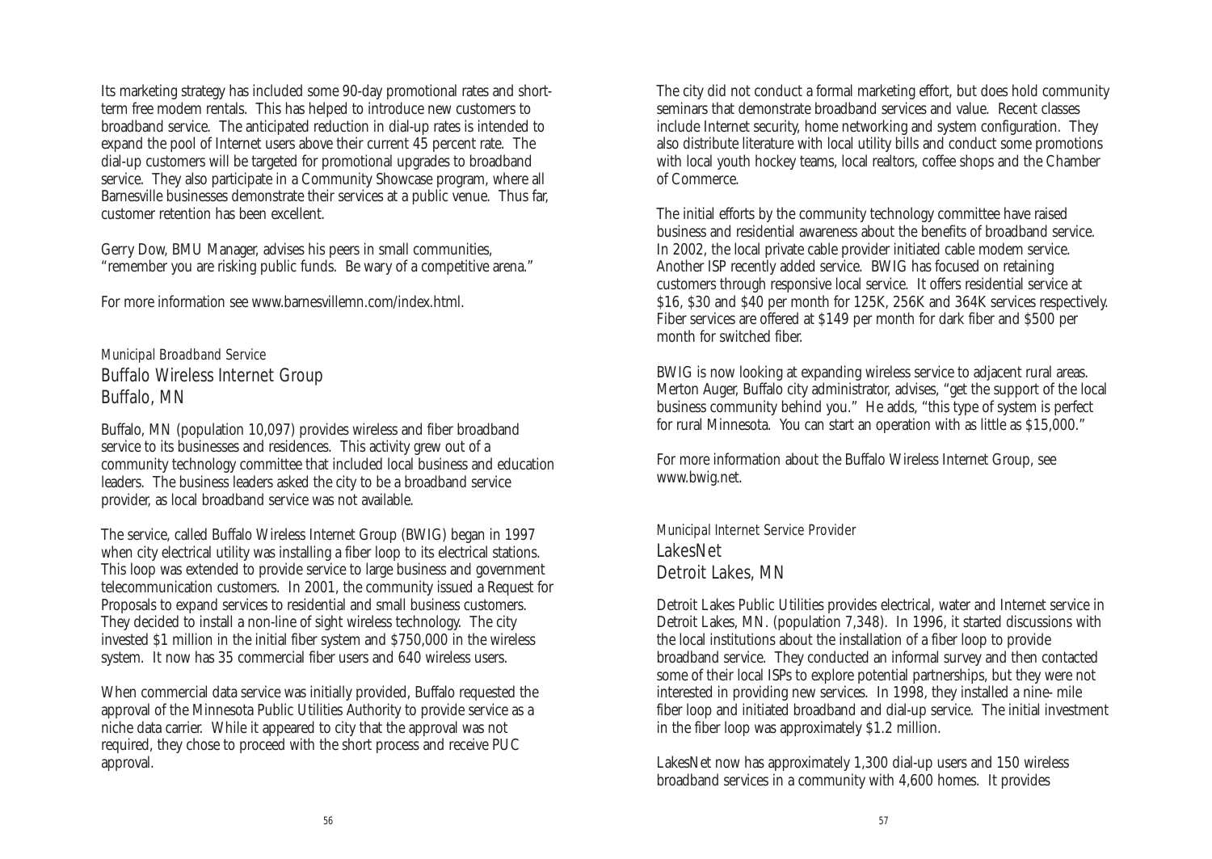Its marketing strategy has included some 90-day promotional rates and short-term free modem rentals. This has helped to introduce new customers to broadband service. The anticipated reduction in dial-up rates is intended to expand the pool of Internet users above their current 45 percent rate. The dial-up customers will be targeted for promotional upgrades to broadband service. They also participate in a Community Showcase program, where all Barnesville businesses demonstrate their services at a public venue. Thus far, customer retention has been excellent.

Gerry Dow, BMU Manager, advises his peers in small communities, "remember you are risking public funds. Be wary of a competitive arena."

For more information see www.barnesvillemn.com/index.html.

*Municipal Broadband Service*

## Buffalo Wireless Internet Group
## Buffalo, MN

Buffalo, MN (population 10,097) provides wireless and fiber broadband service to its businesses and residences. This activity grew out of a community technology committee that included local business and education leaders. The business leaders asked the city to be a broadband service provider, as local broadband service was not available.

The service, called Buffalo Wireless Internet Group (BWIG) began in 1997 when city electrical utility was installing a fiber loop to its electrical stations. This loop was extended to provide service to large business and government telecommunication customers. In 2001, the community issued a Request for Proposals to expand services to residential and small business customers. They decided to install a non-line of sight wireless technology. The city invested $1 million in the initial fiber system and $750,000 in the wireless system. It now has 35 commercial fiber users and 640 wireless users.

When commercial data service was initially provided, Buffalo requested the approval of the Minnesota Public Utilities Authority to provide service as a niche data carrier. While it appeared to city that the approval was not required, they chose to proceed with the short process and receive PUC approval.

The city did not conduct a formal marketing effort, but does hold community seminars that demonstrate broadband services and value. Recent classes include Internet security, home networking and system configuration. They also distribute literature with local utility bills and conduct some promotions with local youth hockey teams, local realtors, coffee shops and the Chamber of Commerce.

The initial efforts by the community technology committee have raised business and residential awareness about the benefits of broadband service. In 2002, the local private cable provider initiated cable modem service. Another ISP recently added service. BWIG has focused on retaining customers through responsive local service. It offers residential service at $16, $30 and $40 per month for 125K, 256K and 364K services respectively. Fiber services are offered at $149 per month for dark fiber and $500 per month for switched fiber.

BWIG is now looking at expanding wireless service to adjacent rural areas. Merton Auger, Buffalo city administrator, advises, "get the support of the local business community behind you." He adds, "this type of system is perfect for rural Minnesota. You can start an operation with as little as $15,000."

For more information about the Buffalo Wireless Internet Group, see www.bwig.net.

*Municipal Internet Service Provider*

## LakesNet
## Detroit Lakes, MN

Detroit Lakes Public Utilities provides electrical, water and Internet service in Detroit Lakes, MN. (population 7,348). In 1996, it started discussions with the local institutions about the installation of a fiber loop to provide broadband service. They conducted an informal survey and then contacted some of their local ISPs to explore potential partnerships, but they were not interested in providing new services. In 1998, they installed a nine- mile fiber loop and initiated broadband and dial-up service. The initial investment in the fiber loop was approximately $1.2 million.

LakesNet now has approximately 1,300 dial-up users and 150 wireless broadband services in a community with 4,600 homes. It provides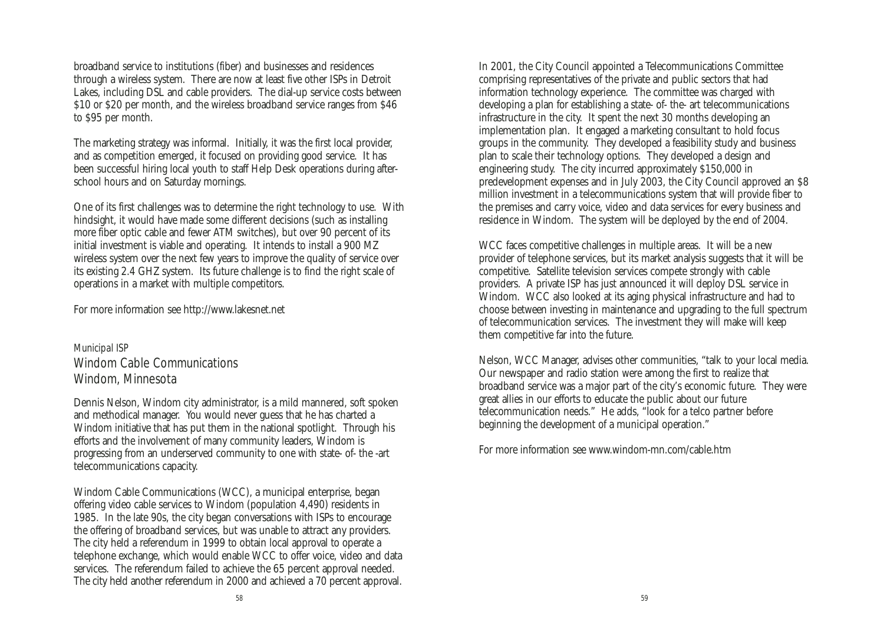broadband service to institutions (fiber) and businesses and residences through a wireless system. There are now at least five other ISPs in Detroit Lakes, including DSL and cable providers. The dial-up service costs between $10 or $20 per month, and the wireless broadband service ranges from $46 to $95 per month.

The marketing strategy was informal. Initially, it was the first local provider, and as competition emerged, it focused on providing good service. It has been successful hiring local youth to staff Help Desk operations during after-school hours and on Saturday mornings.

One of its first challenges was to determine the right technology to use. With hindsight, it would have made some different decisions (such as installing more fiber optic cable and fewer ATM switches), but over 90 percent of its initial investment is viable and operating. It intends to install a 900 MZ wireless system over the next few years to improve the quality of service over its existing 2.4 GHZ system. Its future challenge is to find the right scale of operations in a market with multiple competitors.

For more information see http://www.lakesnet.net

*Municipal ISP*

## Windom Cable Communications
## Windom, Minnesota

Dennis Nelson, Windom city administrator, is a mild mannered, soft spoken and methodical manager. You would never guess that he has charted a Windom initiative that has put them in the national spotlight. Through his efforts and the involvement of many community leaders, Windom is progressing from an underserved community to one with state- of- the -art telecommunications capacity.

Windom Cable Communications (WCC), a municipal enterprise, began offering video cable services to Windom (population 4,490) residents in 1985. In the late 90s, the city began conversations with ISPs to encourage the offering of broadband services, but was unable to attract any providers. The city held a referendum in 1999 to obtain local approval to operate a telephone exchange, which would enable WCC to offer voice, video and data services. The referendum failed to achieve the 65 percent approval needed. The city held another referendum in 2000 and achieved a 70 percent approval.

In 2001, the City Council appointed a Telecommunications Committee comprising representatives of the private and public sectors that had information technology experience. The committee was charged with developing a plan for establishing a state- of- the- art telecommunications infrastructure in the city. It spent the next 30 months developing an implementation plan. It engaged a marketing consultant to hold focus groups in the community. They developed a feasibility study and business plan to scale their technology options. They developed a design and engineering study. The city incurred approximately $150,000 in predevelopment expenses and in July 2003, the City Council approved an $8 million investment in a telecommunications system that will provide fiber to the premises and carry voice, video and data services for every business and residence in Windom. The system will be deployed by the end of 2004.

WCC faces competitive challenges in multiple areas. It will be a new provider of telephone services, but its market analysis suggests that it will be competitive. Satellite television services compete strongly with cable providers. A private ISP has just announced it will deploy DSL service in Windom. WCC also looked at its aging physical infrastructure and had to choose between investing in maintenance and upgrading to the full spectrum of telecommunication services. The investment they will make will keep them competitive far into the future.

Nelson, WCC Manager, advises other communities, "talk to your local media. Our newspaper and radio station were among the first to realize that broadband service was a major part of the city's economic future. They were great allies in our efforts to educate the public about our future telecommunication needs." He adds, "look for a telco partner before beginning the development of a municipal operation."

For more information see www.windom-mn.com/cable.htm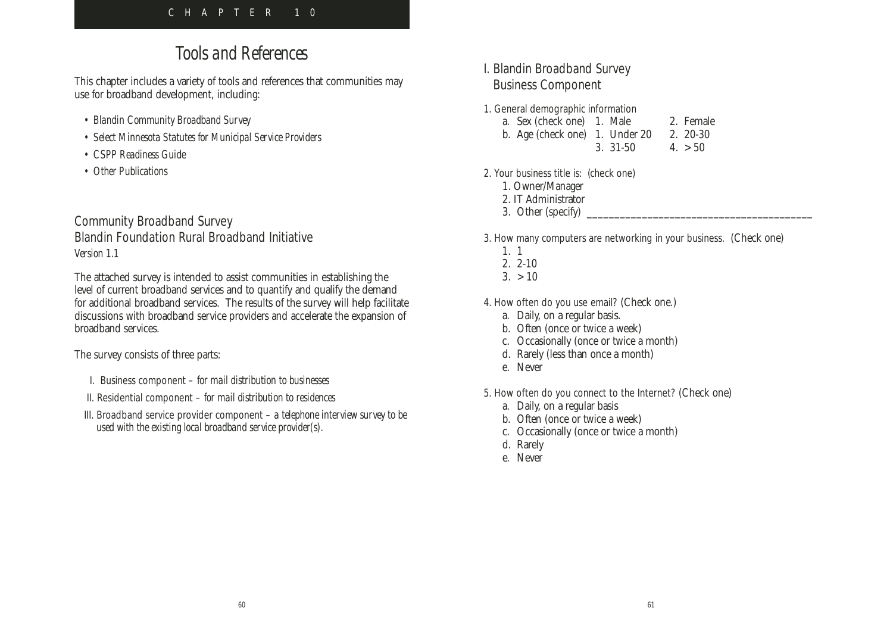CHAPTER 10

# Tools and References

This chapter includes a variety of tools and references that communities may use for broadband development, including:

- *Blandin Community Broadband Survey*
- *Select Minnesota Statutes for Municipal Service Providers*
- *CSPP Readiness Guide*
- *Other Publications*

## Community Broadband Survey
## Blandin Foundation Rural Broadband Initiative

*Version 1.1*

The attached survey is intended to assist communities in establishing the level of current broadband services and to quantify and qualify the demand for additional broadband services. The results of the survey will help facilitate discussions with broadband service providers and accelerate the expansion of broadband services.

The survey consists of three parts:

I. Business component – *for mail distribution to businesses*

II. Residential component – *for mail distribution to residences*

III. Broadband service provider component – *a telephone interview survey to be used with the existing local broadband service provider(s).*

## I. Blandin Broadband Survey Business Component

1. General demographic information
   - a. Sex (check one) 1. Male 2. Female
   - b. Age (check one) 1. Under 20 2. 20-30 3. 31-50 4. > 50

2. Your business title is: (check one)
   1. Owner/Manager
   2. IT Administrator
   3. Other (specify) ________________________________________

3. How many computers are networking in your business. (Check one)
   1. 1
   2. 2-10
   3. > 10

4. How often do you use email? (Check one.)
   - a. Daily, on a regular basis.
   - b. Often (once or twice a week)
   - c. Occasionally (once or twice a month)
   - d. Rarely (less than once a month)
   - e. Never

5. How often do you connect to the Internet? (Check one)
   - a. Daily, on a regular basis
   - b. Often (once or twice a week)
   - c. Occasionally (once or twice a month)
   - d. Rarely
   - e. Never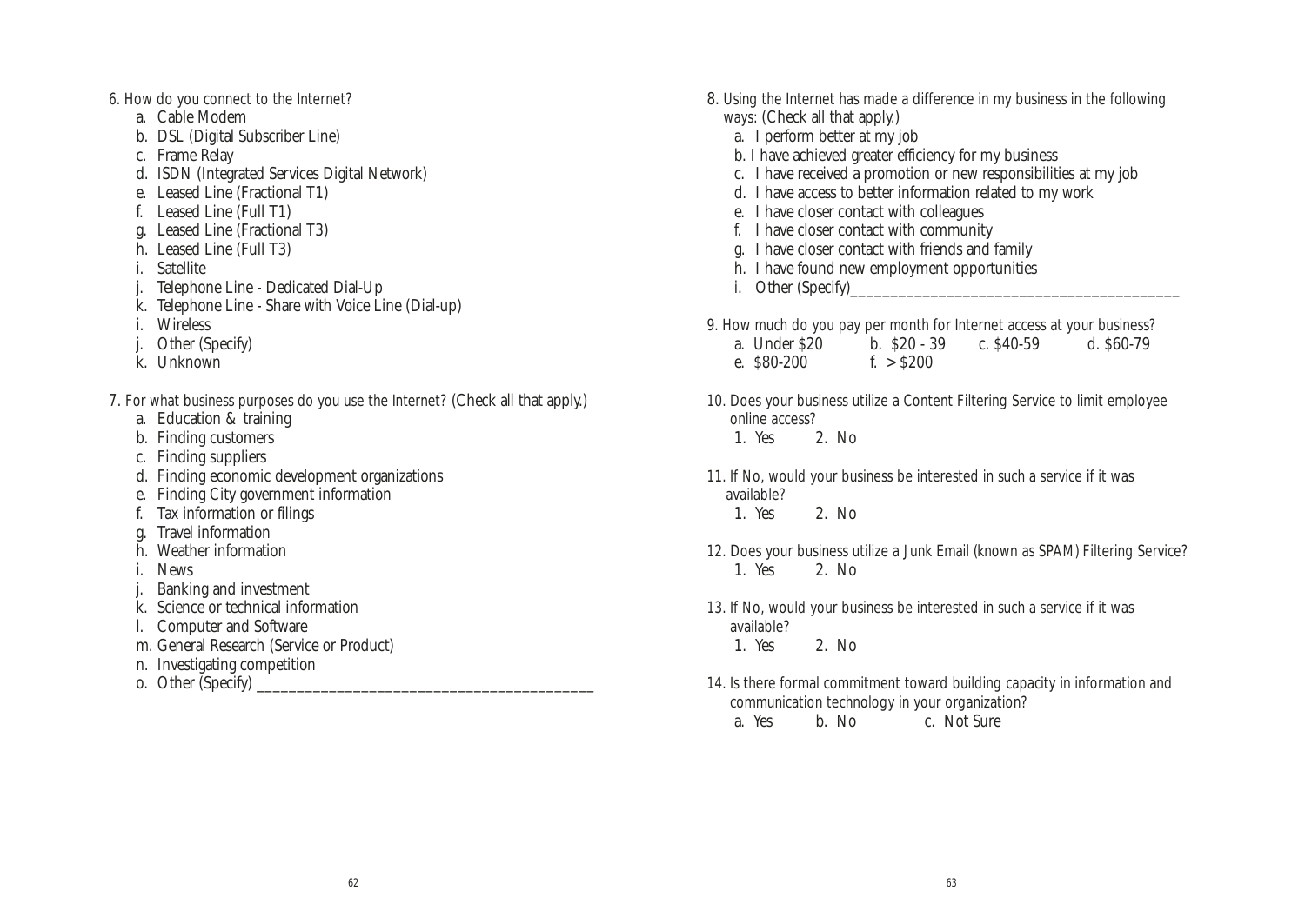6. How do you connect to the Internet?
   a. Cable Modem
   b. DSL (Digital Subscriber Line)
   c. Frame Relay
   d. ISDN (Integrated Services Digital Network)
   e. Leased Line (Fractional T1)
   f. Leased Line (Full T1)
   g. Leased Line (Fractional T3)
   h. Leased Line (Full T3)
   i. Satellite
   j. Telephone Line - Dedicated Dial-Up
   k. Telephone Line - Share with Voice Line (Dial-up)
   i. Wireless
   j. Other (Specify)
   k. Unknown

7. For what business purposes do you use the Internet? (Check all that apply.)
   a. Education & training
   b. Finding customers
   c. Finding suppliers
   d. Finding economic development organizations
   e. Finding City government information
   f. Tax information or filings
   g. Travel information
   h. Weather information
   i. News
   j. Banking and investment
   k. Science or technical information
   l. Computer and Software
   m. General Research (Service or Product)
   n. Investigating competition
   o. Other (Specify) ________________________________________

8. Using the Internet has made a difference in my business in the following ways: (Check all that apply.)
   a. I perform better at my job
   b. I have achieved greater efficiency for my business
   c. I have received a promotion or new responsibilities at my job
   d. I have access to better information related to my work
   e. I have closer contact with colleagues
   f. I have closer contact with community
   g. I have closer contact with friends and family
   h. I have found new employment opportunities
   i. Other (Specify)________________________________________

9. How much do you pay per month for Internet access at your business?
   a. Under $20   b. $20 - 39   c. $40-59   d. $60-79
   e. $80-200   f. > $200

10. Does your business utilize a Content Filtering Service to limit employee online access?
    1. Yes   2. No

11. If No, would your business be interested in such a service if it was available?
    1. Yes   2. No

12. Does your business utilize a Junk Email (known as SPAM) Filtering Service?
    1. Yes   2. No

13. If No, would your business be interested in such a service if it was available?
    1. Yes   2. No

14. Is there formal commitment toward building capacity in information and communication technology in your organization?
    a. Yes   b. No   c. Not Sure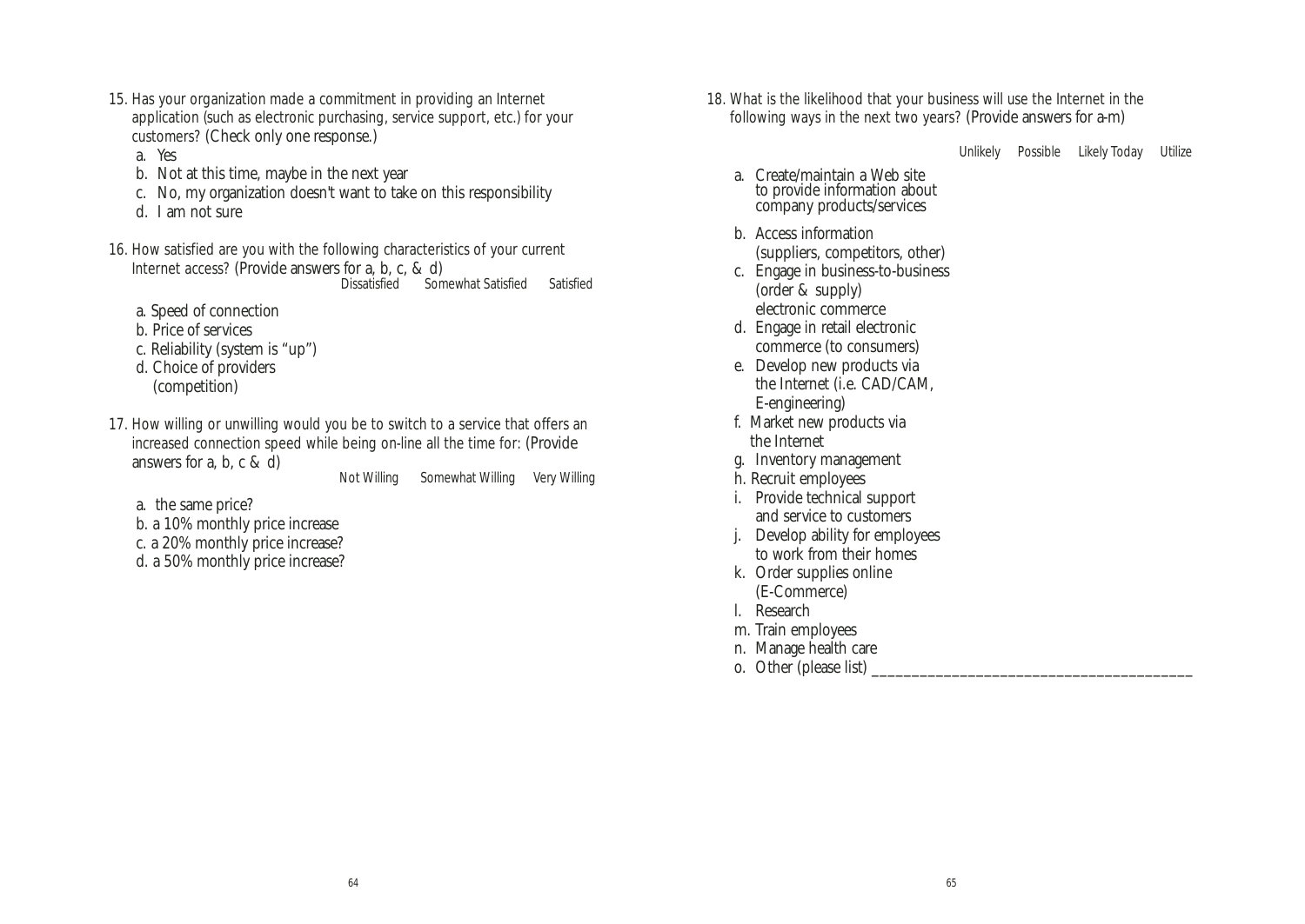15. Has your organization made a commitment in providing an Internet application (such as electronic purchasing, service support, etc.) for your customers? (Check only one response.)

    a. Yes
    b. Not at this time, maybe in the next year
    c. No, my organization doesn't want to take on this responsibility
    d. I am not sure

16. How satisfied are you with the following characteristics of your current Internet access? (Provide answers for a, b, c, & d)

| | Dissatisfied | Somewhat Satisfied | Satisfied |
|---|---|---|---|
| a. Speed of connection | | | |
| b. Price of services | | | |
| c. Reliability (system is "up") | | | |
| d. Choice of providers (competition) | | | |

17. How willing or unwilling would you be to switch to a service that offers an increased connection speed while being on-line all the time for: (Provide answers for a, b, c & d)

| | Not Willing | Somewhat Willing | Very Willing |
|---|---|---|---|
| a. the same price? | | | |
| b. a 10% monthly price increase | | | |
| c. a 20% monthly price increase? | | | |
| d. a 50% monthly price increase? | | | |

18. What is the likelihood that your business will use the Internet in the following ways in the next two years? (Provide answers for a-m)

| | Unlikely | Possible | Likely Today | Utilize |
|---|---|---|---|---|
| a. Create/maintain a Web site to provide information about company products/services | | | | |
| b. Access information (suppliers, competitors, other) | | | | |
| c. Engage in business-to-business (order & supply) electronic commerce | | | | |
| d. Engage in retail electronic commerce (to consumers) | | | | |
| e. Develop new products via the Internet (i.e. CAD/CAM, E-engineering) | | | | |
| f. Market new products via the Internet | | | | |
| g. Inventory management | | | | |
| h. Recruit employees | | | | |
| i. Provide technical support and service to customers | | | | |
| j. Develop ability for employees to work from their homes | | | | |
| k. Order supplies online (E-Commerce) | | | | |
| l. Research | | | | |
| m. Train employees | | | | |
| n. Manage health care | | | | |
| o. Other (please list) ________________________________________ | | | | |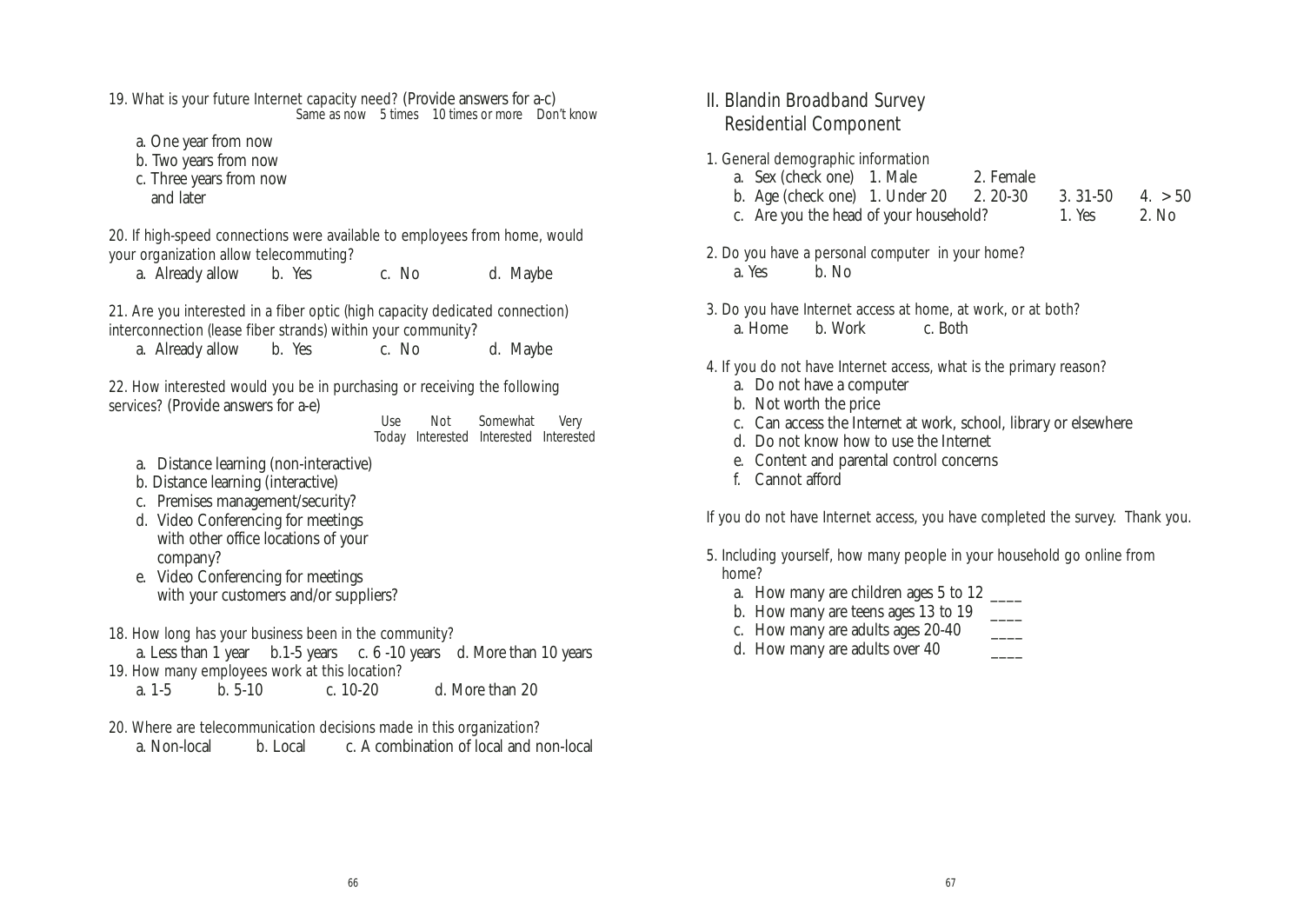19. What is your future Internet capacity need? (Provide answers for a-c)

| | Same as now | 5 times | 10 times or more | Don't know |
|---|---|---|---|---|
| a. One year from now | | | | |
| b. Two years from now | | | | |
| c. Three years from now and later | | | | |

20. If high-speed connections were available to employees from home, would your organization allow telecommuting?

a. Already allow  b. Yes  c. No  d. Maybe

21. Are you interested in a fiber optic (high capacity dedicated connection) interconnection (lease fiber strands) within your community?

a. Already allow  b. Yes  c. No  d. Maybe

22. How interested would you be in purchasing or receiving the following services? (Provide answers for a-e)

| | Use Today | Not Interested | Somewhat Interested | Very Interested |
|---|---|---|---|---|
| a. Distance learning (non-interactive) | | | | |
| b. Distance learning (interactive) | | | | |
| c. Premises management/security? | | | | |
| d. Video Conferencing for meetings with other office locations of your company? | | | | |
| e. Video Conferencing for meetings with your customers and/or suppliers? | | | | |

18. How long has your business been in the community?

a. Less than 1 year  b.1-5 years  c. 6 -10 years  d. More than 10 years

19. How many employees work at this location?

a. 1-5  b. 5-10  c. 10-20  d. More than 20

20. Where are telecommunication decisions made in this organization?

a. Non-local  b. Local  c. A combination of local and non-local

## II. Blandin Broadband Survey Residential Component

1. General demographic information
   - a. Sex (check one)  1. Male  2. Female
   - b. Age (check one)  1. Under 20  2. 20-30  3. 31-50  4. > 50
   - c. Are you the head of your household?  1. Yes  2. No

2. Do you have a personal computer in your home?

a. Yes  b. No

3. Do you have Internet access at home, at work, or at both?

a. Home  b. Work  c. Both

4. If you do not have Internet access, what is the primary reason?
   - a. Do not have a computer
   - b. Not worth the price
   - c. Can access the Internet at work, school, library or elsewhere
   - d. Do not know how to use the Internet
   - e. Content and parental control concerns
   - f. Cannot afford

If you do not have Internet access, you have completed the survey. Thank you.

5. Including yourself, how many people in your household go online from home?
   - a. How many are children ages 5 to 12 ____
   - b. How many are teens ages 13 to 19 ____
   - c. How many are adults ages 20-40 ____
   - d. How many are adults over 40 ____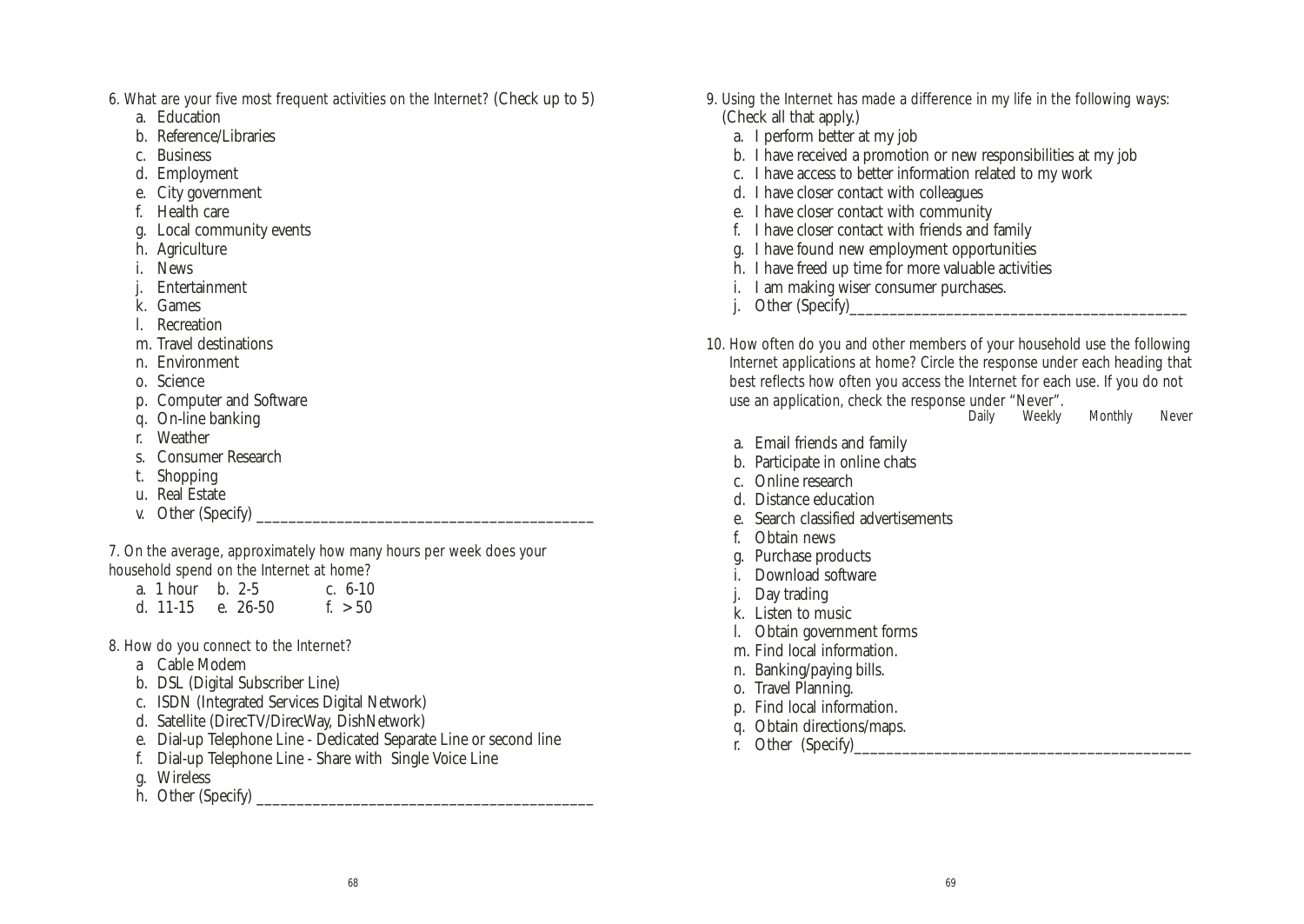6. What are your five most frequent activities on the Internet? (Check up to 5)

a. Education
b. Reference/Libraries
c. Business
d. Employment
e. City government
f. Health care
g. Local community events
h. Agriculture
i. News
j. Entertainment
k. Games
l. Recreation
m. Travel destinations
n. Environment
o. Science
p. Computer and Software
q. On-line banking
r. Weather
s. Consumer Research
t. Shopping
u. Real Estate
v. Other (Specify) ________________________________________

7. On the average, approximately how many hours per week does your household spend on the Internet at home?

| | | |
|---|---|---|
| a. 1 hour | b. 2-5 | c. 6-10 |
| d. 11-15 | e. 26-50 | f. > 50 |

8. How do you connect to the Internet?

a Cable Modem
b. DSL (Digital Subscriber Line)
c. ISDN (Integrated Services Digital Network)
d. Satellite (DirecTV/DirecWay, DishNetwork)
e. Dial-up Telephone Line - Dedicated Separate Line or second line
f. Dial-up Telephone Line - Share with Single Voice Line
g. Wireless
h. Other (Specify) ________________________________________

9. Using the Internet has made a difference in my life in the following ways: (Check all that apply.)

a. I perform better at my job
b. I have received a promotion or new responsibilities at my job
c. I have access to better information related to my work
d. I have closer contact with colleagues
e. I have closer contact with community
f. I have closer contact with friends and family
g. I have found new employment opportunities
h. I have freed up time for more valuable activities
i. I am making wiser consumer purchases.
j. Other (Specify)________________________________________

10. How often do you and other members of your household use the following Internet applications at home? Circle the response under each heading that best reflects how often you access the Internet for each use. If you do not use an application, check the response under "Never".

| | Daily | Weekly | Monthly | Never |
|---|---|---|---|---|
| a. Email friends and family | | | | |
| b. Participate in online chats | | | | |
| c. Online research | | | | |
| d. Distance education | | | | |
| e. Search classified advertisements | | | | |
| f. Obtain news | | | | |
| g. Purchase products | | | | |
| i. Download software | | | | |
| j. Day trading | | | | |
| k. Listen to music | | | | |
| l. Obtain government forms | | | | |
| m. Find local information. | | | | |
| n. Banking/paying bills. | | | | |
| o. Travel Planning. | | | | |
| p. Find local information. | | | | |
| q. Obtain directions/maps. | | | | |
| r. Other (Specify)________________________________________ | | | | |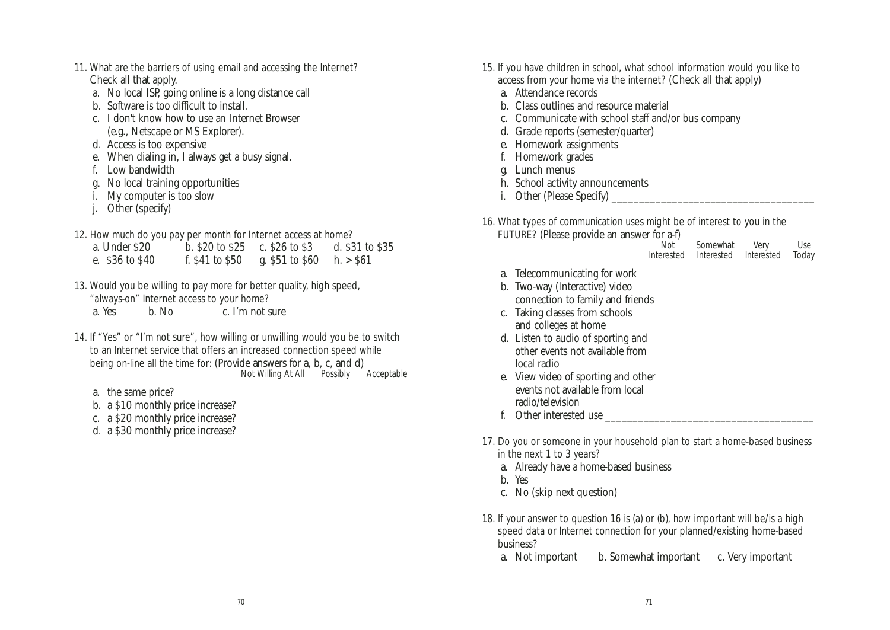11. What are the barriers of using email and accessing the Internet? Check all that apply.
   a. No local ISP, going online is a long distance call
   b. Software is too difficult to install.
   c. I don't know how to use an Internet Browser (e.g., Netscape or MS Explorer).
   d. Access is too expensive
   e. When dialing in, I always get a busy signal.
   f. Low bandwidth
   g. No local training opportunities
   i. My computer is too slow
   j. Other (specify)

12. How much do you pay per month for Internet access at home?

| | | | |
|---|---|---|---|
| a. Under $20 | b. $20 to $25 | c. $26 to $3 | d. $31 to $35 |
| e. $36 to $40 | f. $41 to $50 | g. $51 to $60 | h. > $61 |

13. Would you be willing to pay more for better quality, high speed, "always-on" Internet access to your home?
   a. Yes   b. No   c. I'm not sure

14. If "Yes" or "I'm not sure", how willing or unwilling would you be to switch to an Internet service that offers an increased connection speed while being on-line all the time for: (Provide answers for a, b, c, and d)

| | Not Willing At All | Possibly | Acceptable |
|---|---|---|---|
| a. the same price? | | | |
| b. a $10 monthly price increase? | | | |
| c. a $20 monthly price increase? | | | |
| d. a $30 monthly price increase? | | | |

15. If you have children in school, what school information would you like to access from your home via the internet? (Check all that apply)
   a. Attendance records
   b. Class outlines and resource material
   c. Communicate with school staff and/or bus company
   d. Grade reports (semester/quarter)
   e. Homework assignments
   f. Homework grades
   g. Lunch menus
   h. School activity announcements
   i. Other (Please Specify) ____________________________________

16. What types of communication uses might be of interest to you in the FUTURE? (Please provide an answer for a-f)

| | Not Interested | Somewhat Interested | Very Interested | Use Today |
|---|---|---|---|---|
| a. Telecommunicating for work | | | | |
| b. Two-way (Interactive) video connection to family and friends | | | | |
| c. Taking classes from schools and colleges at home | | | | |
| d. Listen to audio of sporting and other events not available from local radio | | | | |
| e. View video of sporting and other events not available from local radio/television | | | | |
| f. Other interested use ____________________________________ | | | | |

17. Do you or someone in your household plan to start a home-based business in the next 1 to 3 years?
   a. Already have a home-based business
   b. Yes
   c. No (skip next question)

18. If your answer to question 16 is (a) or (b), how important will be/is a high speed data or Internet connection for your planned/existing home-based business?
   a. Not important   b. Somewhat important   c. Very important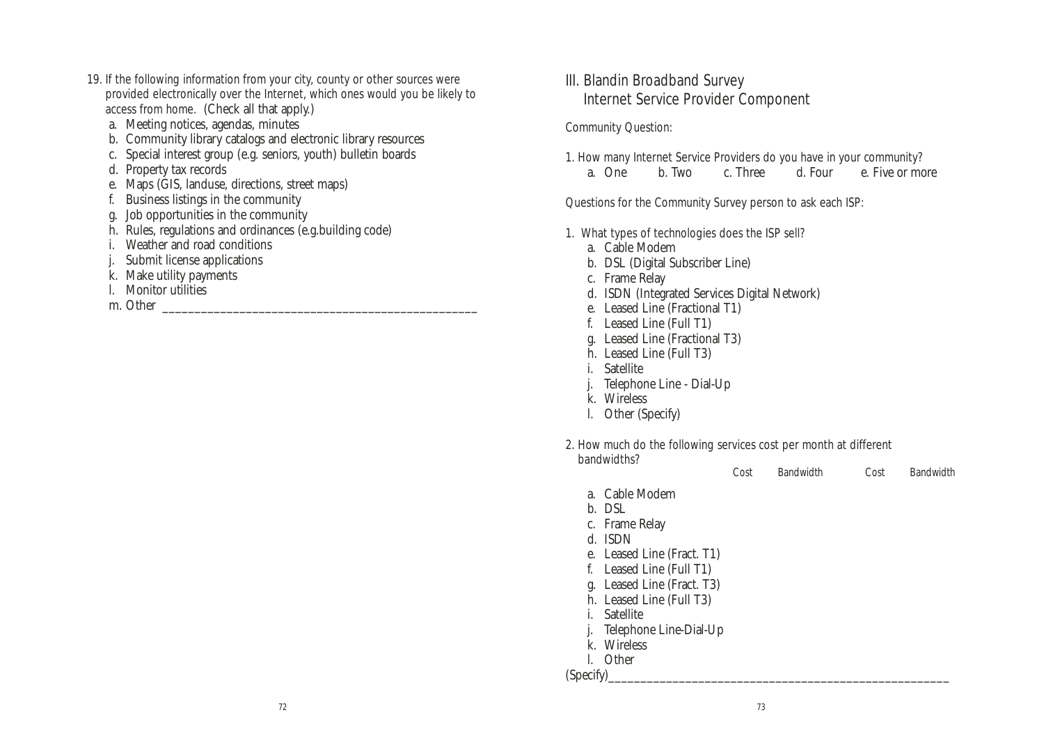19. If the following information from your city, county or other sources were provided electronically over the Internet, which ones would you be likely to access from home. (Check all that apply.)
   a. Meeting notices, agendas, minutes
   b. Community library catalogs and electronic library resources
   c. Special interest group (e.g. seniors, youth) bulletin boards
   d. Property tax records
   e. Maps (GIS, landuse, directions, street maps)
   f. Business listings in the community
   g. Job opportunities in the community
   h. Rules, regulations and ordinances (e.g.building code)
   i. Weather and road conditions
   j. Submit license applications
   k. Make utility payments
   l. Monitor utilities
   m. Other ______________________________________________

## III. Blandin Broadband Survey Internet Service Provider Component

Community Question:

1. How many Internet Service Providers do you have in your community?
   a. One  b. Two  c. Three  d. Four  e. Five or more

Questions for the Community Survey person to ask each ISP:

1. What types of technologies does the ISP sell?
   a. Cable Modem
   b. DSL (Digital Subscriber Line)
   c. Frame Relay
   d. ISDN (Integrated Services Digital Network)
   e. Leased Line (Fractional T1)
   f. Leased Line (Full T1)
   g. Leased Line (Fractional T3)
   h. Leased Line (Full T3)
   i. Satellite
   j. Telephone Line - Dial-Up
   k. Wireless
   l. Other (Specify)

2. How much do the following services cost per month at different bandwidths?

| | Cost | Bandwidth | Cost | Bandwidth |
|---|---|---|---|---|
| a. Cable Modem | | | | |
| b. DSL | | | | |
| c. Frame Relay | | | | |
| d. ISDN | | | | |
| e. Leased Line (Fract. T1) | | | | |
| f. Leased Line (Full T1) | | | | |
| g. Leased Line (Fract. T3) | | | | |
| h. Leased Line (Full T3) | | | | |
| i. Satellite | | | | |
| j. Telephone Line-Dial-Up | | | | |
| k. Wireless | | | | |
| l. Other | | | | |

(Specify)______________________________________________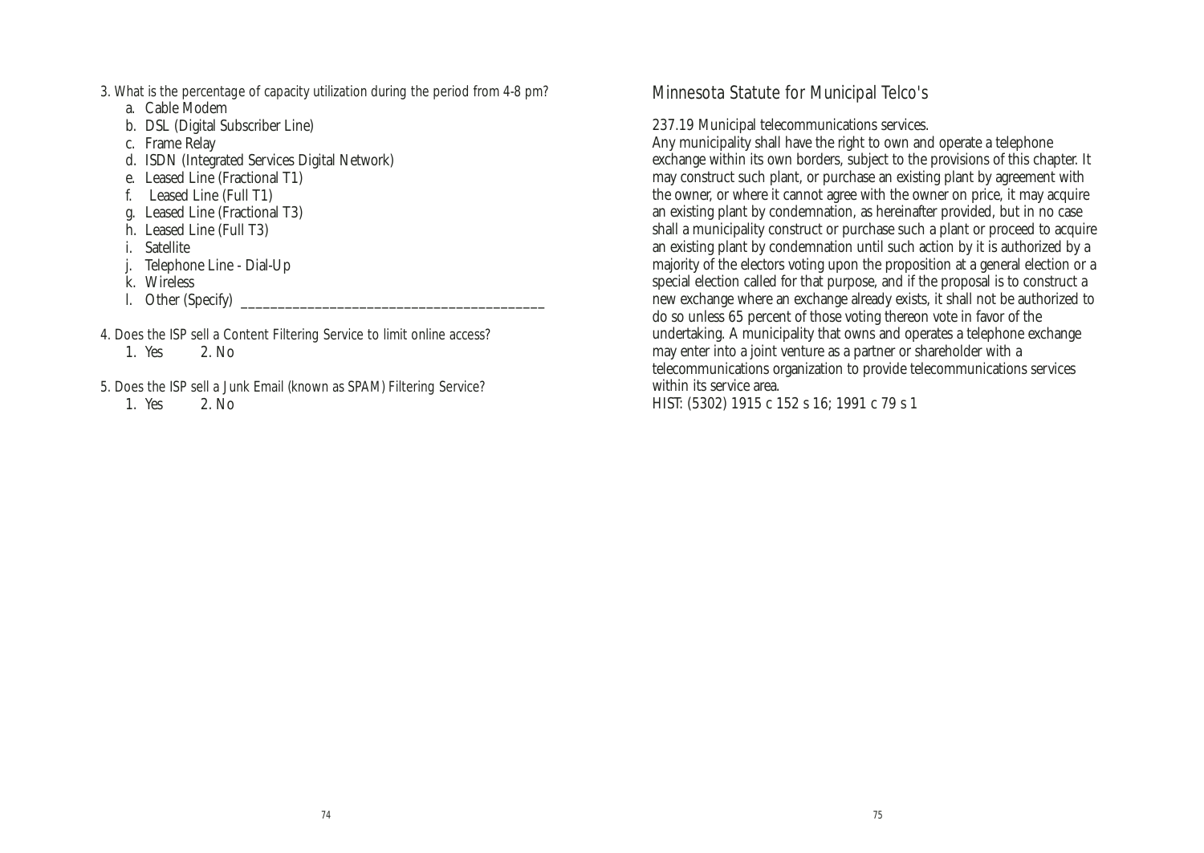3. What is the percentage of capacity utilization during the period from 4-8 pm?
   a. Cable Modem
   b. DSL (Digital Subscriber Line)
   c. Frame Relay
   d. ISDN (Integrated Services Digital Network)
   e. Leased Line (Fractional T1)
   f. Leased Line (Full T1)
   g. Leased Line (Fractional T3)
   h. Leased Line (Full T3)
   i. Satellite
   j. Telephone Line - Dial-Up
   k. Wireless
   l. Other (Specify) ________________________________________

4. Does the ISP sell a Content Filtering Service to limit online access?
   1. Yes 2. No

5. Does the ISP sell a Junk Email (known as SPAM) Filtering Service?
   1. Yes 2. No

## Minnesota Statute for Municipal Telco's

237.19 Municipal telecommunications services.

Any municipality shall have the right to own and operate a telephone exchange within its own borders, subject to the provisions of this chapter. It may construct such plant, or purchase an existing plant by agreement with the owner, or where it cannot agree with the owner on price, it may acquire an existing plant by condemnation, as hereinafter provided, but in no case shall a municipality construct or purchase such a plant or proceed to acquire an existing plant by condemnation until such action by it is authorized by a majority of the electors voting upon the proposition at a general election or a special election called for that purpose, and if the proposal is to construct a new exchange where an exchange already exists, it shall not be authorized to do so unless 65 percent of those voting thereon vote in favor of the undertaking. A municipality that owns and operates a telephone exchange may enter into a joint venture as a partner or shareholder with a telecommunications organization to provide telecommunications services within its service area.

HIST: (5302) 1915 c 152 s 16; 1991 c 79 s 1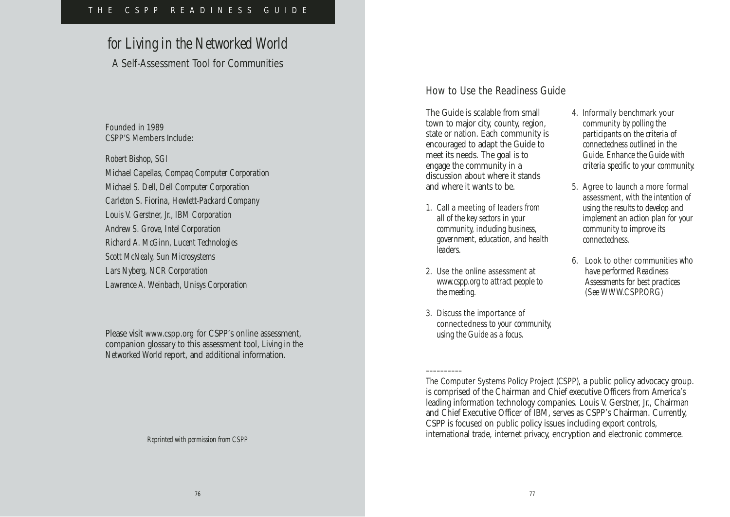# THE CSPP READINESS GUIDE

## for Living in the Networked World

### A Self-Assessment Tool for Communities

*Founded in 1989*
*CSPP'S Members Include:*

*Robert Bishop, SGI*
*Michael Capellas, Compaq Computer Corporation*
*Michael S. Dell, Dell Computer Corporation*
*Carleton S. Fiorina, Hewlett-Packard Company*
*Louis V. Gerstner, Jr., IBM Corporation*
*Andrew S. Grove, Intel Corporation*
*Richard A. McGinn, Lucent Technologies*
*Scott McNealy, Sun Microsystems*
*Lars Nyberg, NCR Corporation*
*Lawrence A. Weinbach, Unisys Corporation*

Please visit *www.cspp.org* for CSPP's online assessment, companion glossary to this assessment tool, *Living in the Networked World* report, and additional information.

*Reprinted with permission from CSPP*

## How to Use the Readiness Guide

The Guide is scalable from small town to major city, county, region, state or nation. Each community is encouraged to adapt the Guide to meet its needs. The goal is to engage the community in a discussion about where it stands and where it wants to be.

1. *Call a meeting of leaders from all of the key sectors in your community, including business, government, education, and health leaders.*
2. *Use the online assessment at www.cspp.org to attract people to the meeting.*
3. *Discuss the importance of connectedness to your community, using the Guide as a focus.*
4. *Informally benchmark your community by polling the participants on the criteria of connectedness outlined in the Guide. Enhance the Guide with criteria specific to your community.*
5. *Agree to launch a more formal assessment, with the intention of using the results to develop and implement an action plan for your community to improve its connectedness.*
6. *Look to other communities who have performed Readiness Assessments for best practices (See WWW.CSPP.ORG)*

----------

The Computer Systems Policy Project (CSPP), a public policy advocacy group. is comprised of the Chairman and Chief executive Officers from America's leading information technology companies. Louis V. Gerstner, Jr., Chairman and Chief Executive Officer of IBM, serves as CSPP's Chairman. Currently, CSPP is focused on public policy issues including export controls, international trade, internet privacy, encryption and electronic commerce.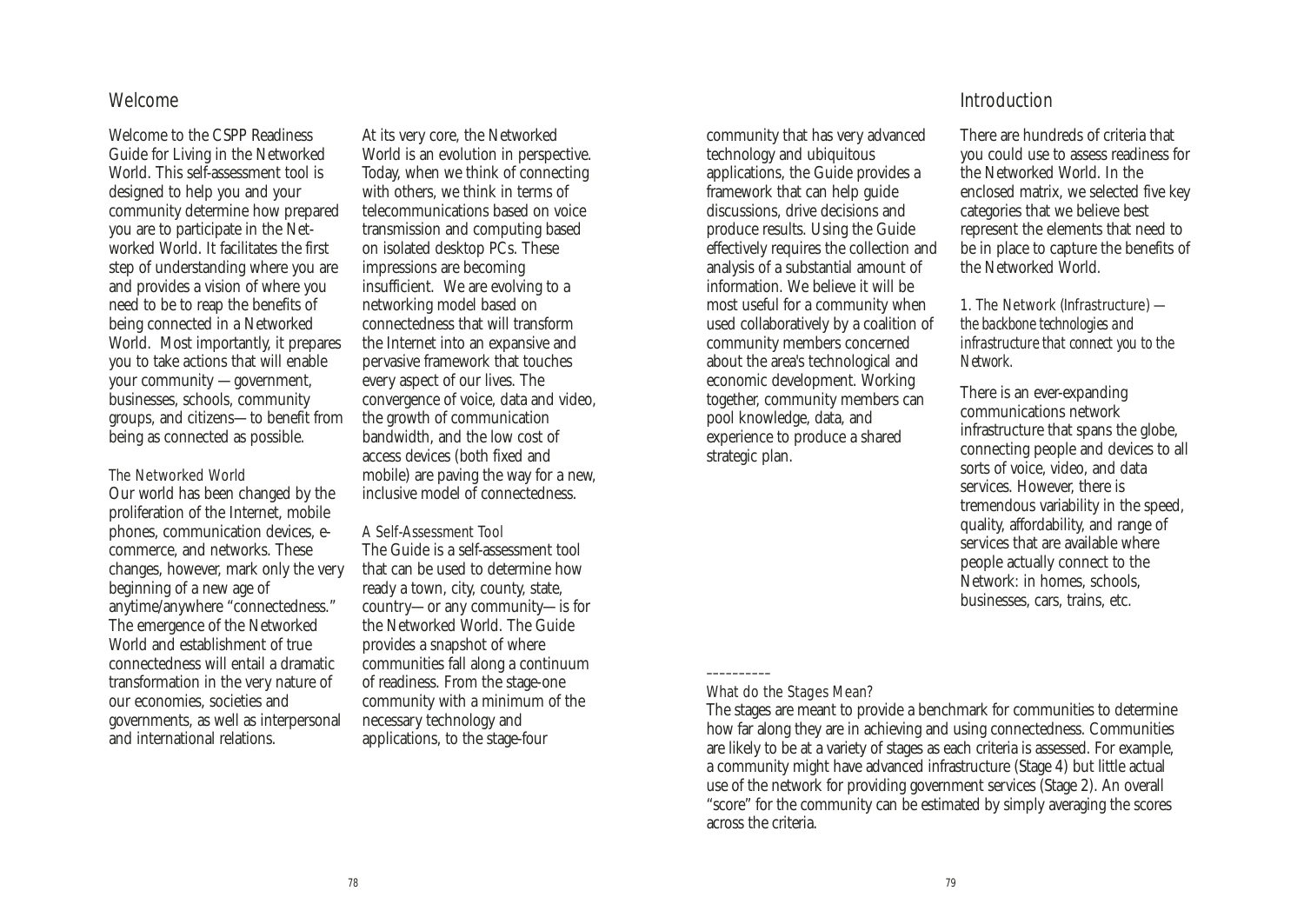## Welcome

Welcome to the CSPP Readiness Guide for Living in the Networked World. This self-assessment tool is designed to help you and your community determine how prepared you are to participate in the Networked World. It facilitates the first step of understanding where you are and provides a vision of where you need to be to reap the benefits of being connected in a Networked World. Most importantly, it prepares you to take actions that will enable your community —government, businesses, schools, community groups, and citizens—to benefit from being as connected as possible.

### *The Networked World*

Our world has been changed by the proliferation of the Internet, mobile phones, communication devices, e-commerce, and networks. These changes, however, mark only the very beginning of a new age of anytime/anywhere "connectedness." The emergence of the Networked World and establishment of true connectedness will entail a dramatic transformation in the very nature of our economies, societies and governments, as well as interpersonal and international relations.

At its very core, the Networked World is an evolution in perspective. Today, when we think of connecting with others, we think in terms of telecommunications based on voice transmission and computing based on isolated desktop PCs. These impressions are becoming insufficient. We are evolving to a networking model based on connectedness that will transform the Internet into an expansive and pervasive framework that touches every aspect of our lives. The convergence of voice, data and video, the growth of communication bandwidth, and the low cost of access devices (both fixed and mobile) are paving the way for a new, inclusive model of connectedness.

### *A Self-Assessment Tool*

The Guide is a self-assessment tool that can be used to determine how ready a town, city, county, state, country—or any community—is for the Networked World. The Guide provides a snapshot of where communities fall along a continuum of readiness. From the stage-one community with a minimum of the necessary technology and applications, to the stage-four community that has very advanced technology and ubiquitous applications, the Guide provides a framework that can help guide discussions, drive decisions and produce results. Using the Guide effectively requires the collection and analysis of a substantial amount of information. We believe it will be most useful for a community when used collaboratively by a coalition of community members concerned about the area's technological and economic development. Working together, community members can pool knowledge, data, and experience to produce a shared strategic plan.

## Introduction

There are hundreds of criteria that you could use to assess readiness for the Networked World. In the enclosed matrix, we selected five key categories that we believe best represent the elements that need to be in place to capture the benefits of the Networked World.

*1. The Network (Infrastructure) — the backbone technologies and infrastructure that connect you to the Network.*

There is an ever-expanding communications network infrastructure that spans the globe, connecting people and devices to all sorts of voice, video, and data services. However, there is tremendous variability in the speed, quality, affordability, and range of services that are available where people actually connect to the Network: in homes, schools, businesses, cars, trains, etc.

---

*What do the Stages Mean?*

The stages are meant to provide a benchmark for communities to determine how far along they are in achieving and using connectedness. Communities are likely to be at a variety of stages as each criteria is assessed. For example, a community might have advanced infrastructure (Stage 4) but little actual use of the network for providing government services (Stage 2). An overall "score" for the community can be estimated by simply averaging the scores across the criteria.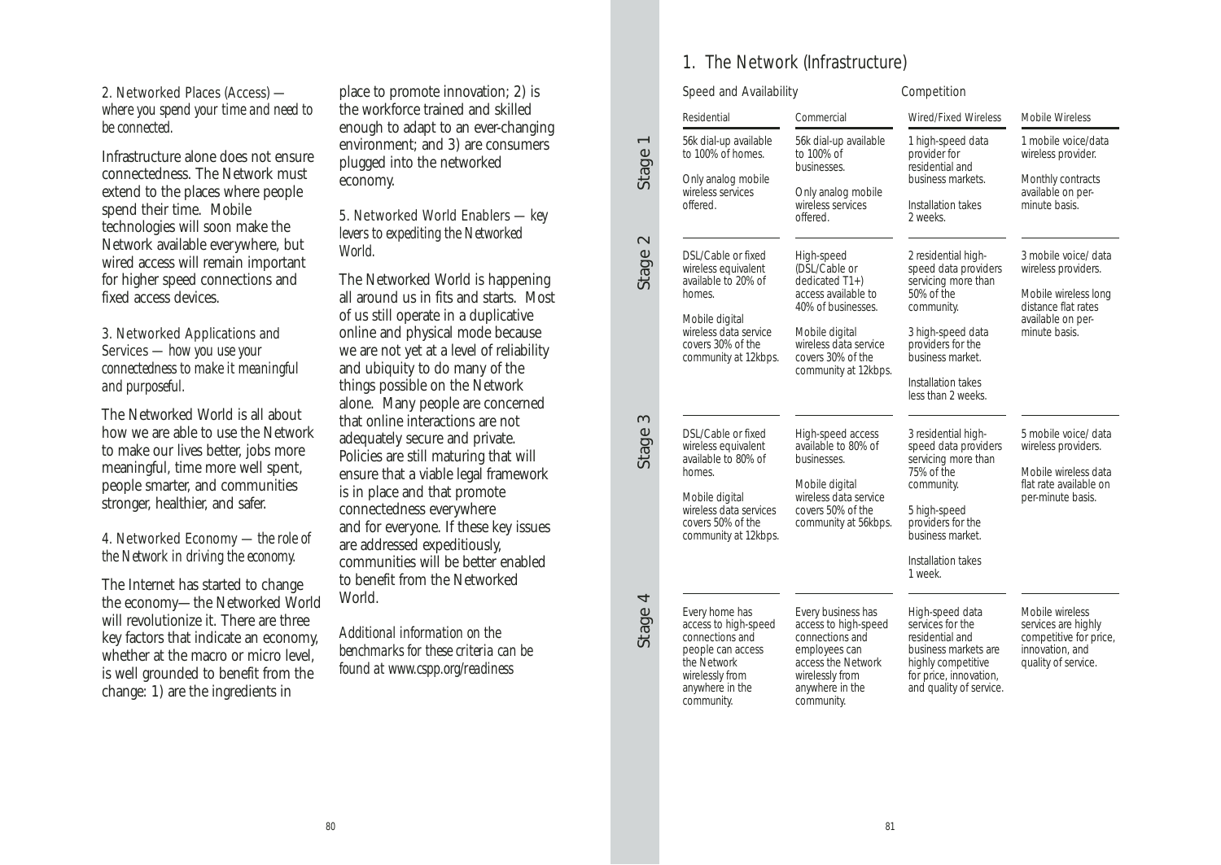2. *Networked Places (Access) — where you spend your time and need to be connected.*

Infrastructure alone does not ensure connectedness. The Network must extend to the places where people spend their time. Mobile technologies will soon make the Network available everywhere, but wired access will remain important for higher speed connections and fixed access devices.

3. *Networked Applications and Services — how you use your connectedness to make it meaningful and purposeful.*

The Networked World is all about how we are able to use the Network to make our lives better, jobs more meaningful, time more well spent, people smarter, and communities stronger, healthier, and safer.

4. *Networked Economy — the role of the Network in driving the economy.*

The Internet has started to change the economy—the Networked World will revolutionize it. There are three key factors that indicate an economy, whether at the macro or micro level, is well grounded to benefit from the change: 1) are the ingredients in place to promote innovation; 2) is the workforce trained and skilled enough to adapt to an ever-changing environment; and 3) are consumers plugged into the networked economy.

5. *Networked World Enablers — key levers to expediting the Networked World.*

The Networked World is happening all around us in fits and starts. Most of us still operate in a duplicative online and physical mode because we are not yet at a level of reliability and ubiquity to do many of the things possible on the Network alone. Many people are concerned that online interactions are not adequately secure and private. Policies are still maturing that will ensure that a viable legal framework is in place and that promote connectedness everywhere and for everyone. If these key issues are addressed expeditiously, communities will be better enabled to benefit from the Networked World.

*Additional information on the benchmarks for these criteria can be found at www.cspp.org/readiness*

## 1. The Network (Infrastructure)

| | Speed and Availability | | Competition | |
|---|---|---|---|---|
| | Residential | Commercial | Wired/Fixed Wireless | Mobile Wireless |
| Stage 1 | 56k dial-up available to 100% of homes.<br><br>Only analog mobile wireless services offered. | 56k dial-up available to 100% of businesses.<br><br>Only analog mobile wireless services offered. | 1 high-speed data provider for residential and business markets.<br><br>Installation takes 2 weeks. | 1 mobile voice/data wireless provider.<br><br>Monthly contracts available on per-minute basis. |
| Stage 2 | DSL/Cable or fixed wireless equivalent available to 20% of homes.<br><br>Mobile digital wireless data service covers 30% of the community at 12kbps. | High-speed (DSL/Cable or dedicated T1+) access available to 40% of businesses.<br><br>Mobile digital wireless data service covers 30% of the community at 12kbps. | 2 residential high-speed data providers servicing more than 50% of the community.<br><br>3 high-speed data providers for the business market.<br><br>Installation takes less than 2 weeks. | 3 mobile voice/ data wireless providers.<br><br>Mobile wireless long distance flat rates available on per-minute basis. |
| Stage 3 | DSL/Cable or fixed wireless equivalent available to 80% of homes.<br><br>Mobile digital wireless data services covers 50% of the community at 12kbps. | High-speed access available to 80% of businesses.<br><br>Mobile digital wireless data service covers 50% of the community at 56kbps. | 3 residential high-speed data providers servicing more than 75% of the community.<br><br>5 high-speed providers for the business market.<br><br>Installation takes 1 week. | 5 mobile voice/ data wireless providers.<br><br>Mobile wireless data flat rate available on per-minute basis. |
| Stage 4 | Every home has access to high-speed connections and people can access the Network wirelessly from anywhere in the community. | Every business has access to high-speed connections and employees can access the Network wirelessly from anywhere in the community. | High-speed data services for the residential and business markets are highly competitive for price, innovation, and quality of service. | Mobile wireless services are highly competitive for price, innovation, and quality of service. |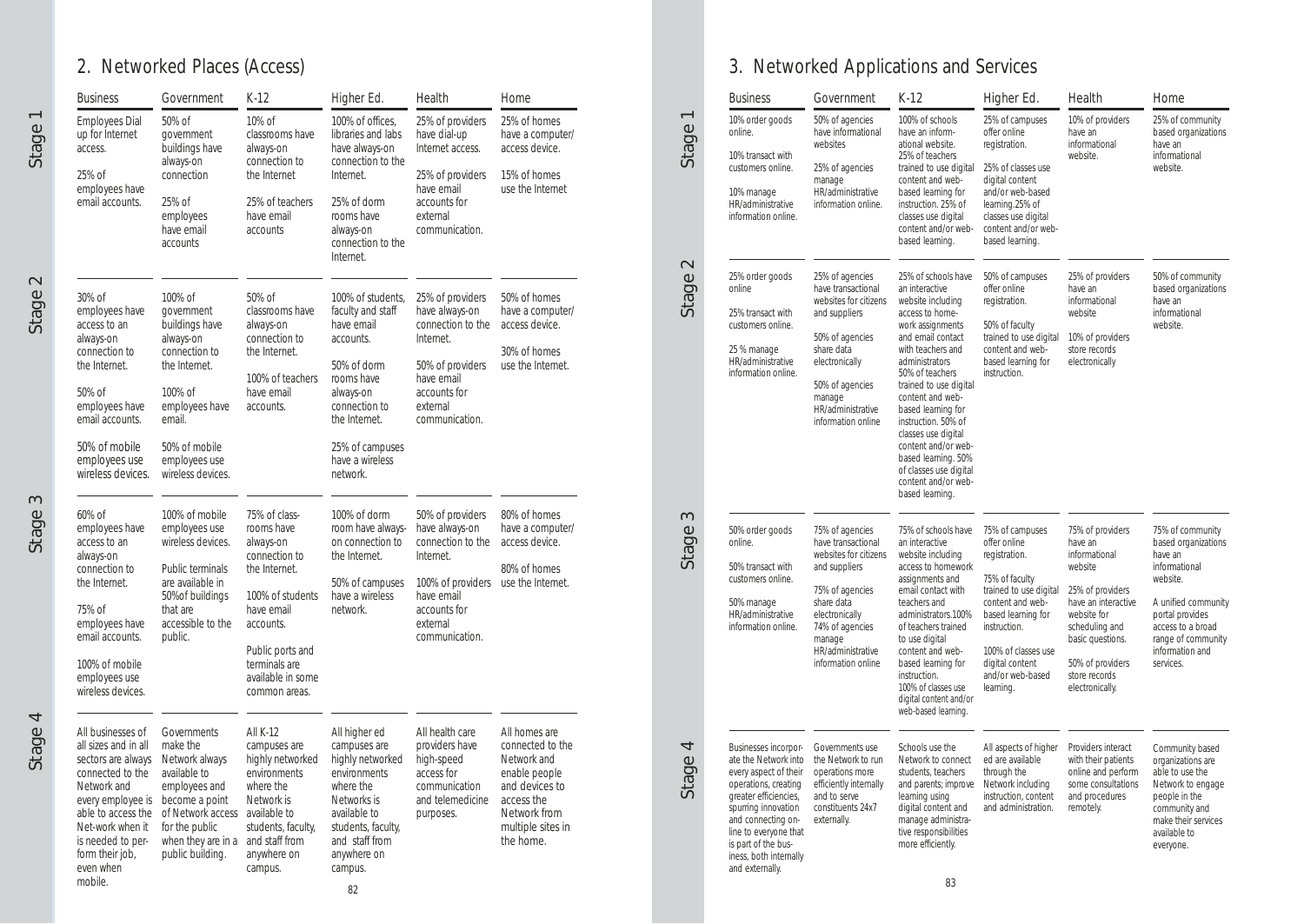## 2. Networked Places (Access)

| | Business | Government | K-12 | Higher Ed. | Health | Home |
|---|---|---|---|---|---|---|
| Stage 1 | Employees Dial up for Internet access.<br><br>25% of employees have email accounts. | 50% of government buildings have always-on connection<br><br>25% of employees have email accounts | 10% of classrooms have always-on connection to the Internet<br><br>25% of teachers have email accounts | 100% of offices, libraries and labs have always-on connection to the Internet.<br><br>25% of dorm rooms have always-on connection to the Internet. | 25% of providers have dial-up Internet access.<br><br>25% of providers have email accounts for external communication. | 25% of homes have a computer/ access device.<br><br>15% of homes use the Internet |
| Stage 2 | 30% of employees have access to an always-on connection to the Internet.<br><br>50% of employees have email accounts.<br><br>50% of mobile employees use wireless devices. | 100% of government buildings have always-on connection to the Internet.<br><br>100% of employees have email.<br><br>50% of mobile employees use wireless devices. | 50% of classrooms have always-on connection to the Internet.<br><br>100% of teachers have email accounts. | 100% of students, faculty and staff have email accounts.<br><br>50% of dorm rooms have always-on connection to the Internet.<br><br>25% of campuses have a wireless network. | 25% of providers have always-on connection to the Internet.<br><br>50% of providers have email accounts for external communication. | 50% of homes have a computer/ access device.<br><br>30% of homes use the Internet. |
| Stage 3 | 60% of employees have access to an always-on connection to the Internet.<br><br>75% of employees have email accounts.<br><br>100% of mobile employees use wireless devices. | 100% of mobile employees use wireless devices.<br><br>Public terminals are available in 50%of buildings that are accessible to the public. | 75% of class-rooms have always-on connection to the Internet.<br><br>100% of students have email accounts.<br><br>Public ports and terminals are available in some common areas. | 100% of dorm room have always-on connection to the Internet.<br><br>50% of campuses have a wireless network. | 50% of providers have always-on connection to the Internet.<br><br>100% of providers have email accounts for external communication. | 80% of homes have a computer/ access device.<br><br>80% of homes use the Internet. |
| Stage 4 | All businesses of all sizes and in all sectors are always connected to the Network and every employee is able to access the Net-work when it is needed to per-form their job, even when mobile. | Governments make the Network always available to employees and become a point of Network access for the public when they are in a public building. | All K-12 campuses are highly networked environments where the Network is available to students, faculty, and staff from anywhere on campus. | All higher ed campuses are highly networked environments where the Networks is available to students, faculty, and staff from anywhere on campus. | All health care providers have high-speed access for communication and telemedicine purposes. | All homes are connected to the Network and enable people and devices to access the Network from multiple sites in the home. |

## 3. Networked Applications and Services

| | Business | Government | K-12 | Higher Ed. | Health | Home |
|---|---|---|---|---|---|---|
| Stage 1 | 10% order goods online.<br><br>10% transact with customers online.<br><br>10% manage HR/administrative information online. | 50% of agencies have informational websites<br><br>25% of agencies manage HR/administrative information online. | 100% of schools have an inform-ational website. 25% of teachers trained to use digital content and web-based learning for instruction. 25% of classes use digital content and/or web-based learning. | 25% of campuses offer online registration.<br><br>25% of classes use digital content and/or web-based learning.25% of classes use digital content and/or web-based learning. | 10% of providers have an informational website. | 25% of community based organizations have an informational website. |
| Stage 2 | 25% order goods online<br><br>25% transact with customers online.<br><br>25 % manage HR/administrative information online. | 25% of agencies have transactional websites for citizens and suppliers<br><br>50% of agencies share data electronically<br><br>50% of agencies manage HR/administrative information online | 25% of schools have an interactive website including access to home-work assignments and email contact with teachers and administrators 50% of teachers trained to use digital content and web-based learning for instruction. 50% of classes use digital content and/or web-based learning. 50% of classes use digital content and/or web-based learning. | 50% of campuses offer online registration.<br><br>50% of faculty trained to use digital content and web-based learning for instruction. | 25% of providers have an informational website<br><br>10% of providers store records electronically | 50% of community based organizations have an informational website. |
| Stage 3 | 50% order goods online.<br><br>50% transact with customers online.<br><br>50% manage HR/administrative information online. | 75% of agencies have transactional websites for citizens and suppliers<br><br>75% of agencies share data electronically 74% of agencies manage HR/administrative information online | 75% of schools have an interactive website including access to homework assignments and email contact with teachers and administrators.100% of teachers trained to use digital content and web-based learning for instruction. 100% of classes use digital content and/or web-based learning. | 75% of campuses offer online registration.<br><br>75% of faculty trained to use digital content and web-based learning for instruction.<br><br>100% of classes use digital content and/or web-based learning. | 75% of providers have an informational website<br><br>25% of providers have an interactive website for scheduling and basic questions.<br><br>50% of providers store records electronically. | 75% of community based organizations have an informational website.<br><br>A unified community portal provides access to a broad range of community information and services. |
| Stage 4 | Businesses incorpor-ate the Network into every aspect of their operations, creating greater efficiencies, spurring innovation and connecting on-line to everyone that is part of the bus-iness, both internally and externally. | Governments use the Network to run operations more efficiently internally and to serve constituents 24x7 externally. | Schools use the Network to connect students, teachers and parents; improve learning using digital content and manage administra-tive responsibilities more efficiently. | All aspects of higher ed are available through the Network including instruction, content and administration. | Providers interact with their patients online and perform some consultations and procedures remotely. | Community based organizations are able to use the Network to engage people in the community and make their services available to everyone. |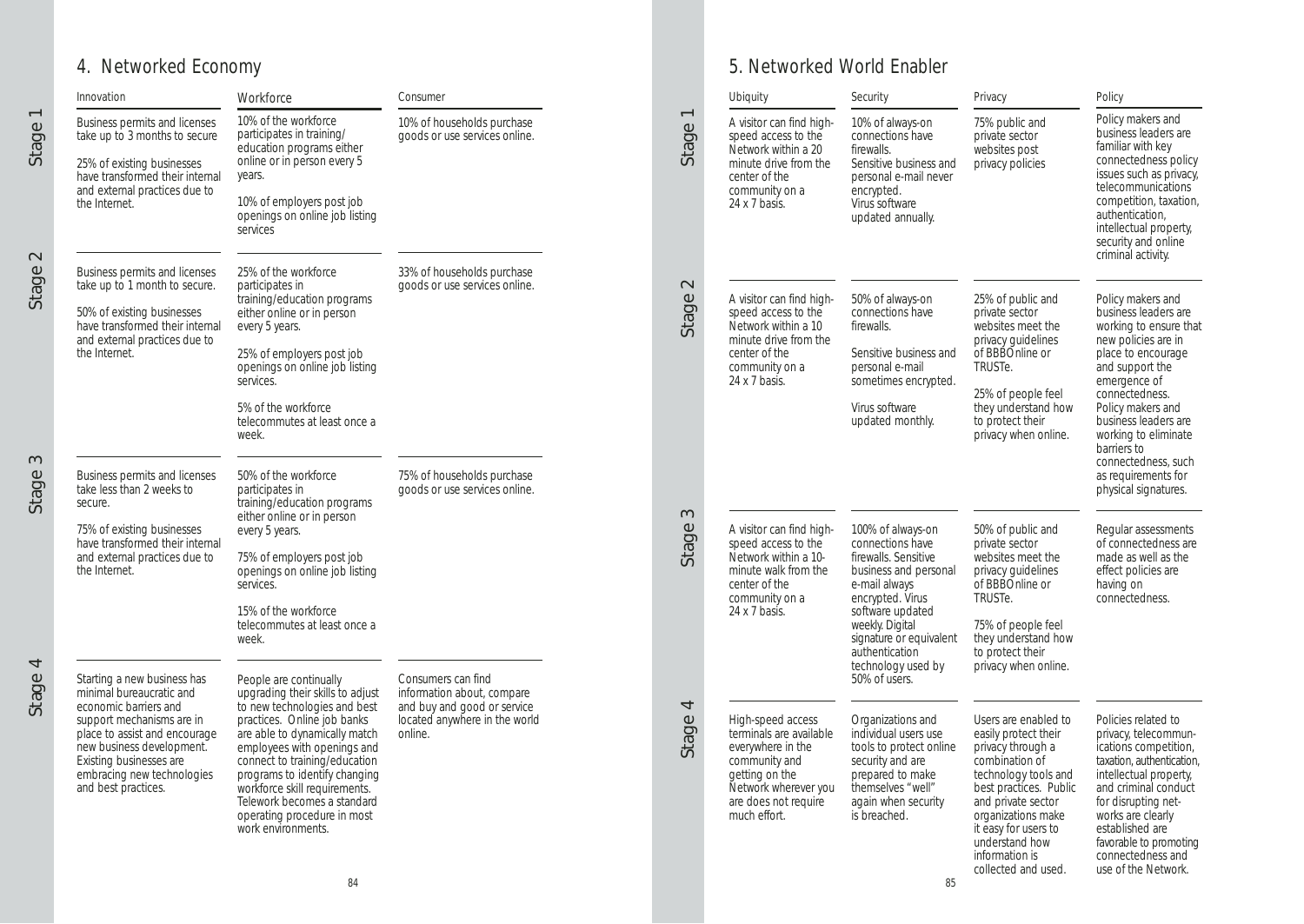## 4. Networked Economy

| | Innovation | Workforce | Consumer |
|---|---|---|---|
| Stage 1 | Business permits and licenses take up to 3 months to secure<br><br>25% of existing businesses have transformed their internal and external practices due to the Internet. | 10% of the workforce participates in training/ education programs either online or in person every 5 years.<br><br>10% of employers post job openings on online job listing services | 10% of households purchase goods or use services online. |
| Stage 2 | Business permits and licenses take up to 1 month to secure.<br><br>50% of existing businesses have transformed their internal and external practices due to the Internet. | 25% of the workforce participates in training/education programs either online or in person every 5 years.<br><br>25% of employers post job openings on online job listing services.<br><br>5% of the workforce telecommutes at least once a week. | 33% of households purchase goods or use services online. |
| Stage 3 | Business permits and licenses take less than 2 weeks to secure.<br><br>75% of existing businesses have transformed their internal and external practices due to the Internet. | 50% of the workforce participates in training/education programs either online or in person every 5 years.<br><br>75% of employers post job openings on online job listing services.<br><br>15% of the workforce telecommutes at least once a week. | 75% of households purchase goods or use services online. |
| Stage 4 | Starting a new business has minimal bureaucratic and economic barriers and support mechanisms are in place to assist and encourage new business development. Existing businesses are embracing new technologies and best practices. | People are continually upgrading their skills to adjust to new technologies and best practices. Online job banks are able to dynamically match employees with openings and connect to training/education programs to identify changing workforce skill requirements. Telework becomes a standard operating procedure in most work environments. | Consumers can find information about, compare and buy and good or service located anywhere in the world online. |

## 5. Networked World Enabler

| | Ubiquity | Security | Privacy | Policy |
|---|---|---|---|---|
| Stage 1 | A visitor can find high-speed access to the Network within a 20 minute drive from the center of the community on a 24 x 7 basis. | 10% of always-on connections have firewalls.<br>Sensitive business and personal e-mail never encrypted.<br>Virus software updated annually. | 75% public and private sector websites post privacy policies | Policy makers and business leaders are familiar with key connectedness policy issues such as privacy, telecommunications competition, taxation, authentication, intellectual property, security and online criminal activity. |
| Stage 2 | A visitor can find high-speed access to the Network within a 10 minute drive from the center of the community on a 24 x 7 basis. | 50% of always-on connections have firewalls.<br><br>Sensitive business and personal e-mail sometimes encrypted.<br><br>Virus software updated monthly. | 25% of public and private sector websites meet the privacy guidelines of BBBOnline or TRUSTe.<br><br>25% of people feel they understand how to protect their privacy when online. | Policy makers and business leaders are working to ensure that new policies are in place to encourage and support the emergence of connectedness. Policy makers and business leaders are working to eliminate barriers to connectedness, such as requirements for physical signatures. |
| Stage 3 | A visitor can find high-speed access to the Network within a 10-minute walk from the center of the community on a 24 x 7 basis. | 100% of always-on connections have firewalls. Sensitive business and personal e-mail always encrypted. Virus software updated weekly. Digital signature or equivalent authentication technology used by 50% of users. | 50% of public and private sector websites meet the privacy guidelines of BBBOnline or TRUSTe.<br><br>75% of people feel they understand how to protect their privacy when online. | Regular assessments of connectedness are made as well as the effect policies are having on connectedness. |
| Stage 4 | High-speed access terminals are available everywhere in the community and getting on the Network wherever you are does not require much effort. | Organizations and individual users use tools to protect online security and are prepared to make themselves "well" again when security is breached. | Users are enabled to easily protect their privacy through a combination of technology tools and best practices. Public and private sector organizations make it easy for users to understand how information is collected and used. | Policies related to privacy, telecommunications competition, taxation, authentication, intellectual property, and criminal conduct for disrupting networks are clearly established are favorable to promoting connectedness and use of the Network. |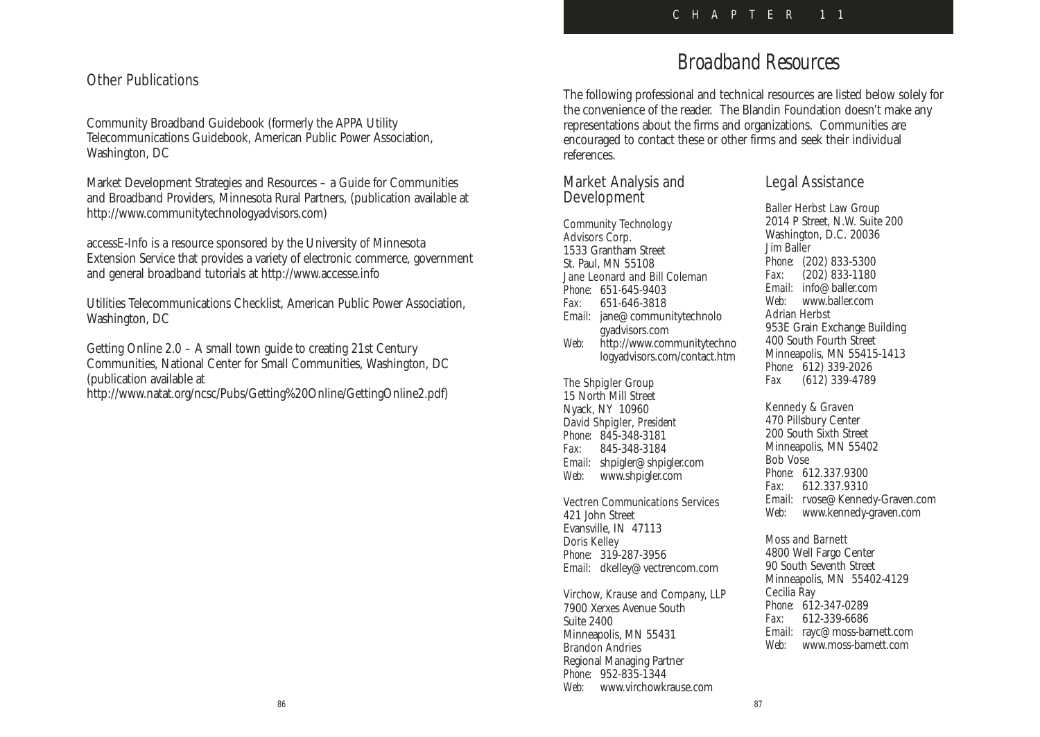## Other Publications

Community Broadband Guidebook (formerly the APPA Utility Telecommunications Guidebook, American Public Power Association, Washington, DC

Market Development Strategies and Resources – a Guide for Communities and Broadband Providers, Minnesota Rural Partners, (publication available at http://www.communitytechnologyadvisors.com)

accessE-Info is a resource sponsored by the University of Minnesota Extension Service that provides a variety of electronic commerce, government and general broadband tutorials at http://www.accesse.info

Utilities Telecommunications Checklist, American Public Power Association, Washington, DC

Getting Online 2.0 – A small town guide to creating 21st Century Communities, National Center for Small Communities, Washington, DC (publication available at http://www.natat.org/ncsc/Pubs/Getting%20Online/GettingOnline2.pdf)

# Broadband Resources

The following professional and technical resources are listed below solely for the convenience of the reader. The Blandin Foundation doesn't make any representations about the firms and organizations. Communities are encouraged to contact these or other firms and seek their individual references.

## Market Analysis and Development

*Community Technology Advisors Corp.*
1533 Grantham Street
St. Paul, MN 55108
*Jane Leonard and Bill Coleman*
*Phone:* 651-645-9403
*Fax:* 651-646-3818
*Email:* jane@communitytechnologyadvisors.com
*Web:* http://www.communitytechnologyadvisors.com/contact.htm

*The Shpigler Group*
15 North Mill Street
Nyack, NY 10960
*David Shpigler, President*
*Phone:* 845-348-3181
*Fax:* 845-348-3184
*Email:* shpigler@shpigler.com
*Web:* www.shpigler.com

*Vectren Communications Services*
421 John Street
Evansville, IN 47113
*Doris Kelley*
*Phone:* 319-287-3956
*Email:* dkelley@vectrencom.com

*Virchow, Krause and Company, LLP*
7900 Xerxes Avenue South
Suite 2400
Minneapolis, MN 55431
*Brandon Andries*
Regional Managing Partner
*Phone:* 952-835-1344
*Web:* www.virchowkrause.com

## Legal Assistance

*Baller Herbst Law Group*
2014 P Street, N.W. Suite 200
Washington, D.C. 20036
*Jim Baller*
*Phone:* (202) 833-5300
*Fax:* (202) 833-1180
*Email:* info@baller.com
*Web:* www.baller.com
*Adrian Herbst*
953E Grain Exchange Building
400 South Fourth Street
Minneapolis, MN 55415-1413
*Phone:* 612) 339-2026
*Fax* (612) 339-4789

*Kennedy & Graven*
470 Pillsbury Center
200 South Sixth Street
Minneapolis, MN 55402
*Bob Vose*
*Phone:* 612.337.9300
*Fax:* 612.337.9310
*Email:* rvose@Kennedy-Graven.com
*Web:* www.kennedy-graven.com

*Moss and Barnett*
4800 Well Fargo Center
90 South Seventh Street
Minneapolis, MN 55402-4129
*Cecilia Ray*
*Phone:* 612-347-0289
*Fax:* 612-339-6686
*Email:* rayc@moss-barnett.com
*Web:* www.moss-barnett.com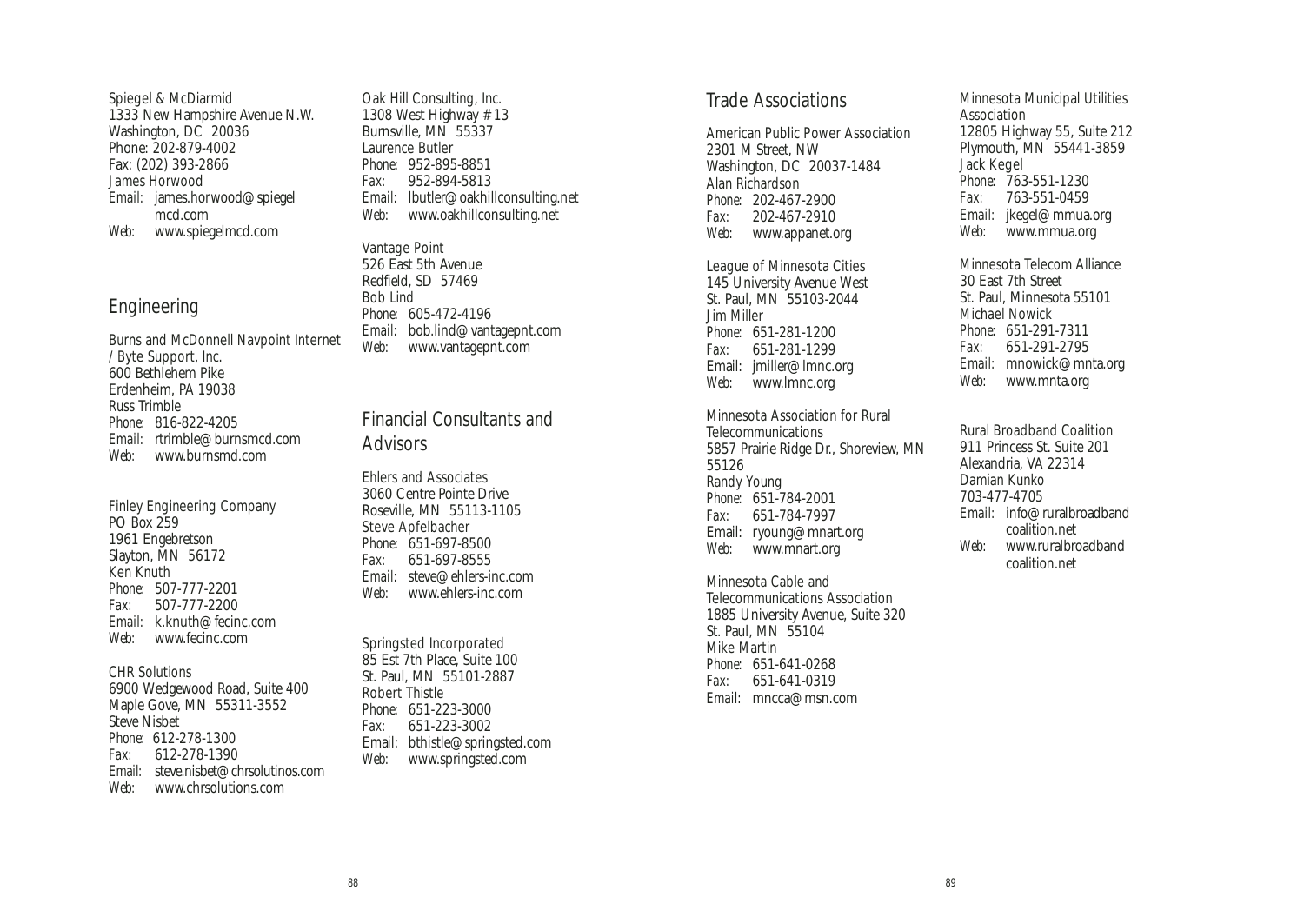Spiegel & McDiarmid
1333 New Hampshire Avenue N.W.
Washington, DC 20036
Phone: 202-879-4002
Fax: (202) 393-2866
James Horwood
*Email:* james.horwood@spiegelmcd.com
*Web:* www.spiegelmcd.com

## Engineering

Burns and McDonnell Navpoint Internet / Byte Support, Inc.
600 Bethlehem Pike
Erdenheim, PA 19038
Russ Trimble
*Phone:* 816-822-4205
*Email:* rtrimble@burnsmcd.com
*Web:* www.burnsmd.com

Finley Engineering Company
PO Box 259
1961 Engebretson
Slayton, MN 56172
Ken Knuth
*Phone:* 507-777-2201
*Fax:* 507-777-2200
*Email:* k.knuth@fecinc.com
*Web:* www.fecinc.com

CHR Solutions
6900 Wedgewood Road, Suite 400
Maple Gove, MN 55311-3552
Steve Nisbet
*Phone:* 612-278-1300
*Fax:* 612-278-1390
*Email:* steve.nisbet@chrsolutinos.com
*Web:* www.chrsolutions.com

Oak Hill Consulting, Inc.
1308 West Highway #13
Burnsville, MN 55337
Laurence Butler
*Phone:* 952-895-8851
*Fax:* 952-894-5813
*Email:* lbutler@oakhillconsulting.net
*Web:* www.oakhillconsulting.net

Vantage Point
526 East 5th Avenue
Redfield, SD 57469
Bob Lind
*Phone:* 605-472-4196
*Email:* bob.lind@vantagepnt.com
*Web:* www.vantagepnt.com

## Financial Consultants and Advisors

Ehlers and Associates
3060 Centre Pointe Drive
Roseville, MN 55113-1105
Steve Apfelbacher
*Phone:* 651-697-8500
*Fax:* 651-697-8555
*Email:* steve@ehlers-inc.com
*Web:* www.ehlers-inc.com

Springsted Incorporated
85 Est 7th Place, Suite 100
St. Paul, MN 55101-2887
Robert Thistle
*Phone:* 651-223-3000
*Fax:* 651-223-3002
Email: bthistle@springsted.com
*Web:* www.springsted.com

## Trade Associations

American Public Power Association
2301 M Street, NW
Washington, DC 20037-1484
Alan Richardson
*Phone:* 202-467-2900
*Fax:* 202-467-2910
*Web:* www.appanet.org

League of Minnesota Cities
145 University Avenue West
St. Paul, MN 55103-2044
Jim Miller
*Phone:* 651-281-1200
*Fax:* 651-281-1299
Email: jmiller@lmnc.org
*Web:* www.lmnc.org

Minnesota Association for Rural Telecommunications
5857 Prairie Ridge Dr., Shoreview, MN 55126
Randy Young
*Phone:* 651-784-2001
*Fax:* 651-784-7997
Email: ryoung@mnart.org
*Web:* www.mnart.org

Minnesota Cable and Telecommunications Association
1885 University Avenue, Suite 320
St. Paul, MN 55104
Mike Martin
*Phone:* 651-641-0268
*Fax:* 651-641-0319
*Email:* mncca@msn.com

Minnesota Municipal Utilities Association
12805 Highway 55, Suite 212
Plymouth, MN 55441-3859
Jack Kegel
*Phone:* 763-551-1230
*Fax:* 763-551-0459
*Email:* jkegel@mmua.org
*Web:* www.mmua.org

Minnesota Telecom Alliance
30 East 7th Street
St. Paul, Minnesota 55101
Michael Nowick
*Phone:* 651-291-7311
*Fax:* 651-291-2795
*Email:* mnowick@mnta.org
*Web:* www.mnta.org

Rural Broadband Coalition
911 Princess St. Suite 201
Alexandria, VA 22314
Damian Kunko
703-477-4705
*Email:* info@ruralbroadbandcoalition.net
*Web:* www.ruralbroadbandcoalition.net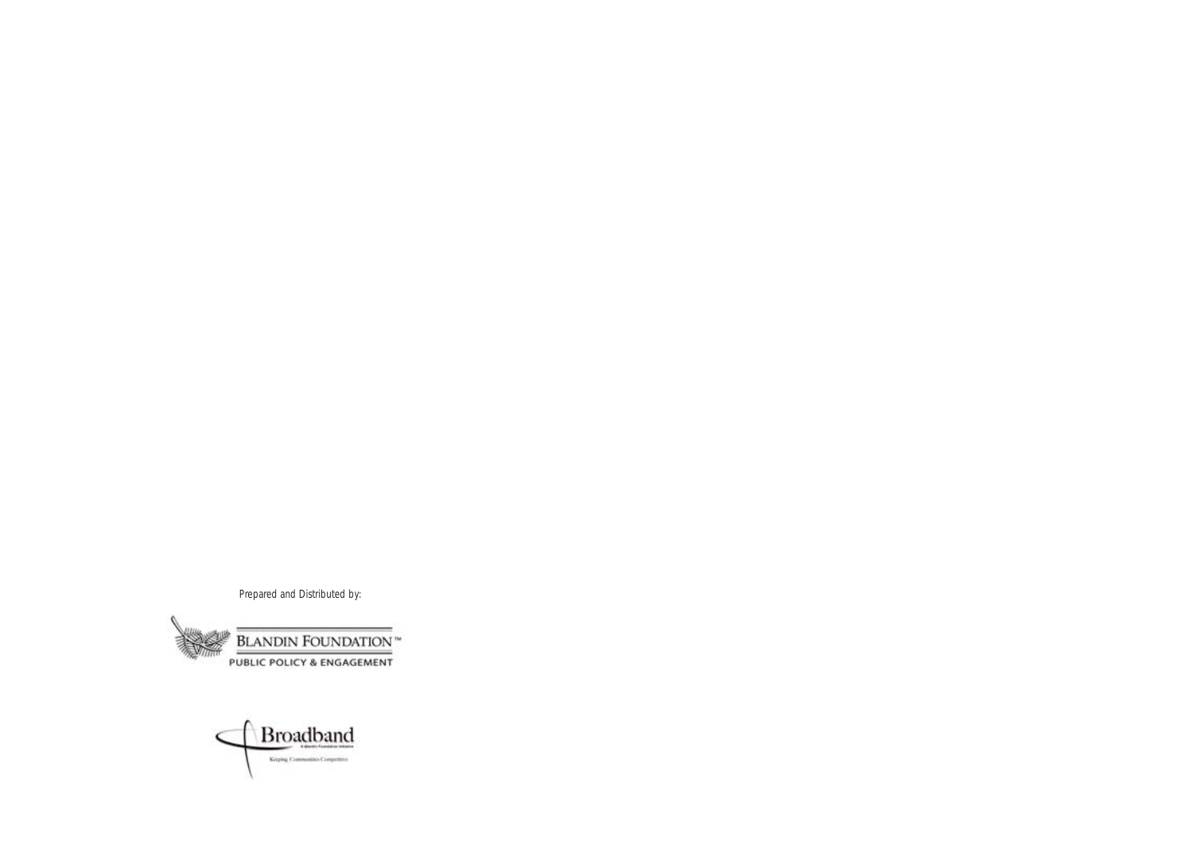Prepared and Distributed by:

BLANDIN FOUNDATION™

PUBLIC POLICY & ENGAGEMENT

Broadband

Keeping Communities Competitive